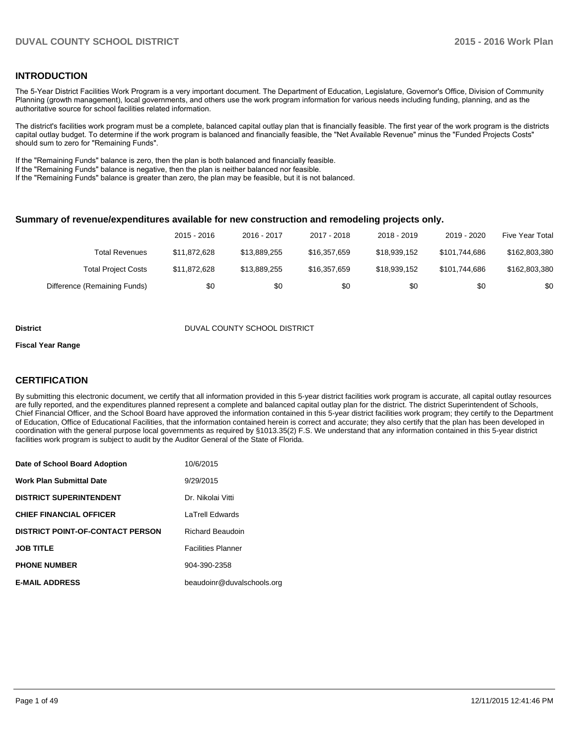## INTRODUCTION

The 5-Year District Facilities Work Program is a very important document. The Department of Education, Legislature, Governor's Office, Division of Community Planning (growth management), local governments, and others use the work program information for various needs including funding, planning, and as the authoritative source for school facilities related information.

The district's facilities work program must be a complete, balanced capital outlay plan that is financially feasible. The first year of the work program is the districts capital outlay budget. To determine if the work program is balanced and financially feasible, the "Net Available Revenue" minus the "Funded Projects Costs" should sum to zero for "Remaining Funds".

If the "Remaining Funds" balance is zero, then the plan is both balanced and financially feasible.
If the "Remaining Funds" balance is negative, then the plan is neither balanced nor feasible.
If the "Remaining Funds" balance is greater than zero, the plan may be feasible, but it is not balanced.

### Summary of revenue/expenditures available for new construction and remodeling projects only.

| | 2015 - 2016 | 2016 - 2017 | 2017 - 2018 | 2018 - 2019 | 2019 - 2020 | Five Year Total |
|---|---|---|---|---|---|---|
| Total Revenues | $11,872,628 | $13,889,255 | $16,357,659 | $18,939,152 | $101,744,686 | $162,803,380 |
| Total Project Costs | $11,872,628 | $13,889,255 | $16,357,659 | $18,939,152 | $101,744,686 | $162,803,380 |
| Difference (Remaining Funds) | $0 | $0 | $0 | $0 | $0 | $0 |

**District** DUVAL COUNTY SCHOOL DISTRICT

**Fiscal Year Range**

## CERTIFICATION

By submitting this electronic document, we certify that all information provided in this 5-year district facilities work program is accurate, all capital outlay resources are fully reported, and the expenditures planned represent a complete and balanced capital outlay plan for the district. The district Superintendent of Schools, Chief Financial Officer, and the School Board have approved the information contained in this 5-year district facilities work program; they certify to the Department of Education, Office of Educational Facilities, that the information contained herein is correct and accurate; they also certify that the plan has been developed in coordination with the general purpose local governments as required by §1013.35(2) F.S. We understand that any information contained in this 5-year district facilities work program is subject to audit by the Auditor General of the State of Florida.

| | |
|---|---|
| **Date of School Board Adoption** | 10/6/2015 |
| **Work Plan Submittal Date** | 9/29/2015 |
| **DISTRICT SUPERINTENDENT** | Dr. Nikolai Vitti |
| **CHIEF FINANCIAL OFFICER** | LaTrell Edwards |
| **DISTRICT POINT-OF-CONTACT PERSON** | Richard Beaudoin |
| **JOB TITLE** | Facilities Planner |
| **PHONE NUMBER** | 904-390-2358 |
| **E-MAIL ADDRESS** | beaudoinr@duvalschools.org |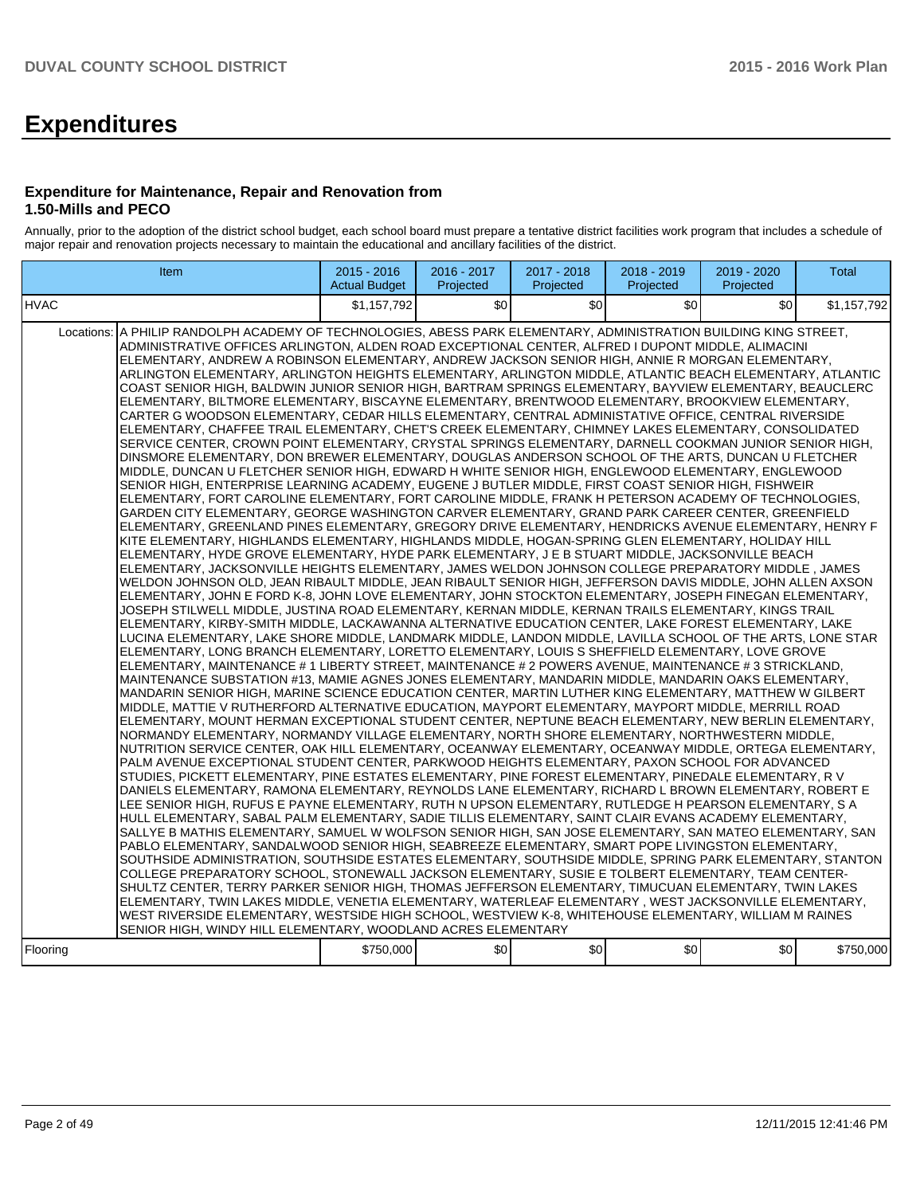# Expenditures

### Expenditure for Maintenance, Repair and Renovation from 1.50-Mills and PECO

Annually, prior to the adoption of the district school budget, each school board must prepare a tentative district facilities work program that includes a schedule of major repair and renovation projects necessary to maintain the educational and ancillary facilities of the district.

| Item | | 2015 - 2016 Actual Budget | 2016 - 2017 Projected | 2017 - 2018 Projected | 2018 - 2019 Projected | 2019 - 2020 Projected | Total |
|---|---|---|---|---|---|---|---|
| HVAC | | $1,157,792 | $0 | $0 | $0 | $0 | $1,157,792 |
| Locations: | A PHILIP RANDOLPH ACADEMY OF TECHNOLOGIES, ABESS PARK ELEMENTARY, ADMINISTRATION BUILDING KING STREET, ADMINISTRATIVE OFFICES ARLINGTON, ALDEN ROAD EXCEPTIONAL CENTER, ALFRED I DUPONT MIDDLE, ALIMACINI ELEMENTARY, ANDREW A ROBINSON ELEMENTARY, ANDREW JACKSON SENIOR HIGH, ANNIE R MORGAN ELEMENTARY, ARLINGTON ELEMENTARY, ARLINGTON HEIGHTS ELEMENTARY, ARLINGTON MIDDLE, ATLANTIC BEACH ELEMENTARY, ATLANTIC COAST SENIOR HIGH, BALDWIN JUNIOR SENIOR HIGH, BARTRAM SPRINGS ELEMENTARY, BAYVIEW ELEMENTARY, BEAUCLERC ELEMENTARY, BILTMORE ELEMENTARY, BISCAYNE ELEMENTARY, BRENTWOOD ELEMENTARY, BROOKVIEW ELEMENTARY, CARTER G WOODSON ELEMENTARY, CEDAR HILLS ELEMENTARY, CENTRAL ADMINISTATIVE OFFICE, CENTRAL RIVERSIDE ELEMENTARY, CHAFFEE TRAIL ELEMENTARY, CHET'S CREEK ELEMENTARY, CHIMNEY LAKES ELEMENTARY, CONSOLIDATED SERVICE CENTER, CROWN POINT ELEMENTARY, CRYSTAL SPRINGS ELEMENTARY, DARNELL COOKMAN JUNIOR SENIOR HIGH, DINSMORE ELEMENTARY, DON BREWER ELEMENTARY, DOUGLAS ANDERSON SCHOOL OF THE ARTS, DUNCAN U FLETCHER MIDDLE, DUNCAN U FLETCHER SENIOR HIGH, EDWARD H WHITE SENIOR HIGH, ENGLEWOOD ELEMENTARY, ENGLEWOOD SENIOR HIGH, ENTERPRISE LEARNING ACADEMY, EUGENE J BUTLER MIDDLE, FIRST COAST SENIOR HIGH, FISHWEIR ELEMENTARY, FORT CAROLINE ELEMENTARY, FORT CAROLINE MIDDLE, FRANK H PETERSON ACADEMY OF TECHNOLOGIES, GARDEN CITY ELEMENTARY, GEORGE WASHINGTON CARVER ELEMENTARY, GRAND PARK CAREER CENTER, GREENFIELD ELEMENTARY, GREENLAND PINES ELEMENTARY, GREGORY DRIVE ELEMENTARY, HENDRICKS AVENUE ELEMENTARY, HENRY F KITE ELEMENTARY, HIGHLANDS ELEMENTARY, HIGHLANDS MIDDLE, HOGAN-SPRING GLEN ELEMENTARY, HOLIDAY HILL ELEMENTARY, HYDE GROVE ELEMENTARY, HYDE PARK ELEMENTARY, J E B STUART MIDDLE, JACKSONVILLE BEACH ELEMENTARY, JACKSONVILLE HEIGHTS ELEMENTARY, JAMES WELDON JOHNSON COLLEGE PREPARATORY MIDDLE , JAMES WELDON JOHNSON OLD, JEAN RIBAULT MIDDLE, JEAN RIBAULT SENIOR HIGH, JEFFERSON DAVIS MIDDLE, JOHN ALLEN AXSON ELEMENTARY, JOHN E FORD K-8, JOHN LOVE ELEMENTARY, JOHN STOCKTON ELEMENTARY, JOSEPH FINEGAN ELEMENTARY, JOSEPH STILWELL MIDDLE, JUSTINA ROAD ELEMENTARY, KERNAN MIDDLE, KERNAN TRAILS ELEMENTARY, KINGS TRAIL ELEMENTARY, KIRBY-SMITH MIDDLE, LACKAWANNA ALTERNATIVE EDUCATION CENTER, LAKE FOREST ELEMENTARY, LAKE LUCINA ELEMENTARY, LAKE SHORE MIDDLE, LANDMARK MIDDLE, LANDON MIDDLE, LAVILLA SCHOOL OF THE ARTS, LONE STAR ELEMENTARY, LONG BRANCH ELEMENTARY, LORETTO ELEMENTARY, LOUIS S SHEFFIELD ELEMENTARY, LOVE GROVE ELEMENTARY, MAINTENANCE # 1 LIBERTY STREET, MAINTENANCE # 2 POWERS AVENUE, MAINTENANCE # 3 STRICKLAND, MAINTENANCE SUBSTATION #13, MAMIE AGNES JONES ELEMENTARY, MANDARIN MIDDLE, MANDARIN OAKS ELEMENTARY, MANDARIN SENIOR HIGH, MARINE SCIENCE EDUCATION CENTER, MARTIN LUTHER KING ELEMENTARY, MATTHEW W GILBERT MIDDLE, MATTIE V RUTHERFORD ALTERNATIVE EDUCATION, MAYPORT ELEMENTARY, MAYPORT MIDDLE, MERRILL ROAD ELEMENTARY, MOUNT HERMAN EXCEPTIONAL STUDENT CENTER, NEPTUNE BEACH ELEMENTARY, NEW BERLIN ELEMENTARY, NORMANDY ELEMENTARY, NORMANDY VILLAGE ELEMENTARY, NORTH SHORE ELEMENTARY, NORTHWESTERN MIDDLE, NUTRITION SERVICE CENTER, OAK HILL ELEMENTARY, OCEANWAY ELEMENTARY, OCEANWAY MIDDLE, ORTEGA ELEMENTARY, PALM AVENUE EXCEPTIONAL STUDENT CENTER, PARKWOOD HEIGHTS ELEMENTARY, PAXON SCHOOL FOR ADVANCED STUDIES, PICKETT ELEMENTARY, PINE ESTATES ELEMENTARY, PINE FOREST ELEMENTARY, PINEDALE ELEMENTARY, R V DANIELS ELEMENTARY, RAMONA ELEMENTARY, REYNOLDS LANE ELEMENTARY, RICHARD L BROWN ELEMENTARY, ROBERT E LEE SENIOR HIGH, RUFUS E PAYNE ELEMENTARY, RUTH N UPSON ELEMENTARY, RUTLEDGE H PEARSON ELEMENTARY, S A HULL ELEMENTARY, SABAL PALM ELEMENTARY, SADIE TILLIS ELEMENTARY, SAINT CLAIR EVANS ACADEMY ELEMENTARY, SALLYE B MATHIS ELEMENTARY, SAMUEL W WOLFSON SENIOR HIGH, SAN JOSE ELEMENTARY, SAN MATEO ELEMENTARY, SAN PABLO ELEMENTARY, SANDALWOOD SENIOR HIGH, SEABREEZE ELEMENTARY, SMART POPE LIVINGSTON ELEMENTARY, SOUTHSIDE ADMINISTRATION, SOUTHSIDE ESTATES ELEMENTARY, SOUTHSIDE MIDDLE, SPRING PARK ELEMENTARY, STANTON COLLEGE PREPARATORY SCHOOL, STONEWALL JACKSON ELEMENTARY, SUSIE E TOLBERT ELEMENTARY, TEAM CENTER-SHULTZ CENTER, TERRY PARKER SENIOR HIGH, THOMAS JEFFERSON ELEMENTARY, TIMUCUAN ELEMENTARY, TWIN LAKES ELEMENTARY, TWIN LAKES MIDDLE, VENETIA ELEMENTARY, WATERLEAF ELEMENTARY , WEST JACKSONVILLE ELEMENTARY, WEST RIVERSIDE ELEMENTARY, WESTSIDE HIGH SCHOOL, WESTVIEW K-8, WHITEHOUSE ELEMENTARY, WILLIAM M RAINES SENIOR HIGH, WINDY HILL ELEMENTARY, WOODLAND ACRES ELEMENTARY | | | | | | |
| Flooring | | $750,000 | $0 | $0 | $0 | $0 | $750,000 |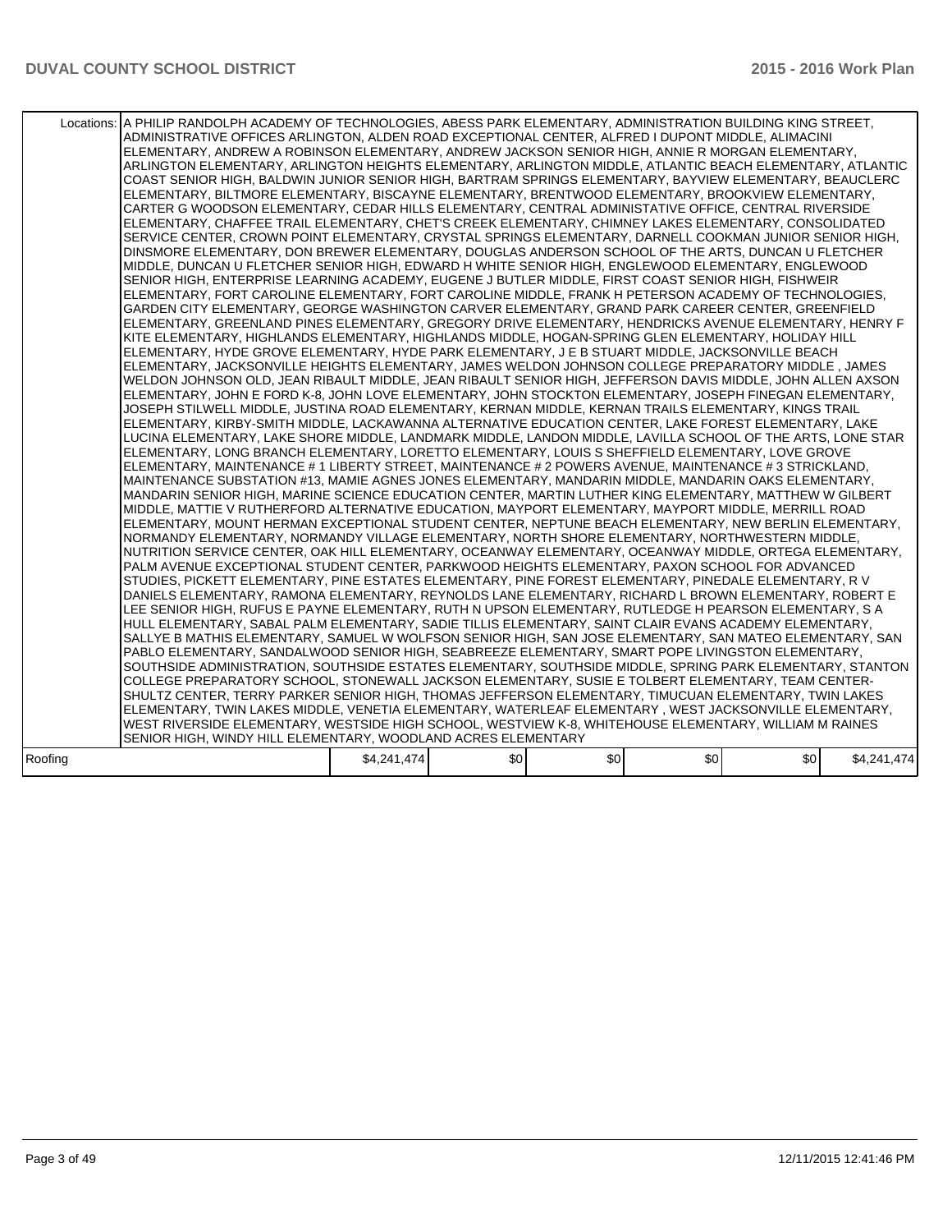| | Locations: A PHILIP RANDOLPH ACADEMY OF TECHNOLOGIES, ABESS PARK ELEMENTARY, ADMINISTRATION BUILDING KING STREET, ADMINISTRATIVE OFFICES ARLINGTON, ALDEN ROAD EXCEPTIONAL CENTER, ALFRED I DUPONT MIDDLE, ALIMACINI ELEMENTARY, ANDREW A ROBINSON ELEMENTARY, ANDREW JACKSON SENIOR HIGH, ANNIE R MORGAN ELEMENTARY, ARLINGTON ELEMENTARY, ARLINGTON HEIGHTS ELEMENTARY, ARLINGTON MIDDLE, ATLANTIC BEACH ELEMENTARY, ATLANTIC COAST SENIOR HIGH, BALDWIN JUNIOR SENIOR HIGH, BARTRAM SPRINGS ELEMENTARY, BAYVIEW ELEMENTARY, BEAUCLERC ELEMENTARY, BILTMORE ELEMENTARY, BISCAYNE ELEMENTARY, BRENTWOOD ELEMENTARY, BROOKVIEW ELEMENTARY, CARTER G WOODSON ELEMENTARY, CEDAR HILLS ELEMENTARY, CENTRAL ADMINISTATIVE OFFICE, CENTRAL RIVERSIDE ELEMENTARY, CHAFFEE TRAIL ELEMENTARY, CHET'S CREEK ELEMENTARY, CHIMNEY LAKES ELEMENTARY, CONSOLIDATED SERVICE CENTER, CROWN POINT ELEMENTARY, CRYSTAL SPRINGS ELEMENTARY, DARNELL COOKMAN JUNIOR SENIOR HIGH, DINSMORE ELEMENTARY, DON BREWER ELEMENTARY, DOUGLAS ANDERSON SCHOOL OF THE ARTS, DUNCAN U FLETCHER MIDDLE, DUNCAN U FLETCHER SENIOR HIGH, EDWARD H WHITE SENIOR HIGH, ENGLEWOOD ELEMENTARY, ENGLEWOOD SENIOR HIGH, ENTERPRISE LEARNING ACADEMY, EUGENE J BUTLER MIDDLE, FIRST COAST SENIOR HIGH, FISHWEIR ELEMENTARY, FORT CAROLINE ELEMENTARY, FORT CAROLINE MIDDLE, FRANK H PETERSON ACADEMY OF TECHNOLOGIES, GARDEN CITY ELEMENTARY, GEORGE WASHINGTON CARVER ELEMENTARY, GRAND PARK CAREER CENTER, GREENFIELD ELEMENTARY, GREENLAND PINES ELEMENTARY, GREGORY DRIVE ELEMENTARY, HENDRICKS AVENUE ELEMENTARY, HENRY F KITE ELEMENTARY, HIGHLANDS ELEMENTARY, HIGHLANDS MIDDLE, HOGAN-SPRING GLEN ELEMENTARY, HOLIDAY HILL ELEMENTARY, HYDE GROVE ELEMENTARY, HYDE PARK ELEMENTARY, J E B STUART MIDDLE, JACKSONVILLE BEACH ELEMENTARY, JACKSONVILLE HEIGHTS ELEMENTARY, JAMES WELDON JOHNSON COLLEGE PREPARATORY MIDDLE , JAMES WELDON JOHNSON OLD, JEAN RIBAULT MIDDLE, JEAN RIBAULT SENIOR HIGH, JEFFERSON DAVIS MIDDLE, JOHN ALLEN AXSON ELEMENTARY, JOHN E FORD K-8, JOHN LOVE ELEMENTARY, JOHN STOCKTON ELEMENTARY, JOSEPH FINEGAN ELEMENTARY, JOSEPH STILWELL MIDDLE, JUSTINA ROAD ELEMENTARY, KERNAN MIDDLE, KERNAN TRAILS ELEMENTARY, KINGS TRAIL ELEMENTARY, KIRBY-SMITH MIDDLE, LACKAWANNA ALTERNATIVE EDUCATION CENTER, LAKE FOREST ELEMENTARY, LAKE LUCINA ELEMENTARY, LAKE SHORE MIDDLE, LANDMARK MIDDLE, LANDON MIDDLE, LAVILLA SCHOOL OF THE ARTS, LONE STAR ELEMENTARY, LONG BRANCH ELEMENTARY, LORETTO ELEMENTARY, LOUIS S SHEFFIELD ELEMENTARY, LOVE GROVE ELEMENTARY, MAINTENANCE # 1 LIBERTY STREET, MAINTENANCE # 2 POWERS AVENUE, MAINTENANCE # 3 STRICKLAND, MAINTENANCE SUBSTATION #13, MAMIE AGNES JONES ELEMENTARY, MANDARIN MIDDLE, MANDARIN OAKS ELEMENTARY, MANDARIN SENIOR HIGH, MARINE SCIENCE EDUCATION CENTER, MARTIN LUTHER KING ELEMENTARY, MATTHEW W GILBERT MIDDLE, MATTIE V RUTHERFORD ALTERNATIVE EDUCATION, MAYPORT ELEMENTARY, MAYPORT MIDDLE, MERRILL ROAD ELEMENTARY, MOUNT HERMAN EXCEPTIONAL STUDENT CENTER, NEPTUNE BEACH ELEMENTARY, NEW BERLIN ELEMENTARY, NORMANDY ELEMENTARY, NORMANDY VILLAGE ELEMENTARY, NORTH SHORE ELEMENTARY, NORTHWESTERN MIDDLE, NUTRITION SERVICE CENTER, OAK HILL ELEMENTARY, OCEANWAY ELEMENTARY, OCEANWAY MIDDLE, ORTEGA ELEMENTARY, PALM AVENUE EXCEPTIONAL STUDENT CENTER, PARKWOOD HEIGHTS ELEMENTARY, PAXON SCHOOL FOR ADVANCED STUDIES, PICKETT ELEMENTARY, PINE ESTATES ELEMENTARY, PINE FOREST ELEMENTARY, PINEDALE ELEMENTARY, R V DANIELS ELEMENTARY, RAMONA ELEMENTARY, REYNOLDS LANE ELEMENTARY, RICHARD L BROWN ELEMENTARY, ROBERT E LEE SENIOR HIGH, RUFUS E PAYNE ELEMENTARY, RUTH N UPSON ELEMENTARY, RUTLEDGE H PEARSON ELEMENTARY, S A HULL ELEMENTARY, SABAL PALM ELEMENTARY, SADIE TILLIS ELEMENTARY, SAINT CLAIR EVANS ACADEMY ELEMENTARY, SALLYE B MATHIS ELEMENTARY, SAMUEL W WOLFSON SENIOR HIGH, SAN JOSE ELEMENTARY, SAN MATEO ELEMENTARY, SAN PABLO ELEMENTARY, SANDALWOOD SENIOR HIGH, SEABREEZE ELEMENTARY, SMART POPE LIVINGSTON ELEMENTARY, SOUTHSIDE ADMINISTRATION, SOUTHSIDE ESTATES ELEMENTARY, SOUTHSIDE MIDDLE, SPRING PARK ELEMENTARY, STANTON COLLEGE PREPARATORY SCHOOL, STONEWALL JACKSON ELEMENTARY, SUSIE E TOLBERT ELEMENTARY, TEAM CENTER-SHULTZ CENTER, TERRY PARKER SENIOR HIGH, THOMAS JEFFERSON ELEMENTARY, TIMUCUAN ELEMENTARY, TWIN LAKES ELEMENTARY, TWIN LAKES MIDDLE, VENETIA ELEMENTARY, WATERLEAF ELEMENTARY , WEST JACKSONVILLE ELEMENTARY, WEST RIVERSIDE ELEMENTARY, WESTSIDE HIGH SCHOOL, WESTVIEW K-8, WHITEHOUSE ELEMENTARY, WILLIAM M RAINES SENIOR HIGH, WINDY HILL ELEMENTARY, WOODLAND ACRES ELEMENTARY | | | | | |
|---|---|---|---|---|---|---|
| Roofing | $4,241,474 | $0 | $0 | $0 | $0 | $4,241,474 |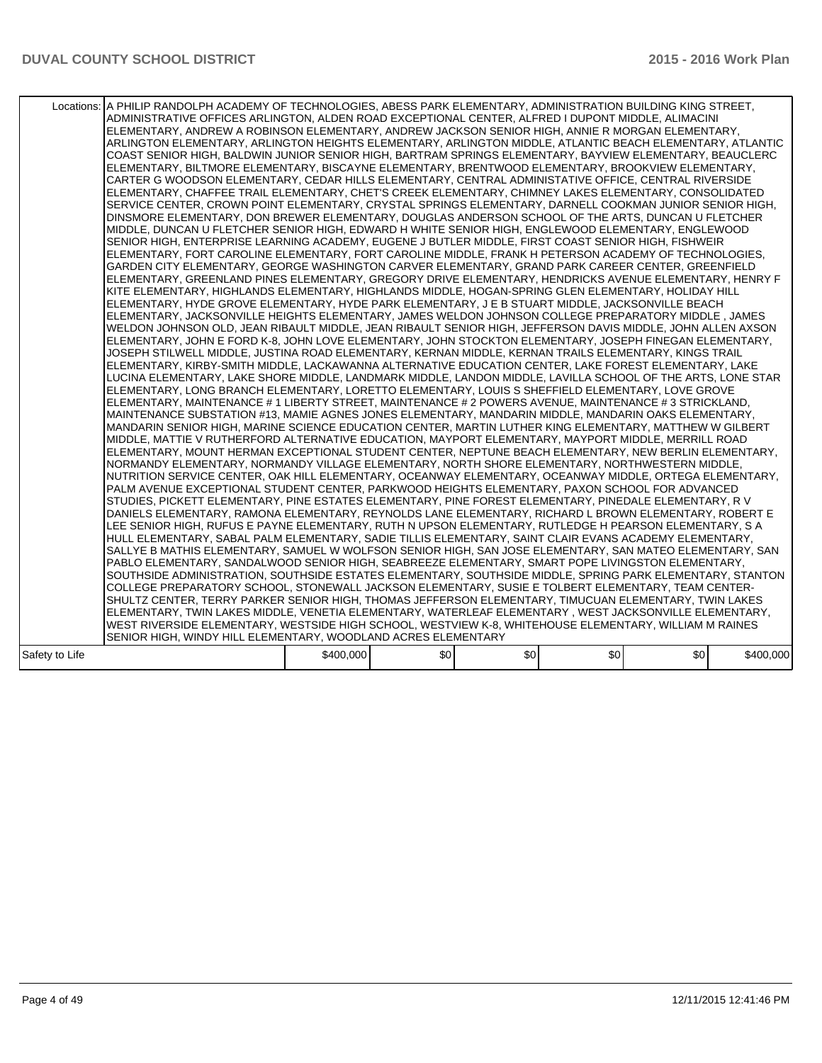| Locations: | A PHILIP RANDOLPH ACADEMY OF TECHNOLOGIES, ABESS PARK ELEMENTARY, ADMINISTRATION BUILDING KING STREET, ADMINISTRATIVE OFFICES ARLINGTON, ALDEN ROAD EXCEPTIONAL CENTER, ALFRED I DUPONT MIDDLE, ALIMACINI ELEMENTARY, ANDREW A ROBINSON ELEMENTARY, ANDREW JACKSON SENIOR HIGH, ANNIE R MORGAN ELEMENTARY, ARLINGTON ELEMENTARY, ARLINGTON HEIGHTS ELEMENTARY, ARLINGTON MIDDLE, ATLANTIC BEACH ELEMENTARY, ATLANTIC COAST SENIOR HIGH, BALDWIN JUNIOR SENIOR HIGH, BARTRAM SPRINGS ELEMENTARY, BAYVIEW ELEMENTARY, BEAUCLERC ELEMENTARY, BILTMORE ELEMENTARY, BISCAYNE ELEMENTARY, BRENTWOOD ELEMENTARY, BROOKVIEW ELEMENTARY, CARTER G WOODSON ELEMENTARY, CEDAR HILLS ELEMENTARY, CENTRAL ADMINISTATIVE OFFICE, CENTRAL RIVERSIDE ELEMENTARY, CHAFFEE TRAIL ELEMENTARY, CHET'S CREEK ELEMENTARY, CHIMNEY LAKES ELEMENTARY, CONSOLIDATED SERVICE CENTER, CROWN POINT ELEMENTARY, CRYSTAL SPRINGS ELEMENTARY, DARNELL COOKMAN JUNIOR SENIOR HIGH, DINSMORE ELEMENTARY, DON BREWER ELEMENTARY, DOUGLAS ANDERSON SCHOOL OF THE ARTS, DUNCAN U FLETCHER MIDDLE, DUNCAN U FLETCHER SENIOR HIGH, EDWARD H WHITE SENIOR HIGH, ENGLEWOOD ELEMENTARY, ENGLEWOOD SENIOR HIGH, ENTERPRISE LEARNING ACADEMY, EUGENE J BUTLER MIDDLE, FIRST COAST SENIOR HIGH, FISHWEIR ELEMENTARY, FORT CAROLINE ELEMENTARY, FORT CAROLINE MIDDLE, FRANK H PETERSON ACADEMY OF TECHNOLOGIES, GARDEN CITY ELEMENTARY, GEORGE WASHINGTON CARVER ELEMENTARY, GRAND PARK CAREER CENTER, GREENFIELD ELEMENTARY, GREENLAND PINES ELEMENTARY, GREGORY DRIVE ELEMENTARY, HENDRICKS AVENUE ELEMENTARY, HENRY F KITE ELEMENTARY, HIGHLANDS ELEMENTARY, HIGHLANDS MIDDLE, HOGAN-SPRING GLEN ELEMENTARY, HOLIDAY HILL ELEMENTARY, HYDE GROVE ELEMENTARY, HYDE PARK ELEMENTARY, J E B STUART MIDDLE, JACKSONVILLE BEACH ELEMENTARY, JACKSONVILLE HEIGHTS ELEMENTARY, JAMES WELDON JOHNSON COLLEGE PREPARATORY MIDDLE , JAMES WELDON JOHNSON OLD, JEAN RIBAULT MIDDLE, JEAN RIBAULT SENIOR HIGH, JEFFERSON DAVIS MIDDLE, JOHN ALLEN AXSON ELEMENTARY, JOHN E FORD K-8, JOHN LOVE ELEMENTARY, JOHN STOCKTON ELEMENTARY, JOSEPH FINEGAN ELEMENTARY, JOSEPH STILWELL MIDDLE, JUSTINA ROAD ELEMENTARY, KERNAN MIDDLE, KERNAN TRAILS ELEMENTARY, KINGS TRAIL ELEMENTARY, KIRBY-SMITH MIDDLE, LACKAWANNA ALTERNATIVE EDUCATION CENTER, LAKE FOREST ELEMENTARY, LAKE LUCINA ELEMENTARY, LAKE SHORE MIDDLE, LANDMARK MIDDLE, LANDON MIDDLE, LAVILLA SCHOOL OF THE ARTS, LONE STAR ELEMENTARY, LONG BRANCH ELEMENTARY, LORETTO ELEMENTARY, LOUIS S SHEFFIELD ELEMENTARY, LOVE GROVE ELEMENTARY, MAINTENANCE # 1 LIBERTY STREET, MAINTENANCE # 2 POWERS AVENUE, MAINTENANCE # 3 STRICKLAND, MAINTENANCE SUBSTATION #13, MAMIE AGNES JONES ELEMENTARY, MANDARIN MIDDLE, MANDARIN OAKS ELEMENTARY, MANDARIN SENIOR HIGH, MARINE SCIENCE EDUCATION CENTER, MARTIN LUTHER KING ELEMENTARY, MATTHEW W GILBERT MIDDLE, MATTIE V RUTHERFORD ALTERNATIVE EDUCATION, MAYPORT ELEMENTARY, MAYPORT MIDDLE, MERRILL ROAD ELEMENTARY, MOUNT HERMAN EXCEPTIONAL STUDENT CENTER, NEPTUNE BEACH ELEMENTARY, NEW BERLIN ELEMENTARY, NORMANDY ELEMENTARY, NORMANDY VILLAGE ELEMENTARY, NORTH SHORE ELEMENTARY, NORTHWESTERN MIDDLE, NUTRITION SERVICE CENTER, OAK HILL ELEMENTARY, OCEANWAY ELEMENTARY, OCEANWAY MIDDLE, ORTEGA ELEMENTARY, PALM AVENUE EXCEPTIONAL STUDENT CENTER, PARKWOOD HEIGHTS ELEMENTARY, PAXON SCHOOL FOR ADVANCED STUDIES, PICKETT ELEMENTARY, PINE ESTATES ELEMENTARY, PINE FOREST ELEMENTARY, PINEDALE ELEMENTARY, R V DANIELS ELEMENTARY, RAMONA ELEMENTARY, REYNOLDS LANE ELEMENTARY, RICHARD L BROWN ELEMENTARY, ROBERT E LEE SENIOR HIGH, RUFUS E PAYNE ELEMENTARY, RUTH N UPSON ELEMENTARY, RUTLEDGE H PEARSON ELEMENTARY, S A HULL ELEMENTARY, SABAL PALM ELEMENTARY, SADIE TILLIS ELEMENTARY, SAINT CLAIR EVANS ACADEMY ELEMENTARY, SALLYE B MATHIS ELEMENTARY, SAMUEL W WOLFSON SENIOR HIGH, SAN JOSE ELEMENTARY, SAN MATEO ELEMENTARY, SAN PABLO ELEMENTARY, SANDALWOOD SENIOR HIGH, SEABREEZE ELEMENTARY, SMART POPE LIVINGSTON ELEMENTARY, SOUTHSIDE ADMINISTRATION, SOUTHSIDE ESTATES ELEMENTARY, SOUTHSIDE MIDDLE, SPRING PARK ELEMENTARY, STANTON COLLEGE PREPARATORY SCHOOL, STONEWALL JACKSON ELEMENTARY, SUSIE E TOLBERT ELEMENTARY, TEAM CENTER-SHULTZ CENTER, TERRY PARKER SENIOR HIGH, THOMAS JEFFERSON ELEMENTARY, TIMUCUAN ELEMENTARY, TWIN LAKES ELEMENTARY, TWIN LAKES MIDDLE, VENETIA ELEMENTARY, WATERLEAF ELEMENTARY , WEST JACKSONVILLE ELEMENTARY, WEST RIVERSIDE ELEMENTARY, WESTSIDE HIGH SCHOOL, WESTVIEW K-8, WHITEHOUSE ELEMENTARY, WILLIAM M RAINES SENIOR HIGH, WINDY HILL ELEMENTARY, WOODLAND ACRES ELEMENTARY | | | | | | |
|---|---|---|---|---|---|---|---|
| Safety to Life | | $400,000 | $0 | $0 | $0 | $0 | $400,000 |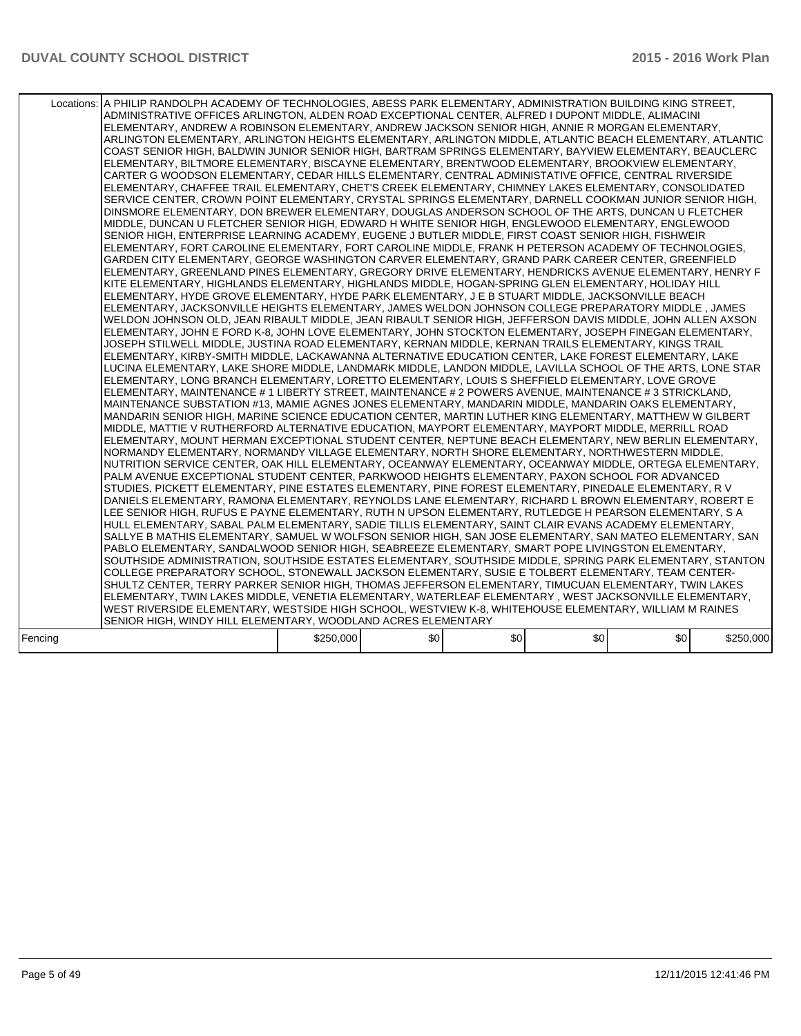| | | | | | | | |
|---|---|---|---|---|---|---|---|
| Locations: | A PHILIP RANDOLPH ACADEMY OF TECHNOLOGIES, ABESS PARK ELEMENTARY, ADMINISTRATION BUILDING KING STREET, ADMINISTRATIVE OFFICES ARLINGTON, ALDEN ROAD EXCEPTIONAL CENTER, ALFRED I DUPONT MIDDLE, ALIMACINI ELEMENTARY, ANDREW A ROBINSON ELEMENTARY, ANDREW JACKSON SENIOR HIGH, ANNIE R MORGAN ELEMENTARY, ARLINGTON ELEMENTARY, ARLINGTON HEIGHTS ELEMENTARY, ARLINGTON MIDDLE, ATLANTIC BEACH ELEMENTARY, ATLANTIC COAST SENIOR HIGH, BALDWIN JUNIOR SENIOR HIGH, BARTRAM SPRINGS ELEMENTARY, BAYVIEW ELEMENTARY, BEAUCLERC ELEMENTARY, BILTMORE ELEMENTARY, BISCAYNE ELEMENTARY, BRENTWOOD ELEMENTARY, BROOKVIEW ELEMENTARY, CARTER G WOODSON ELEMENTARY, CEDAR HILLS ELEMENTARY, CENTRAL ADMINISTATIVE OFFICE, CENTRAL RIVERSIDE ELEMENTARY, CHAFFEE TRAIL ELEMENTARY, CHET'S CREEK ELEMENTARY, CHIMNEY LAKES ELEMENTARY, CONSOLIDATED SERVICE CENTER, CROWN POINT ELEMENTARY, CRYSTAL SPRINGS ELEMENTARY, DARNELL COOKMAN JUNIOR SENIOR HIGH, DINSMORE ELEMENTARY, DON BREWER ELEMENTARY, DOUGLAS ANDERSON SCHOOL OF THE ARTS, DUNCAN U FLETCHER MIDDLE, DUNCAN U FLETCHER SENIOR HIGH, EDWARD H WHITE SENIOR HIGH, ENGLEWOOD ELEMENTARY, ENGLEWOOD SENIOR HIGH, ENTERPRISE LEARNING ACADEMY, EUGENE J BUTLER MIDDLE, FIRST COAST SENIOR HIGH, FISHWEIR ELEMENTARY, FORT CAROLINE ELEMENTARY, FORT CAROLINE MIDDLE, FRANK H PETERSON ACADEMY OF TECHNOLOGIES, GARDEN CITY ELEMENTARY, GEORGE WASHINGTON CARVER ELEMENTARY, GRAND PARK CAREER CENTER, GREENFIELD ELEMENTARY, GREENLAND PINES ELEMENTARY, GREGORY DRIVE ELEMENTARY, HENDRICKS AVENUE ELEMENTARY, HENRY F KITE ELEMENTARY, HIGHLANDS ELEMENTARY, HIGHLANDS MIDDLE, HOGAN-SPRING GLEN ELEMENTARY, HOLIDAY HILL ELEMENTARY, HYDE GROVE ELEMENTARY, HYDE PARK ELEMENTARY, J E B STUART MIDDLE, JACKSONVILLE BEACH ELEMENTARY, JACKSONVILLE HEIGHTS ELEMENTARY, JAMES WELDON JOHNSON COLLEGE PREPARATORY MIDDLE , JAMES WELDON JOHNSON OLD, JEAN RIBAULT MIDDLE, JEAN RIBAULT SENIOR HIGH, JEFFERSON DAVIS MIDDLE, JOHN ALLEN AXSON ELEMENTARY, JOHN E FORD K-8, JOHN LOVE ELEMENTARY, JOHN STOCKTON ELEMENTARY, JOSEPH FINEGAN ELEMENTARY, JOSEPH STILWELL MIDDLE, JUSTINA ROAD ELEMENTARY, KERNAN MIDDLE, KERNAN TRAILS ELEMENTARY, KINGS TRAIL ELEMENTARY, KIRBY-SMITH MIDDLE, LACKAWANNA ALTERNATIVE EDUCATION CENTER, LAKE FOREST ELEMENTARY, LAKE LUCINA ELEMENTARY, LAKE SHORE MIDDLE, LANDMARK MIDDLE, LANDON MIDDLE, LAVILLA SCHOOL OF THE ARTS, LONE STAR ELEMENTARY, LONG BRANCH ELEMENTARY, LORETTO ELEMENTARY, LOUIS S SHEFFIELD ELEMENTARY, LOVE GROVE ELEMENTARY, MAINTENANCE # 1 LIBERTY STREET, MAINTENANCE # 2 POWERS AVENUE, MAINTENANCE # 3 STRICKLAND, MAINTENANCE SUBSTATION #13, MAMIE AGNES JONES ELEMENTARY, MANDARIN MIDDLE, MANDARIN OAKS ELEMENTARY, MANDARIN SENIOR HIGH, MARINE SCIENCE EDUCATION CENTER, MARTIN LUTHER KING ELEMENTARY, MATTHEW W GILBERT MIDDLE, MATTIE V RUTHERFORD ALTERNATIVE EDUCATION, MAYPORT ELEMENTARY, MAYPORT MIDDLE, MERRILL ROAD ELEMENTARY, MOUNT HERMAN EXCEPTIONAL STUDENT CENTER, NEPTUNE BEACH ELEMENTARY, NEW BERLIN ELEMENTARY, NORMANDY ELEMENTARY, NORMANDY VILLAGE ELEMENTARY, NORTH SHORE ELEMENTARY, NORTHWESTERN MIDDLE, NUTRITION SERVICE CENTER, OAK HILL ELEMENTARY, OCEANWAY ELEMENTARY, OCEANWAY MIDDLE, ORTEGA ELEMENTARY, PALM AVENUE EXCEPTIONAL STUDENT CENTER, PARKWOOD HEIGHTS ELEMENTARY, PAXON SCHOOL FOR ADVANCED STUDIES, PICKETT ELEMENTARY, PINE ESTATES ELEMENTARY, PINE FOREST ELEMENTARY, PINEDALE ELEMENTARY, R V DANIELS ELEMENTARY, RAMONA ELEMENTARY, REYNOLDS LANE ELEMENTARY, RICHARD L BROWN ELEMENTARY, ROBERT E LEE SENIOR HIGH, RUFUS E PAYNE ELEMENTARY, RUTH N UPSON ELEMENTARY, RUTLEDGE H PEARSON ELEMENTARY, S A HULL ELEMENTARY, SABAL PALM ELEMENTARY, SADIE TILLIS ELEMENTARY, SAINT CLAIR EVANS ACADEMY ELEMENTARY, SALLYE B MATHIS ELEMENTARY, SAMUEL W WOLFSON SENIOR HIGH, SAN JOSE ELEMENTARY, SAN MATEO ELEMENTARY, SAN PABLO ELEMENTARY, SANDALWOOD SENIOR HIGH, SEABREEZE ELEMENTARY, SMART POPE LIVINGSTON ELEMENTARY, SOUTHSIDE ADMINISTRATION, SOUTHSIDE ESTATES ELEMENTARY, SOUTHSIDE MIDDLE, SPRING PARK ELEMENTARY, STANTON COLLEGE PREPARATORY SCHOOL, STONEWALL JACKSON ELEMENTARY, SUSIE E TOLBERT ELEMENTARY, TEAM CENTER-SHULTZ CENTER, TERRY PARKER SENIOR HIGH, THOMAS JEFFERSON ELEMENTARY, TIMUCUAN ELEMENTARY, TWIN LAKES ELEMENTARY, TWIN LAKES MIDDLE, VENETIA ELEMENTARY, WATERLEAF ELEMENTARY , WEST JACKSONVILLE ELEMENTARY, WEST RIVERSIDE ELEMENTARY, WESTSIDE HIGH SCHOOL, WESTVIEW K-8, WHITEHOUSE ELEMENTARY, WILLIAM M RAINES SENIOR HIGH, WINDY HILL ELEMENTARY, WOODLAND ACRES ELEMENTARY | | | | | | |
| Fencing | | $250,000 | $0 | $0 | $0 | $0 | $250,000 |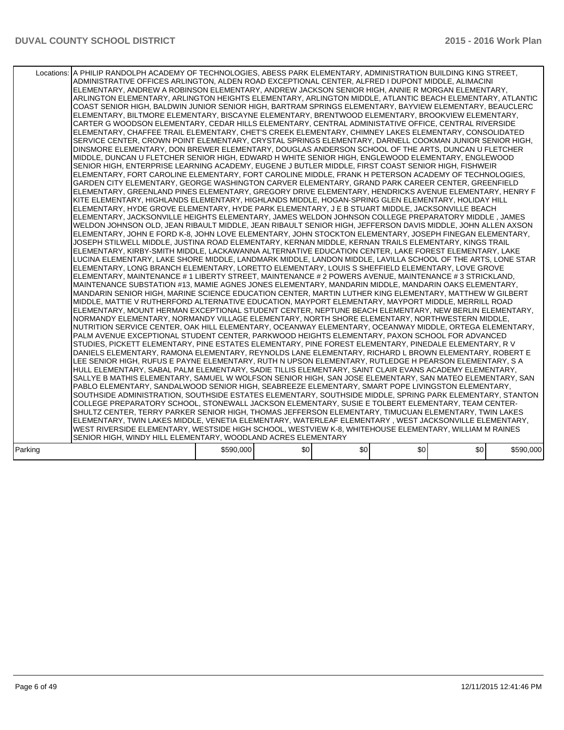| | Locations: | A PHILIP RANDOLPH ACADEMY OF TECHNOLOGIES, ABESS PARK ELEMENTARY, ADMINISTRATION BUILDING KING STREET, ADMINISTRATIVE OFFICES ARLINGTON, ALDEN ROAD EXCEPTIONAL CENTER, ALFRED I DUPONT MIDDLE, ALIMACINI ELEMENTARY, ANDREW A ROBINSON ELEMENTARY, ANDREW JACKSON SENIOR HIGH, ANNIE R MORGAN ELEMENTARY, ARLINGTON ELEMENTARY, ARLINGTON HEIGHTS ELEMENTARY, ARLINGTON MIDDLE, ATLANTIC BEACH ELEMENTARY, ATLANTIC COAST SENIOR HIGH, BALDWIN JUNIOR SENIOR HIGH, BARTRAM SPRINGS ELEMENTARY, BAYVIEW ELEMENTARY, BEAUCLERC ELEMENTARY, BILTMORE ELEMENTARY, BISCAYNE ELEMENTARY, BRENTWOOD ELEMENTARY, BROOKVIEW ELEMENTARY, CARTER G WOODSON ELEMENTARY, CEDAR HILLS ELEMENTARY, CENTRAL ADMINISTATIVE OFFICE, CENTRAL RIVERSIDE ELEMENTARY, CHAFFEE TRAIL ELEMENTARY, CHET'S CREEK ELEMENTARY, CHIMNEY LAKES ELEMENTARY, CONSOLIDATED SERVICE CENTER, CROWN POINT ELEMENTARY, CRYSTAL SPRINGS ELEMENTARY, DARNELL COOKMAN JUNIOR SENIOR HIGH, DINSMORE ELEMENTARY, DON BREWER ELEMENTARY, DOUGLAS ANDERSON SCHOOL OF THE ARTS, DUNCAN U FLETCHER MIDDLE, DUNCAN U FLETCHER SENIOR HIGH, EDWARD H WHITE SENIOR HIGH, ENGLEWOOD ELEMENTARY, ENGLEWOOD SENIOR HIGH, ENTERPRISE LEARNING ACADEMY, EUGENE J BUTLER MIDDLE, FIRST COAST SENIOR HIGH, FISHWEIR ELEMENTARY, FORT CAROLINE ELEMENTARY, FORT CAROLINE MIDDLE, FRANK H PETERSON ACADEMY OF TECHNOLOGIES, GARDEN CITY ELEMENTARY, GEORGE WASHINGTON CARVER ELEMENTARY, GRAND PARK CAREER CENTER, GREENFIELD ELEMENTARY, GREENLAND PINES ELEMENTARY, GREGORY DRIVE ELEMENTARY, HENDRICKS AVENUE ELEMENTARY, HENRY F KITE ELEMENTARY, HIGHLANDS ELEMENTARY, HIGHLANDS MIDDLE, HOGAN-SPRING GLEN ELEMENTARY, HOLIDAY HILL ELEMENTARY, HYDE GROVE ELEMENTARY, HYDE PARK ELEMENTARY, J E B STUART MIDDLE, JACKSONVILLE BEACH ELEMENTARY, JACKSONVILLE HEIGHTS ELEMENTARY, JAMES WELDON JOHNSON COLLEGE PREPARATORY MIDDLE , JAMES WELDON JOHNSON OLD, JEAN RIBAULT MIDDLE, JEAN RIBAULT SENIOR HIGH, JEFFERSON DAVIS MIDDLE, JOHN ALLEN AXSON ELEMENTARY, JOHN E FORD K-8, JOHN LOVE ELEMENTARY, JOHN STOCKTON ELEMENTARY, JOSEPH FINEGAN ELEMENTARY, JOSEPH STILWELL MIDDLE, JUSTINA ROAD ELEMENTARY, KERNAN MIDDLE, KERNAN TRAILS ELEMENTARY, KINGS TRAIL ELEMENTARY, KIRBY-SMITH MIDDLE, LACKAWANNA ALTERNATIVE EDUCATION CENTER, LAKE FOREST ELEMENTARY, LAKE LUCINA ELEMENTARY, LAKE SHORE MIDDLE, LANDMARK MIDDLE, LANDON MIDDLE, LAVILLA SCHOOL OF THE ARTS, LONE STAR ELEMENTARY, LONG BRANCH ELEMENTARY, LORETTO ELEMENTARY, LOUIS S SHEFFIELD ELEMENTARY, LOVE GROVE ELEMENTARY, MAINTENANCE # 1 LIBERTY STREET, MAINTENANCE # 2 POWERS AVENUE, MAINTENANCE # 3 STRICKLAND, MAINTENANCE SUBSTATION #13, MAMIE AGNES JONES ELEMENTARY, MANDARIN MIDDLE, MANDARIN OAKS ELEMENTARY, MANDARIN SENIOR HIGH, MARINE SCIENCE EDUCATION CENTER, MARTIN LUTHER KING ELEMENTARY, MATTHEW W GILBERT MIDDLE, MATTIE V RUTHERFORD ALTERNATIVE EDUCATION, MAYPORT ELEMENTARY, MAYPORT MIDDLE, MERRILL ROAD ELEMENTARY, MOUNT HERMAN EXCEPTIONAL STUDENT CENTER, NEPTUNE BEACH ELEMENTARY, NEW BERLIN ELEMENTARY, NORMANDY ELEMENTARY, NORMANDY VILLAGE ELEMENTARY, NORTH SHORE ELEMENTARY, NORTHWESTERN MIDDLE, NUTRITION SERVICE CENTER, OAK HILL ELEMENTARY, OCEANWAY ELEMENTARY, OCEANWAY MIDDLE, ORTEGA ELEMENTARY, PALM AVENUE EXCEPTIONAL STUDENT CENTER, PARKWOOD HEIGHTS ELEMENTARY, PAXON SCHOOL FOR ADVANCED STUDIES, PICKETT ELEMENTARY, PINE ESTATES ELEMENTARY, PINE FOREST ELEMENTARY, PINEDALE ELEMENTARY, R V DANIELS ELEMENTARY, RAMONA ELEMENTARY, REYNOLDS LANE ELEMENTARY, RICHARD L BROWN ELEMENTARY, ROBERT E LEE SENIOR HIGH, RUFUS E PAYNE ELEMENTARY, RUTH N UPSON ELEMENTARY, RUTLEDGE H PEARSON ELEMENTARY, S A HULL ELEMENTARY, SABAL PALM ELEMENTARY, SADIE TILLIS ELEMENTARY, SAINT CLAIR EVANS ACADEMY ELEMENTARY, SALLYE B MATHIS ELEMENTARY, SAMUEL W WOLFSON SENIOR HIGH, SAN JOSE ELEMENTARY, SAN MATEO ELEMENTARY, SAN PABLO ELEMENTARY, SANDALWOOD SENIOR HIGH, SEABREEZE ELEMENTARY, SMART POPE LIVINGSTON ELEMENTARY, SOUTHSIDE ADMINISTRATION, SOUTHSIDE ESTATES ELEMENTARY, SOUTHSIDE MIDDLE, SPRING PARK ELEMENTARY, STANTON COLLEGE PREPARATORY SCHOOL, STONEWALL JACKSON ELEMENTARY, SUSIE E TOLBERT ELEMENTARY, TEAM CENTER-SHULTZ CENTER, TERRY PARKER SENIOR HIGH, THOMAS JEFFERSON ELEMENTARY, TIMUCUAN ELEMENTARY, TWIN LAKES ELEMENTARY, TWIN LAKES MIDDLE, VENETIA ELEMENTARY, WATERLEAF ELEMENTARY , WEST JACKSONVILLE ELEMENTARY, WEST RIVERSIDE ELEMENTARY, WESTSIDE HIGH SCHOOL, WESTVIEW K-8, WHITEHOUSE ELEMENTARY, WILLIAM M RAINES SENIOR HIGH, WINDY HILL ELEMENTARY, WOODLAND ACRES ELEMENTARY | | | | | |
|---|---|---|---|---|---|---|---|
| Parking | | $590,000 | $0 | $0 | $0 | $0 | $590,000 |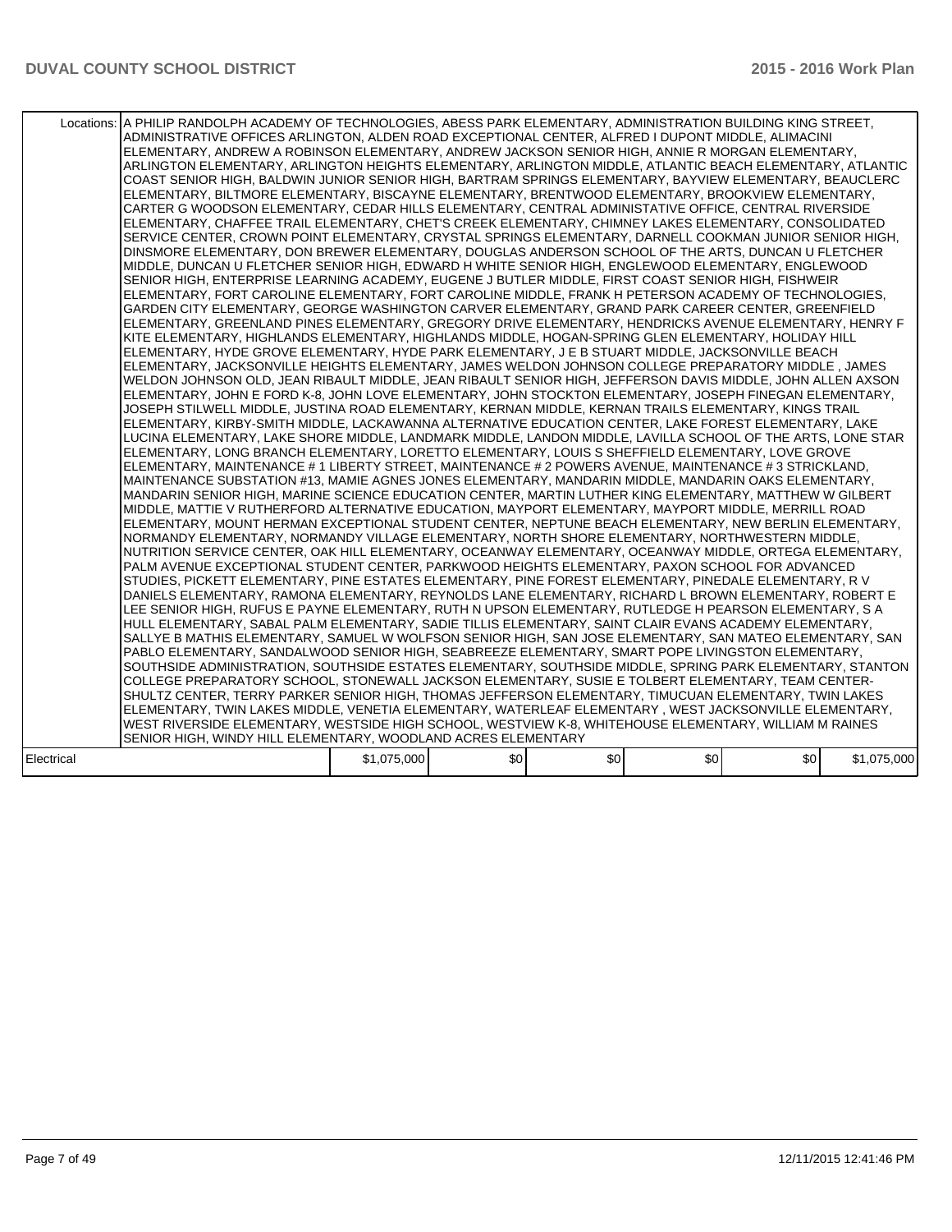| Locations: | A PHILIP RANDOLPH ACADEMY OF TECHNOLOGIES, ABESS PARK ELEMENTARY, ADMINISTRATION BUILDING KING STREET, ADMINISTRATIVE OFFICES ARLINGTON, ALDEN ROAD EXCEPTIONAL CENTER, ALFRED I DUPONT MIDDLE, ALIMACINI ELEMENTARY, ANDREW A ROBINSON ELEMENTARY, ANDREW JACKSON SENIOR HIGH, ANNIE R MORGAN ELEMENTARY, ARLINGTON ELEMENTARY, ARLINGTON HEIGHTS ELEMENTARY, ARLINGTON MIDDLE, ATLANTIC BEACH ELEMENTARY, ATLANTIC COAST SENIOR HIGH, BALDWIN JUNIOR SENIOR HIGH, BARTRAM SPRINGS ELEMENTARY, BAYVIEW ELEMENTARY, BEAUCLERC ELEMENTARY, BILTMORE ELEMENTARY, BISCAYNE ELEMENTARY, BRENTWOOD ELEMENTARY, BROOKVIEW ELEMENTARY, CARTER G WOODSON ELEMENTARY, CEDAR HILLS ELEMENTARY, CENTRAL ADMINISTATIVE OFFICE, CENTRAL RIVERSIDE ELEMENTARY, CHAFFEE TRAIL ELEMENTARY, CHET'S CREEK ELEMENTARY, CHIMNEY LAKES ELEMENTARY, CONSOLIDATED SERVICE CENTER, CROWN POINT ELEMENTARY, CRYSTAL SPRINGS ELEMENTARY, DARNELL COOKMAN JUNIOR SENIOR HIGH, DINSMORE ELEMENTARY, DON BREWER ELEMENTARY, DOUGLAS ANDERSON SCHOOL OF THE ARTS, DUNCAN U FLETCHER MIDDLE, DUNCAN U FLETCHER SENIOR HIGH, EDWARD H WHITE SENIOR HIGH, ENGLEWOOD ELEMENTARY, ENGLEWOOD SENIOR HIGH, ENTERPRISE LEARNING ACADEMY, EUGENE J BUTLER MIDDLE, FIRST COAST SENIOR HIGH, FISHWEIR ELEMENTARY, FORT CAROLINE ELEMENTARY, FORT CAROLINE MIDDLE, FRANK H PETERSON ACADEMY OF TECHNOLOGIES, GARDEN CITY ELEMENTARY, GEORGE WASHINGTON CARVER ELEMENTARY, GRAND PARK CAREER CENTER, GREENFIELD ELEMENTARY, GREENLAND PINES ELEMENTARY, GREGORY DRIVE ELEMENTARY, HENDRICKS AVENUE ELEMENTARY, HENRY F KITE ELEMENTARY, HIGHLANDS ELEMENTARY, HIGHLANDS MIDDLE, HOGAN-SPRING GLEN ELEMENTARY, HOLIDAY HILL ELEMENTARY, HYDE GROVE ELEMENTARY, HYDE PARK ELEMENTARY, J E B STUART MIDDLE, JACKSONVILLE BEACH ELEMENTARY, JACKSONVILLE HEIGHTS ELEMENTARY, JAMES WELDON JOHNSON COLLEGE PREPARATORY MIDDLE , JAMES WELDON JOHNSON OLD, JEAN RIBAULT MIDDLE, JEAN RIBAULT SENIOR HIGH, JEFFERSON DAVIS MIDDLE, JOHN ALLEN AXSON ELEMENTARY, JOHN E FORD K-8, JOHN LOVE ELEMENTARY, JOHN STOCKTON ELEMENTARY, JOSEPH FINEGAN ELEMENTARY, JOSEPH STILWELL MIDDLE, JUSTINA ROAD ELEMENTARY, KERNAN MIDDLE, KERNAN TRAILS ELEMENTARY, KINGS TRAIL ELEMENTARY, KIRBY-SMITH MIDDLE, LACKAWANNA ALTERNATIVE EDUCATION CENTER, LAKE FOREST ELEMENTARY, LAKE LUCINA ELEMENTARY, LAKE SHORE MIDDLE, LANDMARK MIDDLE, LANDON MIDDLE, LAVILLA SCHOOL OF THE ARTS, LONE STAR ELEMENTARY, LONG BRANCH ELEMENTARY, LORETTO ELEMENTARY, LOUIS S SHEFFIELD ELEMENTARY, LOVE GROVE ELEMENTARY, MAINTENANCE # 1 LIBERTY STREET, MAINTENANCE # 2 POWERS AVENUE, MAINTENANCE # 3 STRICKLAND, MAINTENANCE SUBSTATION #13, MAMIE AGNES JONES ELEMENTARY, MANDARIN MIDDLE, MANDARIN OAKS ELEMENTARY, MANDARIN SENIOR HIGH, MARINE SCIENCE EDUCATION CENTER, MARTIN LUTHER KING ELEMENTARY, MATTHEW W GILBERT MIDDLE, MATTIE V RUTHERFORD ALTERNATIVE EDUCATION, MAYPORT ELEMENTARY, MAYPORT MIDDLE, MERRILL ROAD ELEMENTARY, MOUNT HERMAN EXCEPTIONAL STUDENT CENTER, NEPTUNE BEACH ELEMENTARY, NEW BERLIN ELEMENTARY, NORMANDY ELEMENTARY, NORMANDY VILLAGE ELEMENTARY, NORTH SHORE ELEMENTARY, NORTHWESTERN MIDDLE, NUTRITION SERVICE CENTER, OAK HILL ELEMENTARY, OCEANWAY ELEMENTARY, OCEANWAY MIDDLE, ORTEGA ELEMENTARY, PALM AVENUE EXCEPTIONAL STUDENT CENTER, PARKWOOD HEIGHTS ELEMENTARY, PAXON SCHOOL FOR ADVANCED STUDIES, PICKETT ELEMENTARY, PINE ESTATES ELEMENTARY, PINE FOREST ELEMENTARY, PINEDALE ELEMENTARY, R V DANIELS ELEMENTARY, RAMONA ELEMENTARY, REYNOLDS LANE ELEMENTARY, RICHARD L BROWN ELEMENTARY, ROBERT E LEE SENIOR HIGH, RUFUS E PAYNE ELEMENTARY, RUTH N UPSON ELEMENTARY, RUTLEDGE H PEARSON ELEMENTARY, S A HULL ELEMENTARY, SABAL PALM ELEMENTARY, SADIE TILLIS ELEMENTARY, SAINT CLAIR EVANS ACADEMY ELEMENTARY, SALLYE B MATHIS ELEMENTARY, SAMUEL W WOLFSON SENIOR HIGH, SAN JOSE ELEMENTARY, SAN MATEO ELEMENTARY, SAN PABLO ELEMENTARY, SANDALWOOD SENIOR HIGH, SEABREEZE ELEMENTARY, SMART POPE LIVINGSTON ELEMENTARY, SOUTHSIDE ADMINISTRATION, SOUTHSIDE ESTATES ELEMENTARY, SOUTHSIDE MIDDLE, SPRING PARK ELEMENTARY, STANTON COLLEGE PREPARATORY SCHOOL, STONEWALL JACKSON ELEMENTARY, SUSIE E TOLBERT ELEMENTARY, TEAM CENTER-SHULTZ CENTER, TERRY PARKER SENIOR HIGH, THOMAS JEFFERSON ELEMENTARY, TIMUCUAN ELEMENTARY, TWIN LAKES ELEMENTARY, TWIN LAKES MIDDLE, VENETIA ELEMENTARY, WATERLEAF ELEMENTARY , WEST JACKSONVILLE ELEMENTARY, WEST RIVERSIDE ELEMENTARY, WESTSIDE HIGH SCHOOL, WESTVIEW K-8, WHITEHOUSE ELEMENTARY, WILLIAM M RAINES SENIOR HIGH, WINDY HILL ELEMENTARY, WOODLAND ACRES ELEMENTARY | | | | | |
|---|---|---|---|---|---|---|
| Electrical | $1,075,000 | $0 | $0 | $0 | $0 | $1,075,000 |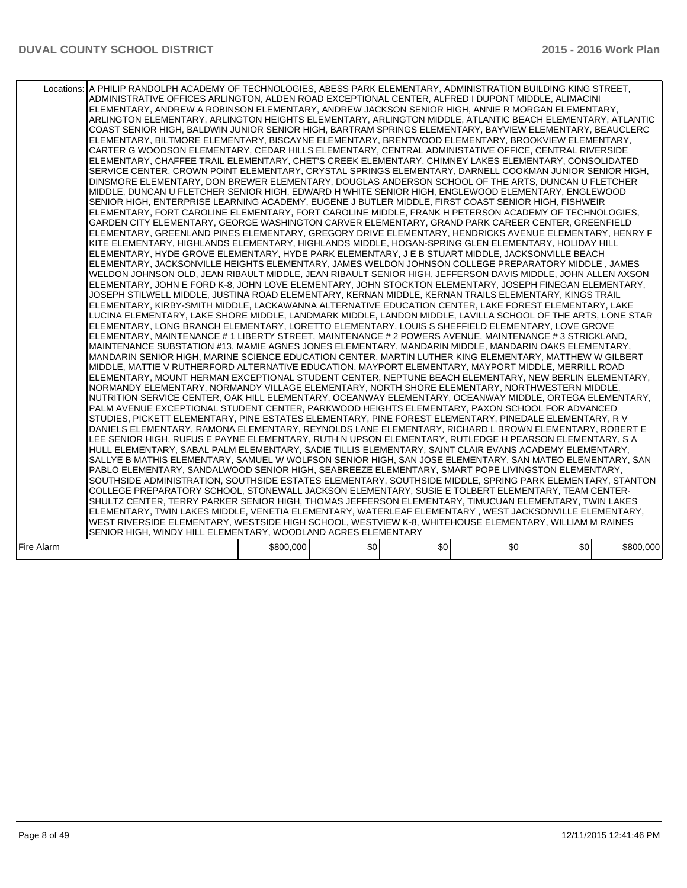| | Locations: | | | | | | |
|---|---|---|---|---|---|---|---|
| | A PHILIP RANDOLPH ACADEMY OF TECHNOLOGIES, ABESS PARK ELEMENTARY, ADMINISTRATION BUILDING KING STREET, ADMINISTRATIVE OFFICES ARLINGTON, ALDEN ROAD EXCEPTIONAL CENTER, ALFRED I DUPONT MIDDLE, ALIMACINI ELEMENTARY, ANDREW A ROBINSON ELEMENTARY, ANDREW JACKSON SENIOR HIGH, ANNIE R MORGAN ELEMENTARY, ARLINGTON ELEMENTARY, ARLINGTON HEIGHTS ELEMENTARY, ARLINGTON MIDDLE, ATLANTIC BEACH ELEMENTARY, ATLANTIC COAST SENIOR HIGH, BALDWIN JUNIOR SENIOR HIGH, BARTRAM SPRINGS ELEMENTARY, BAYVIEW ELEMENTARY, BEAUCLERC ELEMENTARY, BILTMORE ELEMENTARY, BISCAYNE ELEMENTARY, BRENTWOOD ELEMENTARY, BROOKVIEW ELEMENTARY, CARTER G WOODSON ELEMENTARY, CEDAR HILLS ELEMENTARY, CENTRAL ADMINISTATIVE OFFICE, CENTRAL RIVERSIDE ELEMENTARY, CHAFFEE TRAIL ELEMENTARY, CHET'S CREEK ELEMENTARY, CHIMNEY LAKES ELEMENTARY, CONSOLIDATED SERVICE CENTER, CROWN POINT ELEMENTARY, CRYSTAL SPRINGS ELEMENTARY, DARNELL COOKMAN JUNIOR SENIOR HIGH, DINSMORE ELEMENTARY, DON BREWER ELEMENTARY, DOUGLAS ANDERSON SCHOOL OF THE ARTS, DUNCAN U FLETCHER MIDDLE, DUNCAN U FLETCHER SENIOR HIGH, EDWARD H WHITE SENIOR HIGH, ENGLEWOOD ELEMENTARY, ENGLEWOOD SENIOR HIGH, ENTERPRISE LEARNING ACADEMY, EUGENE J BUTLER MIDDLE, FIRST COAST SENIOR HIGH, FISHWEIR ELEMENTARY, FORT CAROLINE ELEMENTARY, FORT CAROLINE MIDDLE, FRANK H PETERSON ACADEMY OF TECHNOLOGIES, GARDEN CITY ELEMENTARY, GEORGE WASHINGTON CARVER ELEMENTARY, GRAND PARK CAREER CENTER, GREENFIELD ELEMENTARY, GREENLAND PINES ELEMENTARY, GREGORY DRIVE ELEMENTARY, HENDRICKS AVENUE ELEMENTARY, HENRY F KITE ELEMENTARY, HIGHLANDS ELEMENTARY, HIGHLANDS MIDDLE, HOGAN-SPRING GLEN ELEMENTARY, HOLIDAY HILL ELEMENTARY, HYDE GROVE ELEMENTARY, HYDE PARK ELEMENTARY, J E B STUART MIDDLE, JACKSONVILLE BEACH ELEMENTARY, JACKSONVILLE HEIGHTS ELEMENTARY, JAMES WELDON JOHNSON COLLEGE PREPARATORY MIDDLE , JAMES WELDON JOHNSON OLD, JEAN RIBAULT MIDDLE, JEAN RIBAULT SENIOR HIGH, JEFFERSON DAVIS MIDDLE, JOHN ALLEN AXSON ELEMENTARY, JOHN E FORD K-8, JOHN LOVE ELEMENTARY, JOHN STOCKTON ELEMENTARY, JOSEPH FINEGAN ELEMENTARY, JOSEPH STILWELL MIDDLE, JUSTINA ROAD ELEMENTARY, KERNAN MIDDLE, KERNAN TRAILS ELEMENTARY, KINGS TRAIL ELEMENTARY, KIRBY-SMITH MIDDLE, LACKAWANNA ALTERNATIVE EDUCATION CENTER, LAKE FOREST ELEMENTARY, LAKE LUCINA ELEMENTARY, LAKE SHORE MIDDLE, LANDMARK MIDDLE, LANDON MIDDLE, LAVILLA SCHOOL OF THE ARTS, LONE STAR ELEMENTARY, LONG BRANCH ELEMENTARY, LORETTO ELEMENTARY, LOUIS S SHEFFIELD ELEMENTARY, LOVE GROVE ELEMENTARY, MAINTENANCE # 1 LIBERTY STREET, MAINTENANCE # 2 POWERS AVENUE, MAINTENANCE # 3 STRICKLAND, MAINTENANCE SUBSTATION #13, MAMIE AGNES JONES ELEMENTARY, MANDARIN MIDDLE, MANDARIN OAKS ELEMENTARY, MANDARIN SENIOR HIGH, MARINE SCIENCE EDUCATION CENTER, MARTIN LUTHER KING ELEMENTARY, MATTHEW W GILBERT MIDDLE, MATTIE V RUTHERFORD ALTERNATIVE EDUCATION, MAYPORT ELEMENTARY, MAYPORT MIDDLE, MERRILL ROAD ELEMENTARY, MOUNT HERMAN EXCEPTIONAL STUDENT CENTER, NEPTUNE BEACH ELEMENTARY, NEW BERLIN ELEMENTARY, NORMANDY ELEMENTARY, NORMANDY VILLAGE ELEMENTARY, NORTH SHORE ELEMENTARY, NORTHWESTERN MIDDLE, NUTRITION SERVICE CENTER, OAK HILL ELEMENTARY, OCEANWAY ELEMENTARY, OCEANWAY MIDDLE, ORTEGA ELEMENTARY, PALM AVENUE EXCEPTIONAL STUDENT CENTER, PARKWOOD HEIGHTS ELEMENTARY, PAXON SCHOOL FOR ADVANCED STUDIES, PICKETT ELEMENTARY, PINE ESTATES ELEMENTARY, PINE FOREST ELEMENTARY, PINEDALE ELEMENTARY, R V DANIELS ELEMENTARY, RAMONA ELEMENTARY, REYNOLDS LANE ELEMENTARY, RICHARD L BROWN ELEMENTARY, ROBERT E LEE SENIOR HIGH, RUFUS E PAYNE ELEMENTARY, RUTH N UPSON ELEMENTARY, RUTLEDGE H PEARSON ELEMENTARY, S A HULL ELEMENTARY, SABAL PALM ELEMENTARY, SADIE TILLIS ELEMENTARY, SAINT CLAIR EVANS ACADEMY ELEMENTARY, SALLYE B MATHIS ELEMENTARY, SAMUEL W WOLFSON SENIOR HIGH, SAN JOSE ELEMENTARY, SAN MATEO ELEMENTARY, SAN PABLO ELEMENTARY, SANDALWOOD SENIOR HIGH, SEABREEZE ELEMENTARY, SMART POPE LIVINGSTON ELEMENTARY, SOUTHSIDE ADMINISTRATION, SOUTHSIDE ESTATES ELEMENTARY, SOUTHSIDE MIDDLE, SPRING PARK ELEMENTARY, STANTON COLLEGE PREPARATORY SCHOOL, STONEWALL JACKSON ELEMENTARY, SUSIE E TOLBERT ELEMENTARY, TEAM CENTER-SHULTZ CENTER, TERRY PARKER SENIOR HIGH, THOMAS JEFFERSON ELEMENTARY, TIMUCUAN ELEMENTARY, TWIN LAKES ELEMENTARY, TWIN LAKES MIDDLE, VENETIA ELEMENTARY, WATERLEAF ELEMENTARY , WEST JACKSONVILLE ELEMENTARY, WEST RIVERSIDE ELEMENTARY, WESTSIDE HIGH SCHOOL, WESTVIEW K-8, WHITEHOUSE ELEMENTARY, WILLIAM M RAINES SENIOR HIGH, WINDY HILL ELEMENTARY, WOODLAND ACRES ELEMENTARY | | | | | | |
| Fire Alarm | | $800,000 | $0 | $0 | $0 | $0 | $800,000 |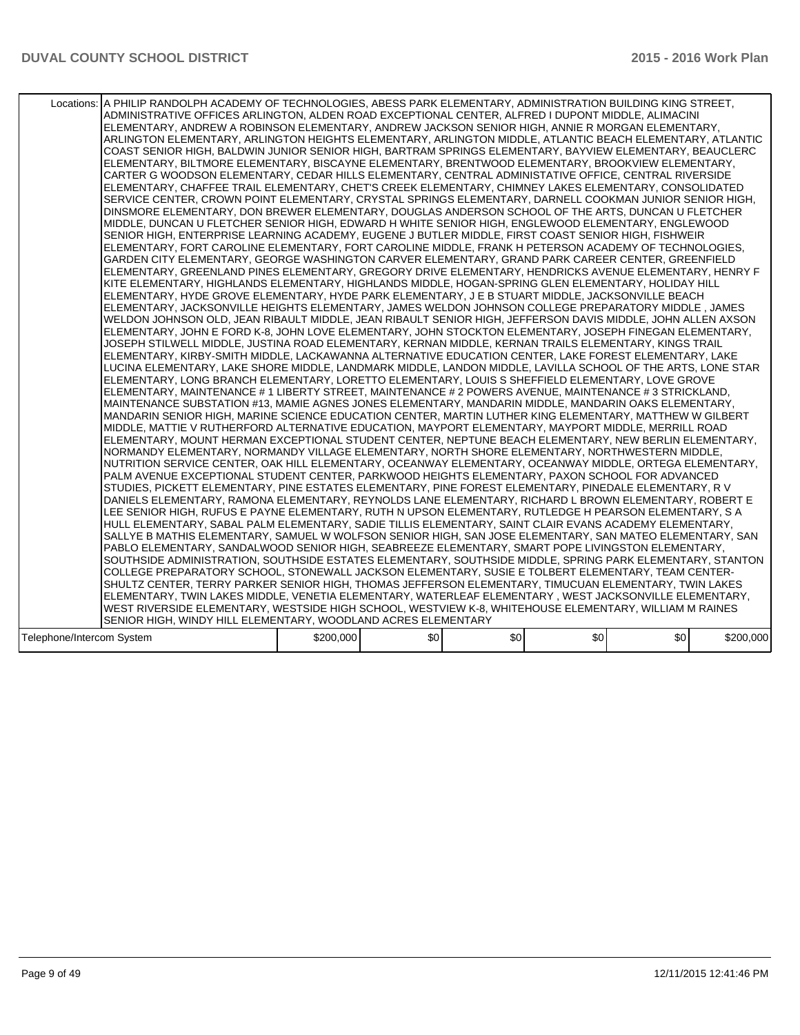| Locations: | A PHILIP RANDOLPH ACADEMY OF TECHNOLOGIES, ABESS PARK ELEMENTARY, ADMINISTRATION BUILDING KING STREET, ADMINISTRATIVE OFFICES ARLINGTON, ALDEN ROAD EXCEPTIONAL CENTER, ALFRED I DUPONT MIDDLE, ALIMACINI ELEMENTARY, ANDREW A ROBINSON ELEMENTARY, ANDREW JACKSON SENIOR HIGH, ANNIE R MORGAN ELEMENTARY, ARLINGTON ELEMENTARY, ARLINGTON HEIGHTS ELEMENTARY, ARLINGTON MIDDLE, ATLANTIC BEACH ELEMENTARY, ATLANTIC COAST SENIOR HIGH, BALDWIN JUNIOR SENIOR HIGH, BARTRAM SPRINGS ELEMENTARY, BAYVIEW ELEMENTARY, BEAUCLERC ELEMENTARY, BILTMORE ELEMENTARY, BISCAYNE ELEMENTARY, BRENTWOOD ELEMENTARY, BROOKVIEW ELEMENTARY, CARTER G WOODSON ELEMENTARY, CEDAR HILLS ELEMENTARY, CENTRAL ADMINISTATIVE OFFICE, CENTRAL RIVERSIDE ELEMENTARY, CHAFFEE TRAIL ELEMENTARY, CHET'S CREEK ELEMENTARY, CHIMNEY LAKES ELEMENTARY, CONSOLIDATED SERVICE CENTER, CROWN POINT ELEMENTARY, CRYSTAL SPRINGS ELEMENTARY, DARNELL COOKMAN JUNIOR SENIOR HIGH, DINSMORE ELEMENTARY, DON BREWER ELEMENTARY, DOUGLAS ANDERSON SCHOOL OF THE ARTS, DUNCAN U FLETCHER MIDDLE, DUNCAN U FLETCHER SENIOR HIGH, EDWARD H WHITE SENIOR HIGH, ENGLEWOOD ELEMENTARY, ENGLEWOOD SENIOR HIGH, ENTERPRISE LEARNING ACADEMY, EUGENE J BUTLER MIDDLE, FIRST COAST SENIOR HIGH, FISHWEIR ELEMENTARY, FORT CAROLINE ELEMENTARY, FORT CAROLINE MIDDLE, FRANK H PETERSON ACADEMY OF TECHNOLOGIES, GARDEN CITY ELEMENTARY, GEORGE WASHINGTON CARVER ELEMENTARY, GRAND PARK CAREER CENTER, GREENFIELD ELEMENTARY, GREENLAND PINES ELEMENTARY, GREGORY DRIVE ELEMENTARY, HENDRICKS AVENUE ELEMENTARY, HENRY F KITE ELEMENTARY, HIGHLANDS ELEMENTARY, HIGHLANDS MIDDLE, HOGAN-SPRING GLEN ELEMENTARY, HOLIDAY HILL ELEMENTARY, HYDE GROVE ELEMENTARY, HYDE PARK ELEMENTARY, J E B STUART MIDDLE, JACKSONVILLE BEACH ELEMENTARY, JACKSONVILLE HEIGHTS ELEMENTARY, JAMES WELDON JOHNSON COLLEGE PREPARATORY MIDDLE , JAMES WELDON JOHNSON OLD, JEAN RIBAULT MIDDLE, JEAN RIBAULT SENIOR HIGH, JEFFERSON DAVIS MIDDLE, JOHN ALLEN AXSON ELEMENTARY, JOHN E FORD K-8, JOHN LOVE ELEMENTARY, JOHN STOCKTON ELEMENTARY, JOSEPH FINEGAN ELEMENTARY, JOSEPH STILWELL MIDDLE, JUSTINA ROAD ELEMENTARY, KERNAN MIDDLE, KERNAN TRAILS ELEMENTARY, KINGS TRAIL ELEMENTARY, KIRBY-SMITH MIDDLE, LACKAWANNA ALTERNATIVE EDUCATION CENTER, LAKE FOREST ELEMENTARY, LAKE LUCINA ELEMENTARY, LAKE SHORE MIDDLE, LANDMARK MIDDLE, LANDON MIDDLE, LAVILLA SCHOOL OF THE ARTS, LONE STAR ELEMENTARY, LONG BRANCH ELEMENTARY, LORETTO ELEMENTARY, LOUIS S SHEFFIELD ELEMENTARY, LOVE GROVE ELEMENTARY, MAINTENANCE # 1 LIBERTY STREET, MAINTENANCE # 2 POWERS AVENUE, MAINTENANCE # 3 STRICKLAND, MAINTENANCE SUBSTATION #13, MAMIE AGNES JONES ELEMENTARY, MANDARIN MIDDLE, MANDARIN OAKS ELEMENTARY, MANDARIN SENIOR HIGH, MARINE SCIENCE EDUCATION CENTER, MARTIN LUTHER KING ELEMENTARY, MATTHEW W GILBERT MIDDLE, MATTIE V RUTHERFORD ALTERNATIVE EDUCATION, MAYPORT ELEMENTARY, MAYPORT MIDDLE, MERRILL ROAD ELEMENTARY, MOUNT HERMAN EXCEPTIONAL STUDENT CENTER, NEPTUNE BEACH ELEMENTARY, NEW BERLIN ELEMENTARY, NORMANDY ELEMENTARY, NORMANDY VILLAGE ELEMENTARY, NORTH SHORE ELEMENTARY, NORTHWESTERN MIDDLE, NUTRITION SERVICE CENTER, OAK HILL ELEMENTARY, OCEANWAY ELEMENTARY, OCEANWAY MIDDLE, ORTEGA ELEMENTARY, PALM AVENUE EXCEPTIONAL STUDENT CENTER, PARKWOOD HEIGHTS ELEMENTARY, PAXON SCHOOL FOR ADVANCED STUDIES, PICKETT ELEMENTARY, PINE ESTATES ELEMENTARY, PINE FOREST ELEMENTARY, PINEDALE ELEMENTARY, R V DANIELS ELEMENTARY, RAMONA ELEMENTARY, REYNOLDS LANE ELEMENTARY, RICHARD L BROWN ELEMENTARY, ROBERT E LEE SENIOR HIGH, RUFUS E PAYNE ELEMENTARY, RUTH N UPSON ELEMENTARY, RUTLEDGE H PEARSON ELEMENTARY, S A HULL ELEMENTARY, SABAL PALM ELEMENTARY, SADIE TILLIS ELEMENTARY, SAINT CLAIR EVANS ACADEMY ELEMENTARY, SALLYE B MATHIS ELEMENTARY, SAMUEL W WOLFSON SENIOR HIGH, SAN JOSE ELEMENTARY, SAN MATEO ELEMENTARY, SAN PABLO ELEMENTARY, SANDALWOOD SENIOR HIGH, SEABREEZE ELEMENTARY, SMART POPE LIVINGSTON ELEMENTARY, SOUTHSIDE ADMINISTRATION, SOUTHSIDE ESTATES ELEMENTARY, SOUTHSIDE MIDDLE, SPRING PARK ELEMENTARY, STANTON COLLEGE PREPARATORY SCHOOL, STONEWALL JACKSON ELEMENTARY, SUSIE E TOLBERT ELEMENTARY, TEAM CENTER-SHULTZ CENTER, TERRY PARKER SENIOR HIGH, THOMAS JEFFERSON ELEMENTARY, TIMUCUAN ELEMENTARY, TWIN LAKES ELEMENTARY, TWIN LAKES MIDDLE, VENETIA ELEMENTARY, WATERLEAF ELEMENTARY , WEST JACKSONVILLE ELEMENTARY, WEST RIVERSIDE ELEMENTARY, WESTSIDE HIGH SCHOOL, WESTVIEW K-8, WHITEHOUSE ELEMENTARY, WILLIAM M RAINES SENIOR HIGH, WINDY HILL ELEMENTARY, WOODLAND ACRES ELEMENTARY | | | | | |
|---|---|---|---|---|---|---|
| Telephone/Intercom System | $200,000 | $0 | $0 | $0 | $0 | $200,000 |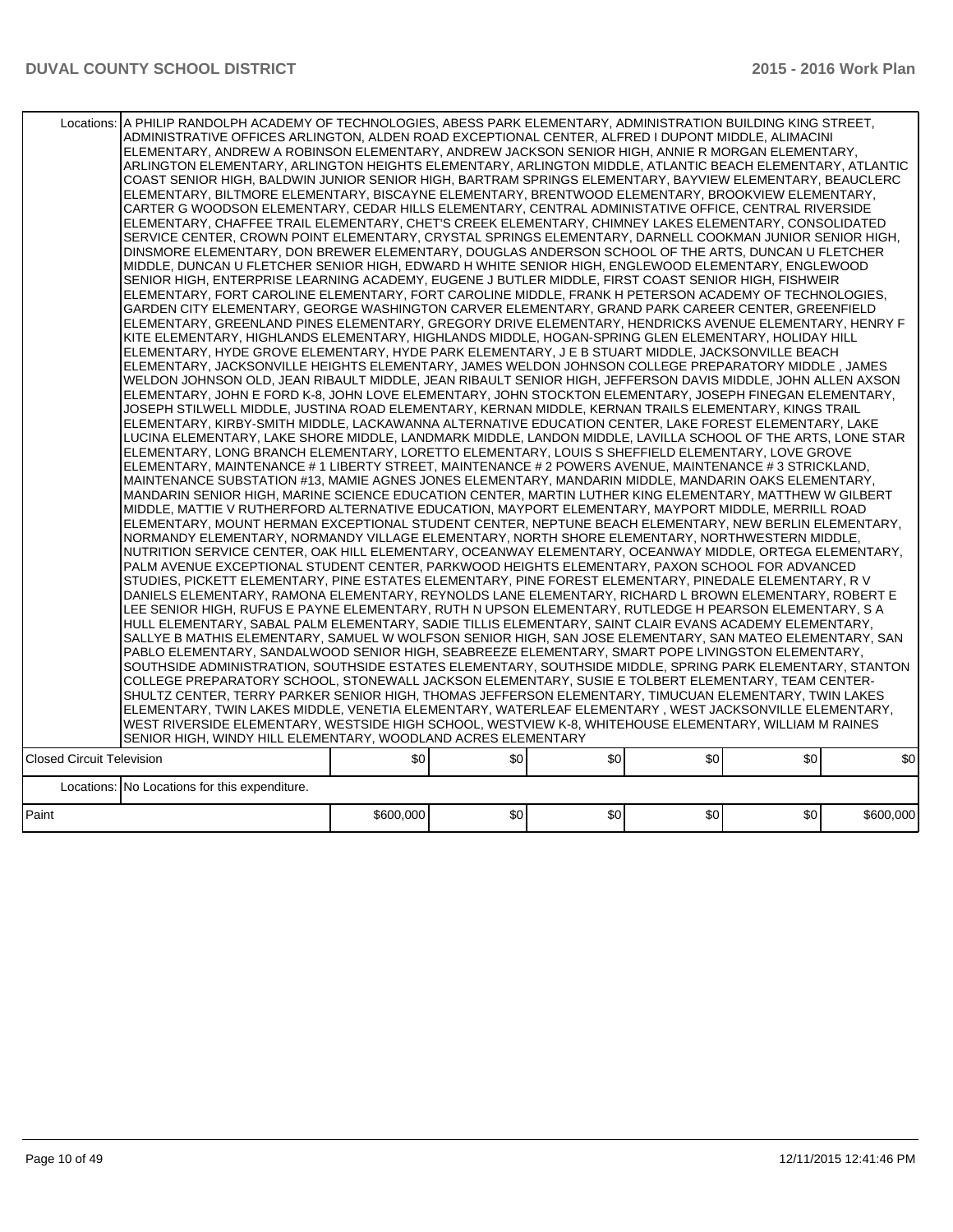| | | | | | | |
|---|---|---|---|---|---|---|
| Locations: | A PHILIP RANDOLPH ACADEMY OF TECHNOLOGIES, ABESS PARK ELEMENTARY, ADMINISTRATION BUILDING KING STREET, ADMINISTRATIVE OFFICES ARLINGTON, ALDEN ROAD EXCEPTIONAL CENTER, ALFRED I DUPONT MIDDLE, ALIMACINI ELEMENTARY, ANDREW A ROBINSON ELEMENTARY, ANDREW JACKSON SENIOR HIGH, ANNIE R MORGAN ELEMENTARY, ARLINGTON ELEMENTARY, ARLINGTON HEIGHTS ELEMENTARY, ARLINGTON MIDDLE, ATLANTIC BEACH ELEMENTARY, ATLANTIC COAST SENIOR HIGH, BALDWIN JUNIOR SENIOR HIGH, BARTRAM SPRINGS ELEMENTARY, BAYVIEW ELEMENTARY, BEAUCLERC ELEMENTARY, BILTMORE ELEMENTARY, BISCAYNE ELEMENTARY, BRENTWOOD ELEMENTARY, BROOKVIEW ELEMENTARY, CARTER G WOODSON ELEMENTARY, CEDAR HILLS ELEMENTARY, CENTRAL ADMINISTATIVE OFFICE, CENTRAL RIVERSIDE ELEMENTARY, CHAFFEE TRAIL ELEMENTARY, CHET'S CREEK ELEMENTARY, CHIMNEY LAKES ELEMENTARY, CONSOLIDATED SERVICE CENTER, CROWN POINT ELEMENTARY, CRYSTAL SPRINGS ELEMENTARY, DARNELL COOKMAN JUNIOR SENIOR HIGH, DINSMORE ELEMENTARY, DON BREWER ELEMENTARY, DOUGLAS ANDERSON SCHOOL OF THE ARTS, DUNCAN U FLETCHER MIDDLE, DUNCAN U FLETCHER SENIOR HIGH, EDWARD H WHITE SENIOR HIGH, ENGLEWOOD ELEMENTARY, ENGLEWOOD SENIOR HIGH, ENTERPRISE LEARNING ACADEMY, EUGENE J BUTLER MIDDLE, FIRST COAST SENIOR HIGH, FISHWEIR ELEMENTARY, FORT CAROLINE ELEMENTARY, FORT CAROLINE MIDDLE, FRANK H PETERSON ACADEMY OF TECHNOLOGIES, GARDEN CITY ELEMENTARY, GEORGE WASHINGTON CARVER ELEMENTARY, GRAND PARK CAREER CENTER, GREENFIELD ELEMENTARY, GREENLAND PINES ELEMENTARY, GREGORY DRIVE ELEMENTARY, HENDRICKS AVENUE ELEMENTARY, HENRY F KITE ELEMENTARY, HIGHLANDS ELEMENTARY, HIGHLANDS MIDDLE, HOGAN-SPRING GLEN ELEMENTARY, HOLIDAY HILL ELEMENTARY, HYDE GROVE ELEMENTARY, HYDE PARK ELEMENTARY, J E B STUART MIDDLE, JACKSONVILLE BEACH ELEMENTARY, JACKSONVILLE HEIGHTS ELEMENTARY, JAMES WELDON JOHNSON COLLEGE PREPARATORY MIDDLE , JAMES WELDON JOHNSON OLD, JEAN RIBAULT MIDDLE, JEAN RIBAULT SENIOR HIGH, JEFFERSON DAVIS MIDDLE, JOHN ALLEN AXSON ELEMENTARY, JOHN E FORD K-8, JOHN LOVE ELEMENTARY, JOHN STOCKTON ELEMENTARY, JOSEPH FINEGAN ELEMENTARY, JOSEPH STILWELL MIDDLE, JUSTINA ROAD ELEMENTARY, KERNAN MIDDLE, KERNAN TRAILS ELEMENTARY, KINGS TRAIL ELEMENTARY, KIRBY-SMITH MIDDLE, LACKAWANNA ALTERNATIVE EDUCATION CENTER, LAKE FOREST ELEMENTARY, LAKE LUCINA ELEMENTARY, LAKE SHORE MIDDLE, LANDMARK MIDDLE, LANDON MIDDLE, LAVILLA SCHOOL OF THE ARTS, LONE STAR ELEMENTARY, LONG BRANCH ELEMENTARY, LORETTO ELEMENTARY, LOUIS S SHEFFIELD ELEMENTARY, LOVE GROVE ELEMENTARY, MAINTENANCE # 1 LIBERTY STREET, MAINTENANCE # 2 POWERS AVENUE, MAINTENANCE # 3 STRICKLAND, MAINTENANCE SUBSTATION #13, MAMIE AGNES JONES ELEMENTARY, MANDARIN MIDDLE, MANDARIN OAKS ELEMENTARY, MANDARIN SENIOR HIGH, MARINE SCIENCE EDUCATION CENTER, MARTIN LUTHER KING ELEMENTARY, MATTHEW W GILBERT MIDDLE, MATTIE V RUTHERFORD ALTERNATIVE EDUCATION, MAYPORT ELEMENTARY, MAYPORT MIDDLE, MERRILL ROAD ELEMENTARY, MOUNT HERMAN EXCEPTIONAL STUDENT CENTER, NEPTUNE BEACH ELEMENTARY, NEW BERLIN ELEMENTARY, NORMANDY ELEMENTARY, NORMANDY VILLAGE ELEMENTARY, NORTH SHORE ELEMENTARY, NORTHWESTERN MIDDLE, NUTRITION SERVICE CENTER, OAK HILL ELEMENTARY, OCEANWAY ELEMENTARY, OCEANWAY MIDDLE, ORTEGA ELEMENTARY, PALM AVENUE EXCEPTIONAL STUDENT CENTER, PARKWOOD HEIGHTS ELEMENTARY, PAXON SCHOOL FOR ADVANCED STUDIES, PICKETT ELEMENTARY, PINE ESTATES ELEMENTARY, PINE FOREST ELEMENTARY, PINEDALE ELEMENTARY, R V DANIELS ELEMENTARY, RAMONA ELEMENTARY, REYNOLDS LANE ELEMENTARY, RICHARD L BROWN ELEMENTARY, ROBERT E LEE SENIOR HIGH, RUFUS E PAYNE ELEMENTARY, RUTH N UPSON ELEMENTARY, RUTLEDGE H PEARSON ELEMENTARY, S A HULL ELEMENTARY, SABAL PALM ELEMENTARY, SADIE TILLIS ELEMENTARY, SAINT CLAIR EVANS ACADEMY ELEMENTARY, SALLYE B MATHIS ELEMENTARY, SAMUEL W WOLFSON SENIOR HIGH, SAN JOSE ELEMENTARY, SAN MATEO ELEMENTARY, SAN PABLO ELEMENTARY, SANDALWOOD SENIOR HIGH, SEABREEZE ELEMENTARY, SMART POPE LIVINGSTON ELEMENTARY, SOUTHSIDE ADMINISTRATION, SOUTHSIDE ESTATES ELEMENTARY, SOUTHSIDE MIDDLE, SPRING PARK ELEMENTARY, STANTON COLLEGE PREPARATORY SCHOOL, STONEWALL JACKSON ELEMENTARY, SUSIE E TOLBERT ELEMENTARY, TEAM CENTER-SHULTZ CENTER, TERRY PARKER SENIOR HIGH, THOMAS JEFFERSON ELEMENTARY, TIMUCUAN ELEMENTARY, TWIN LAKES ELEMENTARY, TWIN LAKES MIDDLE, VENETIA ELEMENTARY, WATERLEAF ELEMENTARY , WEST JACKSONVILLE ELEMENTARY, WEST RIVERSIDE ELEMENTARY, WESTSIDE HIGH SCHOOL, WESTVIEW K-8, WHITEHOUSE ELEMENTARY, WILLIAM M RAINES SENIOR HIGH, WINDY HILL ELEMENTARY, WOODLAND ACRES ELEMENTARY | | | | | |
| Closed Circuit Television | | $0 | $0 | $0 | $0 | $0 | $0 |
| Locations: | No Locations for this expenditure. | | | | | |
| Paint | | $600,000 | $0 | $0 | $0 | $0 | $600,000 |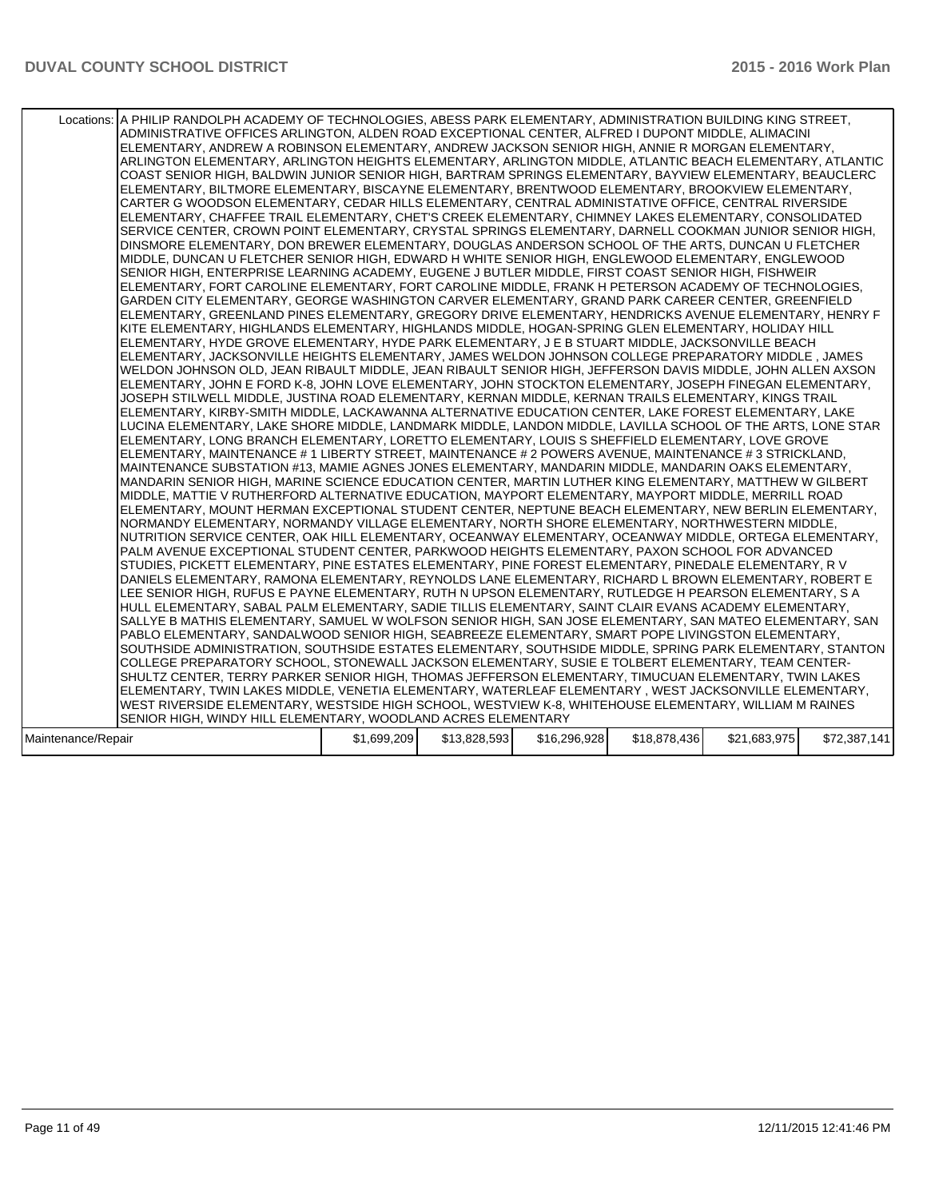| | | | | | | |
|---|---|---|---|---|---|---|
| Locations: | A PHILIP RANDOLPH ACADEMY OF TECHNOLOGIES, ABESS PARK ELEMENTARY, ADMINISTRATION BUILDING KING STREET, ADMINISTRATIVE OFFICES ARLINGTON, ALDEN ROAD EXCEPTIONAL CENTER, ALFRED I DUPONT MIDDLE, ALIMACINI ELEMENTARY, ANDREW A ROBINSON ELEMENTARY, ANDREW JACKSON SENIOR HIGH, ANNIE R MORGAN ELEMENTARY, ARLINGTON ELEMENTARY, ARLINGTON HEIGHTS ELEMENTARY, ARLINGTON MIDDLE, ATLANTIC BEACH ELEMENTARY, ATLANTIC COAST SENIOR HIGH, BALDWIN JUNIOR SENIOR HIGH, BARTRAM SPRINGS ELEMENTARY, BAYVIEW ELEMENTARY, BEAUCLERC ELEMENTARY, BILTMORE ELEMENTARY, BISCAYNE ELEMENTARY, BRENTWOOD ELEMENTARY, BROOKVIEW ELEMENTARY, CARTER G WOODSON ELEMENTARY, CEDAR HILLS ELEMENTARY, CENTRAL ADMINISTATIVE OFFICE, CENTRAL RIVERSIDE ELEMENTARY, CHAFFEE TRAIL ELEMENTARY, CHET'S CREEK ELEMENTARY, CHIMNEY LAKES ELEMENTARY, CONSOLIDATED SERVICE CENTER, CROWN POINT ELEMENTARY, CRYSTAL SPRINGS ELEMENTARY, DARNELL COOKMAN JUNIOR SENIOR HIGH, DINSMORE ELEMENTARY, DON BREWER ELEMENTARY, DOUGLAS ANDERSON SCHOOL OF THE ARTS, DUNCAN U FLETCHER MIDDLE, DUNCAN U FLETCHER SENIOR HIGH, EDWARD H WHITE SENIOR HIGH, ENGLEWOOD ELEMENTARY, ENGLEWOOD SENIOR HIGH, ENTERPRISE LEARNING ACADEMY, EUGENE J BUTLER MIDDLE, FIRST COAST SENIOR HIGH, FISHWEIR ELEMENTARY, FORT CAROLINE ELEMENTARY, FORT CAROLINE MIDDLE, FRANK H PETERSON ACADEMY OF TECHNOLOGIES, GARDEN CITY ELEMENTARY, GEORGE WASHINGTON CARVER ELEMENTARY, GRAND PARK CAREER CENTER, GREENFIELD ELEMENTARY, GREENLAND PINES ELEMENTARY, GREGORY DRIVE ELEMENTARY, HENDRICKS AVENUE ELEMENTARY, HENRY F KITE ELEMENTARY, HIGHLANDS ELEMENTARY, HIGHLANDS MIDDLE, HOGAN-SPRING GLEN ELEMENTARY, HOLIDAY HILL ELEMENTARY, HYDE GROVE ELEMENTARY, HYDE PARK ELEMENTARY, J E B STUART MIDDLE, JACKSONVILLE BEACH ELEMENTARY, JACKSONVILLE HEIGHTS ELEMENTARY, JAMES WELDON JOHNSON COLLEGE PREPARATORY MIDDLE , JAMES WELDON JOHNSON OLD, JEAN RIBAULT MIDDLE, JEAN RIBAULT SENIOR HIGH, JEFFERSON DAVIS MIDDLE, JOHN ALLEN AXSON ELEMENTARY, JOHN E FORD K-8, JOHN LOVE ELEMENTARY, JOHN STOCKTON ELEMENTARY, JOSEPH FINEGAN ELEMENTARY, JOSEPH STILWELL MIDDLE, JUSTINA ROAD ELEMENTARY, KERNAN MIDDLE, KERNAN TRAILS ELEMENTARY, KINGS TRAIL ELEMENTARY, KIRBY-SMITH MIDDLE, LACKAWANNA ALTERNATIVE EDUCATION CENTER, LAKE FOREST ELEMENTARY, LAKE LUCINA ELEMENTARY, LAKE SHORE MIDDLE, LANDMARK MIDDLE, LANDON MIDDLE, LAVILLA SCHOOL OF THE ARTS, LONE STAR ELEMENTARY, LONG BRANCH ELEMENTARY, LORETTO ELEMENTARY, LOUIS S SHEFFIELD ELEMENTARY, LOVE GROVE ELEMENTARY, MAINTENANCE # 1 LIBERTY STREET, MAINTENANCE # 2 POWERS AVENUE, MAINTENANCE # 3 STRICKLAND, MAINTENANCE SUBSTATION #13, MAMIE AGNES JONES ELEMENTARY, MANDARIN MIDDLE, MANDARIN OAKS ELEMENTARY, MANDARIN SENIOR HIGH, MARINE SCIENCE EDUCATION CENTER, MARTIN LUTHER KING ELEMENTARY, MATTHEW W GILBERT MIDDLE, MATTIE V RUTHERFORD ALTERNATIVE EDUCATION, MAYPORT ELEMENTARY, MAYPORT MIDDLE, MERRILL ROAD ELEMENTARY, MOUNT HERMAN EXCEPTIONAL STUDENT CENTER, NEPTUNE BEACH ELEMENTARY, NEW BERLIN ELEMENTARY, NORMANDY ELEMENTARY, NORMANDY VILLAGE ELEMENTARY, NORTH SHORE ELEMENTARY, NORTHWESTERN MIDDLE, NUTRITION SERVICE CENTER, OAK HILL ELEMENTARY, OCEANWAY ELEMENTARY, OCEANWAY MIDDLE, ORTEGA ELEMENTARY, PALM AVENUE EXCEPTIONAL STUDENT CENTER, PARKWOOD HEIGHTS ELEMENTARY, PAXON SCHOOL FOR ADVANCED STUDIES, PICKETT ELEMENTARY, PINE ESTATES ELEMENTARY, PINE FOREST ELEMENTARY, PINEDALE ELEMENTARY, R V DANIELS ELEMENTARY, RAMONA ELEMENTARY, REYNOLDS LANE ELEMENTARY, RICHARD L BROWN ELEMENTARY, ROBERT E LEE SENIOR HIGH, RUFUS E PAYNE ELEMENTARY, RUTH N UPSON ELEMENTARY, RUTLEDGE H PEARSON ELEMENTARY, S A HULL ELEMENTARY, SABAL PALM ELEMENTARY, SADIE TILLIS ELEMENTARY, SAINT CLAIR EVANS ACADEMY ELEMENTARY, SALLYE B MATHIS ELEMENTARY, SAMUEL W WOLFSON SENIOR HIGH, SAN JOSE ELEMENTARY, SAN MATEO ELEMENTARY, SAN PABLO ELEMENTARY, SANDALWOOD SENIOR HIGH, SEABREEZE ELEMENTARY, SMART POPE LIVINGSTON ELEMENTARY, SOUTHSIDE ADMINISTRATION, SOUTHSIDE ESTATES ELEMENTARY, SOUTHSIDE MIDDLE, SPRING PARK ELEMENTARY, STANTON COLLEGE PREPARATORY SCHOOL, STONEWALL JACKSON ELEMENTARY, SUSIE E TOLBERT ELEMENTARY, TEAM CENTER-SHULTZ CENTER, TERRY PARKER SENIOR HIGH, THOMAS JEFFERSON ELEMENTARY, TIMUCUAN ELEMENTARY, TWIN LAKES ELEMENTARY, TWIN LAKES MIDDLE, VENETIA ELEMENTARY, WATERLEAF ELEMENTARY , WEST JACKSONVILLE ELEMENTARY, WEST RIVERSIDE ELEMENTARY, WESTSIDE HIGH SCHOOL, WESTVIEW K-8, WHITEHOUSE ELEMENTARY, WILLIAM M RAINES SENIOR HIGH, WINDY HILL ELEMENTARY, WOODLAND ACRES ELEMENTARY | | | | | |
| Maintenance/Repair | | $1,699,209 | $13,828,593 | $16,296,928 | $18,878,436 | $21,683,975 | $72,387,141 |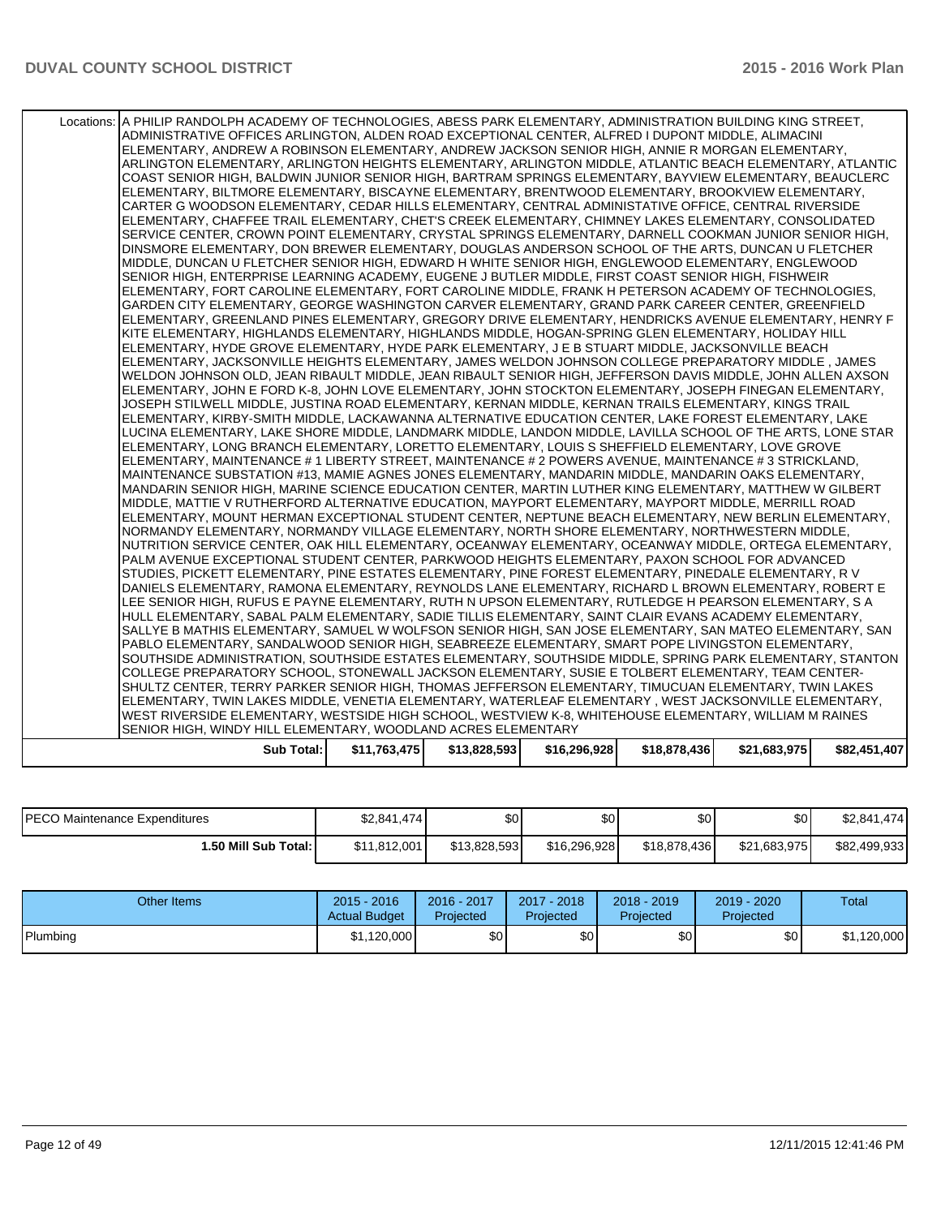| | | | | | | |
|---|---|---|---|---|---|---|
| Locations: | A PHILIP RANDOLPH ACADEMY OF TECHNOLOGIES, ABESS PARK ELEMENTARY, ADMINISTRATION BUILDING KING STREET, ADMINISTRATIVE OFFICES ARLINGTON, ALDEN ROAD EXCEPTIONAL CENTER, ALFRED I DUPONT MIDDLE, ALIMACINI ELEMENTARY, ANDREW A ROBINSON ELEMENTARY, ANDREW JACKSON SENIOR HIGH, ANNIE R MORGAN ELEMENTARY, ARLINGTON ELEMENTARY, ARLINGTON HEIGHTS ELEMENTARY, ARLINGTON MIDDLE, ATLANTIC BEACH ELEMENTARY, ATLANTIC COAST SENIOR HIGH, BALDWIN JUNIOR SENIOR HIGH, BARTRAM SPRINGS ELEMENTARY, BAYVIEW ELEMENTARY, BEAUCLERC ELEMENTARY, BILTMORE ELEMENTARY, BISCAYNE ELEMENTARY, BRENTWOOD ELEMENTARY, BROOKVIEW ELEMENTARY, CARTER G WOODSON ELEMENTARY, CEDAR HILLS ELEMENTARY, CENTRAL ADMINISTATIVE OFFICE, CENTRAL RIVERSIDE ELEMENTARY, CHAFFEE TRAIL ELEMENTARY, CHET'S CREEK ELEMENTARY, CHIMNEY LAKES ELEMENTARY, CONSOLIDATED SERVICE CENTER, CROWN POINT ELEMENTARY, CRYSTAL SPRINGS ELEMENTARY, DARNELL COOKMAN JUNIOR SENIOR HIGH, DINSMORE ELEMENTARY, DON BREWER ELEMENTARY, DOUGLAS ANDERSON SCHOOL OF THE ARTS, DUNCAN U FLETCHER MIDDLE, DUNCAN U FLETCHER SENIOR HIGH, EDWARD H WHITE SENIOR HIGH, ENGLEWOOD ELEMENTARY, ENGLEWOOD SENIOR HIGH, ENTERPRISE LEARNING ACADEMY, EUGENE J BUTLER MIDDLE, FIRST COAST SENIOR HIGH, FISHWEIR ELEMENTARY, FORT CAROLINE ELEMENTARY, FORT CAROLINE MIDDLE, FRANK H PETERSON ACADEMY OF TECHNOLOGIES, GARDEN CITY ELEMENTARY, GEORGE WASHINGTON CARVER ELEMENTARY, GRAND PARK CAREER CENTER, GREENFIELD ELEMENTARY, GREENLAND PINES ELEMENTARY, GREGORY DRIVE ELEMENTARY, HENDRICKS AVENUE ELEMENTARY, HENRY F KITE ELEMENTARY, HIGHLANDS ELEMENTARY, HIGHLANDS MIDDLE, HOGAN-SPRING GLEN ELEMENTARY, HOLIDAY HILL ELEMENTARY, HYDE GROVE ELEMENTARY, HYDE PARK ELEMENTARY, J E B STUART MIDDLE, JACKSONVILLE BEACH ELEMENTARY, JACKSONVILLE HEIGHTS ELEMENTARY, JAMES WELDON JOHNSON COLLEGE PREPARATORY MIDDLE , JAMES WELDON JOHNSON OLD, JEAN RIBAULT MIDDLE, JEAN RIBAULT SENIOR HIGH, JEFFERSON DAVIS MIDDLE, JOHN ALLEN AXSON ELEMENTARY, JOHN E FORD K-8, JOHN LOVE ELEMENTARY, JOHN STOCKTON ELEMENTARY, JOSEPH FINEGAN ELEMENTARY, JOSEPH STILWELL MIDDLE, JUSTINA ROAD ELEMENTARY, KERNAN MIDDLE, KERNAN TRAILS ELEMENTARY, KINGS TRAIL ELEMENTARY, KIRBY-SMITH MIDDLE, LACKAWANNA ALTERNATIVE EDUCATION CENTER, LAKE FOREST ELEMENTARY, LAKE LUCINA ELEMENTARY, LAKE SHORE MIDDLE, LANDMARK MIDDLE, LANDON MIDDLE, LAVILLA SCHOOL OF THE ARTS, LONE STAR ELEMENTARY, LONG BRANCH ELEMENTARY, LORETTO ELEMENTARY, LOUIS S SHEFFIELD ELEMENTARY, LOVE GROVE ELEMENTARY, MAINTENANCE # 1 LIBERTY STREET, MAINTENANCE # 2 POWERS AVENUE, MAINTENANCE # 3 STRICKLAND, MAINTENANCE SUBSTATION #13, MAMIE AGNES JONES ELEMENTARY, MANDARIN MIDDLE, MANDARIN OAKS ELEMENTARY, MANDARIN SENIOR HIGH, MARINE SCIENCE EDUCATION CENTER, MARTIN LUTHER KING ELEMENTARY, MATTHEW W GILBERT MIDDLE, MATTIE V RUTHERFORD ALTERNATIVE EDUCATION, MAYPORT ELEMENTARY, MAYPORT MIDDLE, MERRILL ROAD ELEMENTARY, MOUNT HERMAN EXCEPTIONAL STUDENT CENTER, NEPTUNE BEACH ELEMENTARY, NEW BERLIN ELEMENTARY, NORMANDY ELEMENTARY, NORMANDY VILLAGE ELEMENTARY, NORTH SHORE ELEMENTARY, NORTHWESTERN MIDDLE, NUTRITION SERVICE CENTER, OAK HILL ELEMENTARY, OCEANWAY ELEMENTARY, OCEANWAY MIDDLE, ORTEGA ELEMENTARY, PALM AVENUE EXCEPTIONAL STUDENT CENTER, PARKWOOD HEIGHTS ELEMENTARY, PAXON SCHOOL FOR ADVANCED STUDIES, PICKETT ELEMENTARY, PINE ESTATES ELEMENTARY, PINE FOREST ELEMENTARY, PINEDALE ELEMENTARY, R V DANIELS ELEMENTARY, RAMONA ELEMENTARY, REYNOLDS LANE ELEMENTARY, RICHARD L BROWN ELEMENTARY, ROBERT E LEE SENIOR HIGH, RUFUS E PAYNE ELEMENTARY, RUTH N UPSON ELEMENTARY, RUTLEDGE H PEARSON ELEMENTARY, S A HULL ELEMENTARY, SABAL PALM ELEMENTARY, SADIE TILLIS ELEMENTARY, SAINT CLAIR EVANS ACADEMY ELEMENTARY, SALLYE B MATHIS ELEMENTARY, SAMUEL W WOLFSON SENIOR HIGH, SAN JOSE ELEMENTARY, SAN MATEO ELEMENTARY, SAN PABLO ELEMENTARY, SANDALWOOD SENIOR HIGH, SEABREEZE ELEMENTARY, SMART POPE LIVINGSTON ELEMENTARY, SOUTHSIDE ADMINISTRATION, SOUTHSIDE ESTATES ELEMENTARY, SOUTHSIDE MIDDLE, SPRING PARK ELEMENTARY, STANTON COLLEGE PREPARATORY SCHOOL, STONEWALL JACKSON ELEMENTARY, SUSIE E TOLBERT ELEMENTARY, TEAM CENTER-SHULTZ CENTER, TERRY PARKER SENIOR HIGH, THOMAS JEFFERSON ELEMENTARY, TIMUCUAN ELEMENTARY, TWIN LAKES ELEMENTARY, TWIN LAKES MIDDLE, VENETIA ELEMENTARY, WATERLEAF ELEMENTARY , WEST JACKSONVILLE ELEMENTARY, WEST RIVERSIDE ELEMENTARY, WESTSIDE HIGH SCHOOL, WESTVIEW K-8, WHITEHOUSE ELEMENTARY, WILLIAM M RAINES SENIOR HIGH, WINDY HILL ELEMENTARY, WOODLAND ACRES ELEMENTARY | | | | | |
| Sub Total: | $11,763,475 | $13,828,593 | $16,296,928 | $18,878,436 | $21,683,975 | $82,451,407 |

| | | | | | | |
|---|---|---|---|---|---|---|
| PECO Maintenance Expenditures | $2,841,474 | $0 | $0 | $0 | $0 | $2,841,474 |
| 1.50 Mill Sub Total: | $11,812,001 | $13,828,593 | $16,296,928 | $18,878,436 | $21,683,975 | $82,499,933 |

| Other Items | 2015 - 2016 Actual Budget | 2016 - 2017 Projected | 2017 - 2018 Projected | 2018 - 2019 Projected | 2019 - 2020 Projected | Total |
|---|---|---|---|---|---|---|
| Plumbing | $1,120,000 | $0 | $0 | $0 | $0 | $1,120,000 |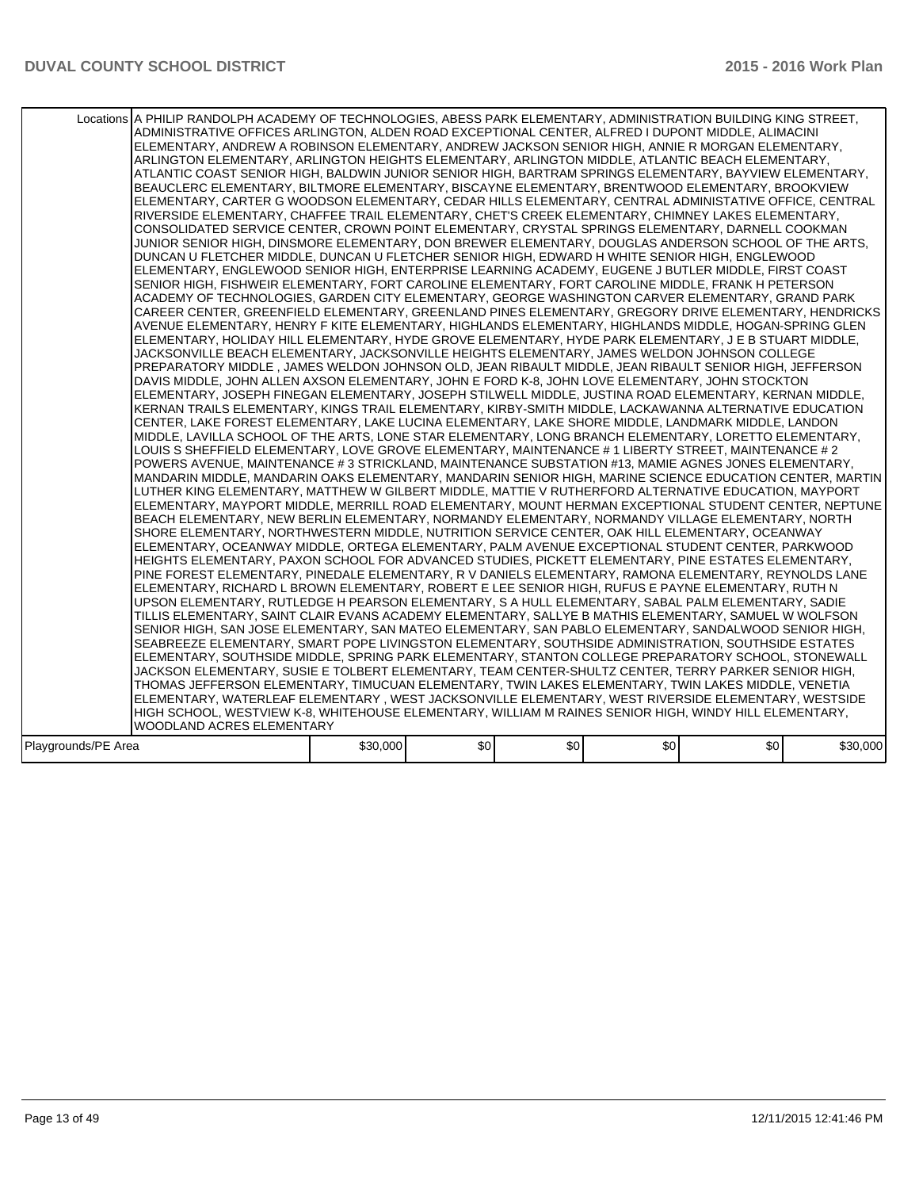| | | | | | | |
|---|---|---|---|---|---|---|
| Locations | A PHILIP RANDOLPH ACADEMY OF TECHNOLOGIES, ABESS PARK ELEMENTARY, ADMINISTRATION BUILDING KING STREET, ADMINISTRATIVE OFFICES ARLINGTON, ALDEN ROAD EXCEPTIONAL CENTER, ALFRED I DUPONT MIDDLE, ALIMACINI ELEMENTARY, ANDREW A ROBINSON ELEMENTARY, ANDREW JACKSON SENIOR HIGH, ANNIE R MORGAN ELEMENTARY, ARLINGTON ELEMENTARY, ARLINGTON HEIGHTS ELEMENTARY, ARLINGTON MIDDLE, ATLANTIC BEACH ELEMENTARY, ATLANTIC COAST SENIOR HIGH, BALDWIN JUNIOR SENIOR HIGH, BARTRAM SPRINGS ELEMENTARY, BAYVIEW ELEMENTARY, BEAUCLERC ELEMENTARY, BILTMORE ELEMENTARY, BISCAYNE ELEMENTARY, BRENTWOOD ELEMENTARY, BROOKVIEW ELEMENTARY, CARTER G WOODSON ELEMENTARY, CEDAR HILLS ELEMENTARY, CENTRAL ADMINISTATIVE OFFICE, CENTRAL RIVERSIDE ELEMENTARY, CHAFFEE TRAIL ELEMENTARY, CHET'S CREEK ELEMENTARY, CHIMNEY LAKES ELEMENTARY, CONSOLIDATED SERVICE CENTER, CROWN POINT ELEMENTARY, CRYSTAL SPRINGS ELEMENTARY, DARNELL COOKMAN JUNIOR SENIOR HIGH, DINSMORE ELEMENTARY, DON BREWER ELEMENTARY, DOUGLAS ANDERSON SCHOOL OF THE ARTS, DUNCAN U FLETCHER MIDDLE, DUNCAN U FLETCHER SENIOR HIGH, EDWARD H WHITE SENIOR HIGH, ENGLEWOOD ELEMENTARY, ENGLEWOOD SENIOR HIGH, ENTERPRISE LEARNING ACADEMY, EUGENE J BUTLER MIDDLE, FIRST COAST SENIOR HIGH, FISHWEIR ELEMENTARY, FORT CAROLINE ELEMENTARY, FORT CAROLINE MIDDLE, FRANK H PETERSON ACADEMY OF TECHNOLOGIES, GARDEN CITY ELEMENTARY, GEORGE WASHINGTON CARVER ELEMENTARY, GRAND PARK CAREER CENTER, GREENFIELD ELEMENTARY, GREENLAND PINES ELEMENTARY, GREGORY DRIVE ELEMENTARY, HENDRICKS AVENUE ELEMENTARY, HENRY F KITE ELEMENTARY, HIGHLANDS ELEMENTARY, HIGHLANDS MIDDLE, HOGAN-SPRING GLEN ELEMENTARY, HOLIDAY HILL ELEMENTARY, HYDE GROVE ELEMENTARY, HYDE PARK ELEMENTARY, J E B STUART MIDDLE, JACKSONVILLE BEACH ELEMENTARY, JACKSONVILLE HEIGHTS ELEMENTARY, JAMES WELDON JOHNSON COLLEGE PREPARATORY MIDDLE , JAMES WELDON JOHNSON OLD, JEAN RIBAULT MIDDLE, JEAN RIBAULT SENIOR HIGH, JEFFERSON DAVIS MIDDLE, JOHN ALLEN AXSON ELEMENTARY, JOHN E FORD K-8, JOHN LOVE ELEMENTARY, JOHN STOCKTON ELEMENTARY, JOSEPH FINEGAN ELEMENTARY, JOSEPH STILWELL MIDDLE, JUSTINA ROAD ELEMENTARY, KERNAN MIDDLE, KERNAN TRAILS ELEMENTARY, KINGS TRAIL ELEMENTARY, KIRBY-SMITH MIDDLE, LACKAWANNA ALTERNATIVE EDUCATION CENTER, LAKE FOREST ELEMENTARY, LAKE LUCINA ELEMENTARY, LAKE SHORE MIDDLE, LANDMARK MIDDLE, LANDON MIDDLE, LAVILLA SCHOOL OF THE ARTS, LONE STAR ELEMENTARY, LONG BRANCH ELEMENTARY, LORETTO ELEMENTARY, LOUIS S SHEFFIELD ELEMENTARY, LOVE GROVE ELEMENTARY, MAINTENANCE # 1 LIBERTY STREET, MAINTENANCE # 2 POWERS AVENUE, MAINTENANCE # 3 STRICKLAND, MAINTENANCE SUBSTATION #13, MAMIE AGNES JONES ELEMENTARY, MANDARIN MIDDLE, MANDARIN OAKS ELEMENTARY, MANDARIN SENIOR HIGH, MARINE SCIENCE EDUCATION CENTER, MARTIN LUTHER KING ELEMENTARY, MATTHEW W GILBERT MIDDLE, MATTIE V RUTHERFORD ALTERNATIVE EDUCATION, MAYPORT ELEMENTARY, MAYPORT MIDDLE, MERRILL ROAD ELEMENTARY, MOUNT HERMAN EXCEPTIONAL STUDENT CENTER, NEPTUNE BEACH ELEMENTARY, NEW BERLIN ELEMENTARY, NORMANDY ELEMENTARY, NORMANDY VILLAGE ELEMENTARY, NORTH SHORE ELEMENTARY, NORTHWESTERN MIDDLE, NUTRITION SERVICE CENTER, OAK HILL ELEMENTARY, OCEANWAY ELEMENTARY, OCEANWAY MIDDLE, ORTEGA ELEMENTARY, PALM AVENUE EXCEPTIONAL STUDENT CENTER, PARKWOOD HEIGHTS ELEMENTARY, PAXON SCHOOL FOR ADVANCED STUDIES, PICKETT ELEMENTARY, PINE ESTATES ELEMENTARY, PINE FOREST ELEMENTARY, PINEDALE ELEMENTARY, R V DANIELS ELEMENTARY, RAMONA ELEMENTARY, REYNOLDS LANE ELEMENTARY, RICHARD L BROWN ELEMENTARY, ROBERT E LEE SENIOR HIGH, RUFUS E PAYNE ELEMENTARY, RUTH N UPSON ELEMENTARY, RUTLEDGE H PEARSON ELEMENTARY, S A HULL ELEMENTARY, SABAL PALM ELEMENTARY, SADIE TILLIS ELEMENTARY, SAINT CLAIR EVANS ACADEMY ELEMENTARY, SALLYE B MATHIS ELEMENTARY, SAMUEL W WOLFSON SENIOR HIGH, SAN JOSE ELEMENTARY, SAN MATEO ELEMENTARY, SAN PABLO ELEMENTARY, SANDALWOOD SENIOR HIGH, SEABREEZE ELEMENTARY, SMART POPE LIVINGSTON ELEMENTARY, SOUTHSIDE ADMINISTRATION, SOUTHSIDE ESTATES ELEMENTARY, SOUTHSIDE MIDDLE, SPRING PARK ELEMENTARY, STANTON COLLEGE PREPARATORY SCHOOL, STONEWALL JACKSON ELEMENTARY, SUSIE E TOLBERT ELEMENTARY, TEAM CENTER-SHULTZ CENTER, TERRY PARKER SENIOR HIGH, THOMAS JEFFERSON ELEMENTARY, TIMUCUAN ELEMENTARY, TWIN LAKES ELEMENTARY, TWIN LAKES MIDDLE, VENETIA ELEMENTARY, WATERLEAF ELEMENTARY , WEST JACKSONVILLE ELEMENTARY, WEST RIVERSIDE ELEMENTARY, WESTSIDE HIGH SCHOOL, WESTVIEW K-8, WHITEHOUSE ELEMENTARY, WILLIAM M RAINES SENIOR HIGH, WINDY HILL ELEMENTARY, WOODLAND ACRES ELEMENTARY | | | | | |
| Playgrounds/PE Area | $30,000 | $0 | $0 | $0 | $0 | $30,000 |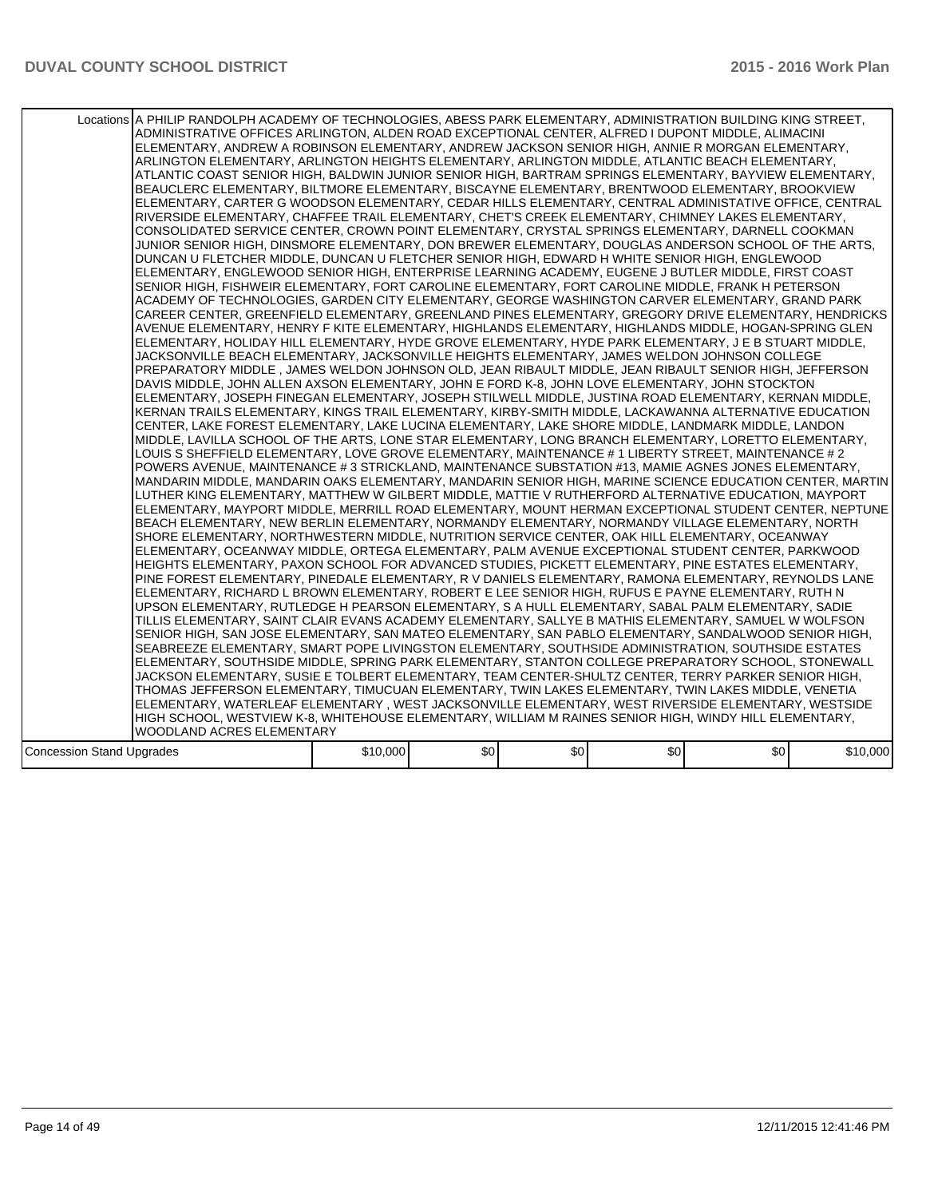| | | | | | | |
|---|---|---|---|---|---|---|
| Locations | A PHILIP RANDOLPH ACADEMY OF TECHNOLOGIES, ABESS PARK ELEMENTARY, ADMINISTRATION BUILDING KING STREET, ADMINISTRATIVE OFFICES ARLINGTON, ALDEN ROAD EXCEPTIONAL CENTER, ALFRED I DUPONT MIDDLE, ALIMACINI ELEMENTARY, ANDREW A ROBINSON ELEMENTARY, ANDREW JACKSON SENIOR HIGH, ANNIE R MORGAN ELEMENTARY, ARLINGTON ELEMENTARY, ARLINGTON HEIGHTS ELEMENTARY, ARLINGTON MIDDLE, ATLANTIC BEACH ELEMENTARY, ATLANTIC COAST SENIOR HIGH, BALDWIN JUNIOR SENIOR HIGH, BARTRAM SPRINGS ELEMENTARY, BAYVIEW ELEMENTARY, BEAUCLERC ELEMENTARY, BILTMORE ELEMENTARY, BISCAYNE ELEMENTARY, BRENTWOOD ELEMENTARY, BROOKVIEW ELEMENTARY, CARTER G WOODSON ELEMENTARY, CEDAR HILLS ELEMENTARY, CENTRAL ADMINISTATIVE OFFICE, CENTRAL RIVERSIDE ELEMENTARY, CHAFFEE TRAIL ELEMENTARY, CHET'S CREEK ELEMENTARY, CHIMNEY LAKES ELEMENTARY, CONSOLIDATED SERVICE CENTER, CROWN POINT ELEMENTARY, CRYSTAL SPRINGS ELEMENTARY, DARNELL COOKMAN JUNIOR SENIOR HIGH, DINSMORE ELEMENTARY, DON BREWER ELEMENTARY, DOUGLAS ANDERSON SCHOOL OF THE ARTS, DUNCAN U FLETCHER MIDDLE, DUNCAN U FLETCHER SENIOR HIGH, EDWARD H WHITE SENIOR HIGH, ENGLEWOOD ELEMENTARY, ENGLEWOOD SENIOR HIGH, ENTERPRISE LEARNING ACADEMY, EUGENE J BUTLER MIDDLE, FIRST COAST SENIOR HIGH, FISHWEIR ELEMENTARY, FORT CAROLINE ELEMENTARY, FORT CAROLINE MIDDLE, FRANK H PETERSON ACADEMY OF TECHNOLOGIES, GARDEN CITY ELEMENTARY, GEORGE WASHINGTON CARVER ELEMENTARY, GRAND PARK CAREER CENTER, GREENFIELD ELEMENTARY, GREENLAND PINES ELEMENTARY, GREGORY DRIVE ELEMENTARY, HENDRICKS AVENUE ELEMENTARY, HENRY F KITE ELEMENTARY, HIGHLANDS ELEMENTARY, HIGHLANDS MIDDLE, HOGAN-SPRING GLEN ELEMENTARY, HOLIDAY HILL ELEMENTARY, HYDE GROVE ELEMENTARY, HYDE PARK ELEMENTARY, J E B STUART MIDDLE, JACKSONVILLE BEACH ELEMENTARY, JACKSONVILLE HEIGHTS ELEMENTARY, JAMES WELDON JOHNSON COLLEGE PREPARATORY MIDDLE , JAMES WELDON JOHNSON OLD, JEAN RIBAULT MIDDLE, JEAN RIBAULT SENIOR HIGH, JEFFERSON DAVIS MIDDLE, JOHN ALLEN AXSON ELEMENTARY, JOHN E FORD K-8, JOHN LOVE ELEMENTARY, JOHN STOCKTON ELEMENTARY, JOSEPH FINEGAN ELEMENTARY, JOSEPH STILWELL MIDDLE, JUSTINA ROAD ELEMENTARY, KERNAN MIDDLE, KERNAN TRAILS ELEMENTARY, KINGS TRAIL ELEMENTARY, KIRBY-SMITH MIDDLE, LACKAWANNA ALTERNATIVE EDUCATION CENTER, LAKE FOREST ELEMENTARY, LAKE LUCINA ELEMENTARY, LAKE SHORE MIDDLE, LANDMARK MIDDLE, LANDON MIDDLE, LAVILLA SCHOOL OF THE ARTS, LONE STAR ELEMENTARY, LONG BRANCH ELEMENTARY, LORETTO ELEMENTARY, LOUIS S SHEFFIELD ELEMENTARY, LOVE GROVE ELEMENTARY, MAINTENANCE # 1 LIBERTY STREET, MAINTENANCE # 2 POWERS AVENUE, MAINTENANCE # 3 STRICKLAND, MAINTENANCE SUBSTATION #13, MAMIE AGNES JONES ELEMENTARY, MANDARIN MIDDLE, MANDARIN OAKS ELEMENTARY, MANDARIN SENIOR HIGH, MARINE SCIENCE EDUCATION CENTER, MARTIN LUTHER KING ELEMENTARY, MATTHEW W GILBERT MIDDLE, MATTIE V RUTHERFORD ALTERNATIVE EDUCATION, MAYPORT ELEMENTARY, MAYPORT MIDDLE, MERRILL ROAD ELEMENTARY, MOUNT HERMAN EXCEPTIONAL STUDENT CENTER, NEPTUNE BEACH ELEMENTARY, NEW BERLIN ELEMENTARY, NORMANDY ELEMENTARY, NORMANDY VILLAGE ELEMENTARY, NORTH SHORE ELEMENTARY, NORTHWESTERN MIDDLE, NUTRITION SERVICE CENTER, OAK HILL ELEMENTARY, OCEANWAY ELEMENTARY, OCEANWAY MIDDLE, ORTEGA ELEMENTARY, PALM AVENUE EXCEPTIONAL STUDENT CENTER, PARKWOOD HEIGHTS ELEMENTARY, PAXON SCHOOL FOR ADVANCED STUDIES, PICKETT ELEMENTARY, PINE ESTATES ELEMENTARY, PINE FOREST ELEMENTARY, PINEDALE ELEMENTARY, R V DANIELS ELEMENTARY, RAMONA ELEMENTARY, REYNOLDS LANE ELEMENTARY, RICHARD L BROWN ELEMENTARY, ROBERT E LEE SENIOR HIGH, RUFUS E PAYNE ELEMENTARY, RUTH N UPSON ELEMENTARY, RUTLEDGE H PEARSON ELEMENTARY, S A HULL ELEMENTARY, SABAL PALM ELEMENTARY, SADIE TILLIS ELEMENTARY, SAINT CLAIR EVANS ACADEMY ELEMENTARY, SALLYE B MATHIS ELEMENTARY, SAMUEL W WOLFSON SENIOR HIGH, SAN JOSE ELEMENTARY, SAN MATEO ELEMENTARY, SAN PABLO ELEMENTARY, SANDALWOOD SENIOR HIGH, SEABREEZE ELEMENTARY, SMART POPE LIVINGSTON ELEMENTARY, SOUTHSIDE ADMINISTRATION, SOUTHSIDE ESTATES ELEMENTARY, SOUTHSIDE MIDDLE, SPRING PARK ELEMENTARY, STANTON COLLEGE PREPARATORY SCHOOL, STONEWALL JACKSON ELEMENTARY, SUSIE E TOLBERT ELEMENTARY, TEAM CENTER-SHULTZ CENTER, TERRY PARKER SENIOR HIGH, THOMAS JEFFERSON ELEMENTARY, TIMUCUAN ELEMENTARY, TWIN LAKES ELEMENTARY, TWIN LAKES MIDDLE, VENETIA ELEMENTARY, WATERLEAF ELEMENTARY , WEST JACKSONVILLE ELEMENTARY, WEST RIVERSIDE ELEMENTARY, WESTSIDE HIGH SCHOOL, WESTVIEW K-8, WHITEHOUSE ELEMENTARY, WILLIAM M RAINES SENIOR HIGH, WINDY HILL ELEMENTARY, WOODLAND ACRES ELEMENTARY | | | | | |
| Concession Stand Upgrades | $10,000 | $0 | $0 | $0 | $0 | $10,000 |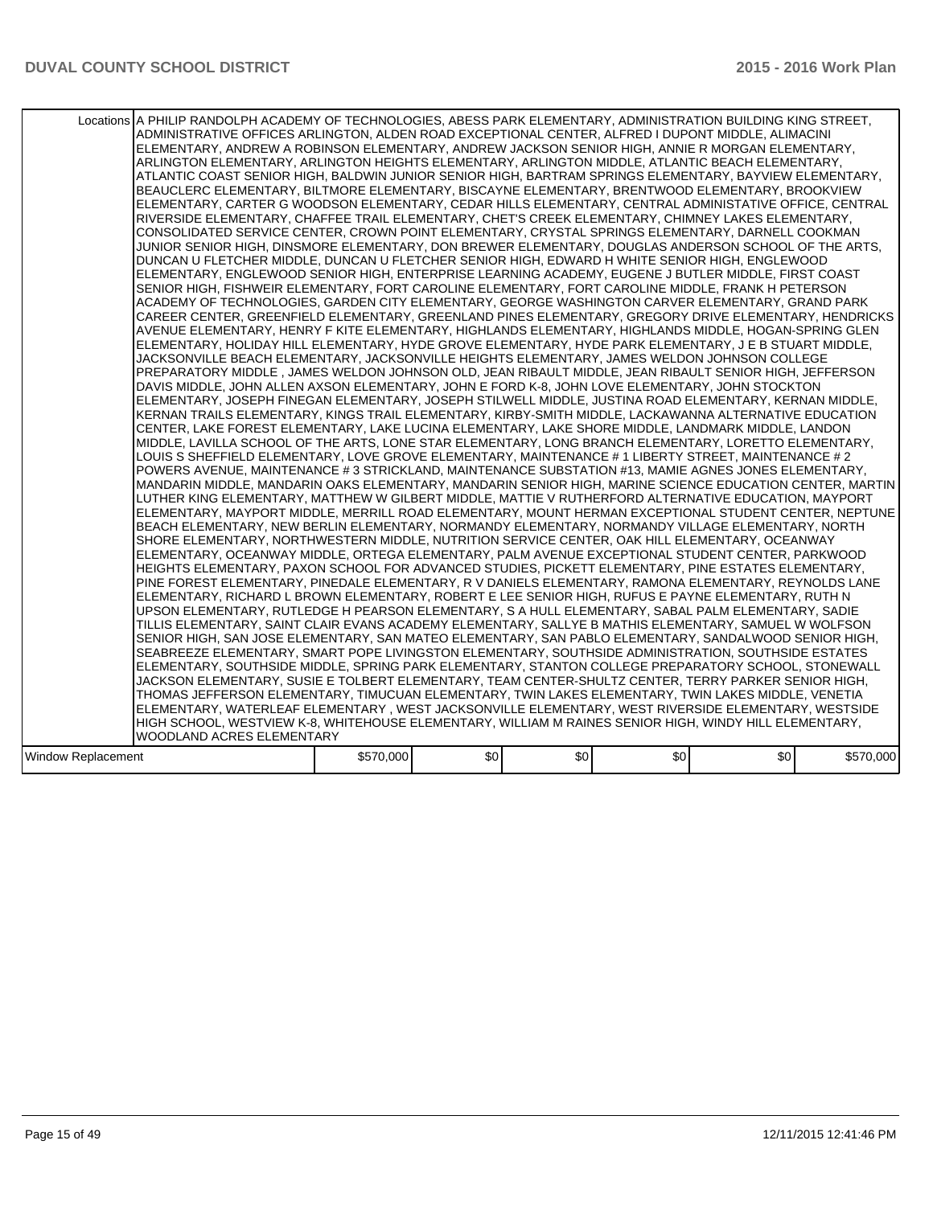| | | | | | | |
|---|---|---|---|---|---|---|
| Locations | A PHILIP RANDOLPH ACADEMY OF TECHNOLOGIES, ABESS PARK ELEMENTARY, ADMINISTRATION BUILDING KING STREET, ADMINISTRATIVE OFFICES ARLINGTON, ALDEN ROAD EXCEPTIONAL CENTER, ALFRED I DUPONT MIDDLE, ALIMACINI ELEMENTARY, ANDREW A ROBINSON ELEMENTARY, ANDREW JACKSON SENIOR HIGH, ANNIE R MORGAN ELEMENTARY, ARLINGTON ELEMENTARY, ARLINGTON HEIGHTS ELEMENTARY, ARLINGTON MIDDLE, ATLANTIC BEACH ELEMENTARY, ATLANTIC COAST SENIOR HIGH, BALDWIN JUNIOR SENIOR HIGH, BARTRAM SPRINGS ELEMENTARY, BAYVIEW ELEMENTARY, BEAUCLERC ELEMENTARY, BILTMORE ELEMENTARY, BISCAYNE ELEMENTARY, BRENTWOOD ELEMENTARY, BROOKVIEW ELEMENTARY, CARTER G WOODSON ELEMENTARY, CEDAR HILLS ELEMENTARY, CENTRAL ADMINISTATIVE OFFICE, CENTRAL RIVERSIDE ELEMENTARY, CHAFFEE TRAIL ELEMENTARY, CHET'S CREEK ELEMENTARY, CHIMNEY LAKES ELEMENTARY, CONSOLIDATED SERVICE CENTER, CROWN POINT ELEMENTARY, CRYSTAL SPRINGS ELEMENTARY, DARNELL COOKMAN JUNIOR SENIOR HIGH, DINSMORE ELEMENTARY, DON BREWER ELEMENTARY, DOUGLAS ANDERSON SCHOOL OF THE ARTS, DUNCAN U FLETCHER MIDDLE, DUNCAN U FLETCHER SENIOR HIGH, EDWARD H WHITE SENIOR HIGH, ENGLEWOOD ELEMENTARY, ENGLEWOOD SENIOR HIGH, ENTERPRISE LEARNING ACADEMY, EUGENE J BUTLER MIDDLE, FIRST COAST SENIOR HIGH, FISHWEIR ELEMENTARY, FORT CAROLINE ELEMENTARY, FORT CAROLINE MIDDLE, FRANK H PETERSON ACADEMY OF TECHNOLOGIES, GARDEN CITY ELEMENTARY, GEORGE WASHINGTON CARVER ELEMENTARY, GRAND PARK CAREER CENTER, GREENFIELD ELEMENTARY, GREENLAND PINES ELEMENTARY, GREGORY DRIVE ELEMENTARY, HENDRICKS AVENUE ELEMENTARY, HENRY F KITE ELEMENTARY, HIGHLANDS ELEMENTARY, HIGHLANDS MIDDLE, HOGAN-SPRING GLEN ELEMENTARY, HOLIDAY HILL ELEMENTARY, HYDE GROVE ELEMENTARY, HYDE PARK ELEMENTARY, J E B STUART MIDDLE, JACKSONVILLE BEACH ELEMENTARY, JACKSONVILLE HEIGHTS ELEMENTARY, JAMES WELDON JOHNSON COLLEGE PREPARATORY MIDDLE , JAMES WELDON JOHNSON OLD, JEAN RIBAULT MIDDLE, JEAN RIBAULT SENIOR HIGH, JEFFERSON DAVIS MIDDLE, JOHN ALLEN AXSON ELEMENTARY, JOHN E FORD K-8, JOHN LOVE ELEMENTARY, JOHN STOCKTON ELEMENTARY, JOSEPH FINEGAN ELEMENTARY, JOSEPH STILWELL MIDDLE, JUSTINA ROAD ELEMENTARY, KERNAN MIDDLE, KERNAN TRAILS ELEMENTARY, KINGS TRAIL ELEMENTARY, KIRBY-SMITH MIDDLE, LACKAWANNA ALTERNATIVE EDUCATION CENTER, LAKE FOREST ELEMENTARY, LAKE LUCINA ELEMENTARY, LAKE SHORE MIDDLE, LANDMARK MIDDLE, LANDON MIDDLE, LAVILLA SCHOOL OF THE ARTS, LONE STAR ELEMENTARY, LONG BRANCH ELEMENTARY, LORETTO ELEMENTARY, LOUIS S SHEFFIELD ELEMENTARY, LOVE GROVE ELEMENTARY, MAINTENANCE # 1 LIBERTY STREET, MAINTENANCE # 2 POWERS AVENUE, MAINTENANCE # 3 STRICKLAND, MAINTENANCE SUBSTATION #13, MAMIE AGNES JONES ELEMENTARY, MANDARIN MIDDLE, MANDARIN OAKS ELEMENTARY, MANDARIN SENIOR HIGH, MARINE SCIENCE EDUCATION CENTER, MARTIN LUTHER KING ELEMENTARY, MATTHEW W GILBERT MIDDLE, MATTIE V RUTHERFORD ALTERNATIVE EDUCATION, MAYPORT ELEMENTARY, MAYPORT MIDDLE, MERRILL ROAD ELEMENTARY, MOUNT HERMAN EXCEPTIONAL STUDENT CENTER, NEPTUNE BEACH ELEMENTARY, NEW BERLIN ELEMENTARY, NORMANDY ELEMENTARY, NORMANDY VILLAGE ELEMENTARY, NORTH SHORE ELEMENTARY, NORTHWESTERN MIDDLE, NUTRITION SERVICE CENTER, OAK HILL ELEMENTARY, OCEANWAY ELEMENTARY, OCEANWAY MIDDLE, ORTEGA ELEMENTARY, PALM AVENUE EXCEPTIONAL STUDENT CENTER, PARKWOOD HEIGHTS ELEMENTARY, PAXON SCHOOL FOR ADVANCED STUDIES, PICKETT ELEMENTARY, PINE ESTATES ELEMENTARY, PINE FOREST ELEMENTARY, PINEDALE ELEMENTARY, R V DANIELS ELEMENTARY, RAMONA ELEMENTARY, REYNOLDS LANE ELEMENTARY, RICHARD L BROWN ELEMENTARY, ROBERT E LEE SENIOR HIGH, RUFUS E PAYNE ELEMENTARY, RUTH N UPSON ELEMENTARY, RUTLEDGE H PEARSON ELEMENTARY, S A HULL ELEMENTARY, SABAL PALM ELEMENTARY, SADIE TILLIS ELEMENTARY, SAINT CLAIR EVANS ACADEMY ELEMENTARY, SALLYE B MATHIS ELEMENTARY, SAMUEL W WOLFSON SENIOR HIGH, SAN JOSE ELEMENTARY, SAN MATEO ELEMENTARY, SAN PABLO ELEMENTARY, SANDALWOOD SENIOR HIGH, SEABREEZE ELEMENTARY, SMART POPE LIVINGSTON ELEMENTARY, SOUTHSIDE ADMINISTRATION, SOUTHSIDE ESTATES ELEMENTARY, SOUTHSIDE MIDDLE, SPRING PARK ELEMENTARY, STANTON COLLEGE PREPARATORY SCHOOL, STONEWALL JACKSON ELEMENTARY, SUSIE E TOLBERT ELEMENTARY, TEAM CENTER-SHULTZ CENTER, TERRY PARKER SENIOR HIGH, THOMAS JEFFERSON ELEMENTARY, TIMUCUAN ELEMENTARY, TWIN LAKES ELEMENTARY, TWIN LAKES MIDDLE, VENETIA ELEMENTARY, WATERLEAF ELEMENTARY , WEST JACKSONVILLE ELEMENTARY, WEST RIVERSIDE ELEMENTARY, WESTSIDE HIGH SCHOOL, WESTVIEW K-8, WHITEHOUSE ELEMENTARY, WILLIAM M RAINES SENIOR HIGH, WINDY HILL ELEMENTARY, WOODLAND ACRES ELEMENTARY | | | | | |
| Window Replacement | $570,000 | $0 | $0 | $0 | $0 | $570,000 |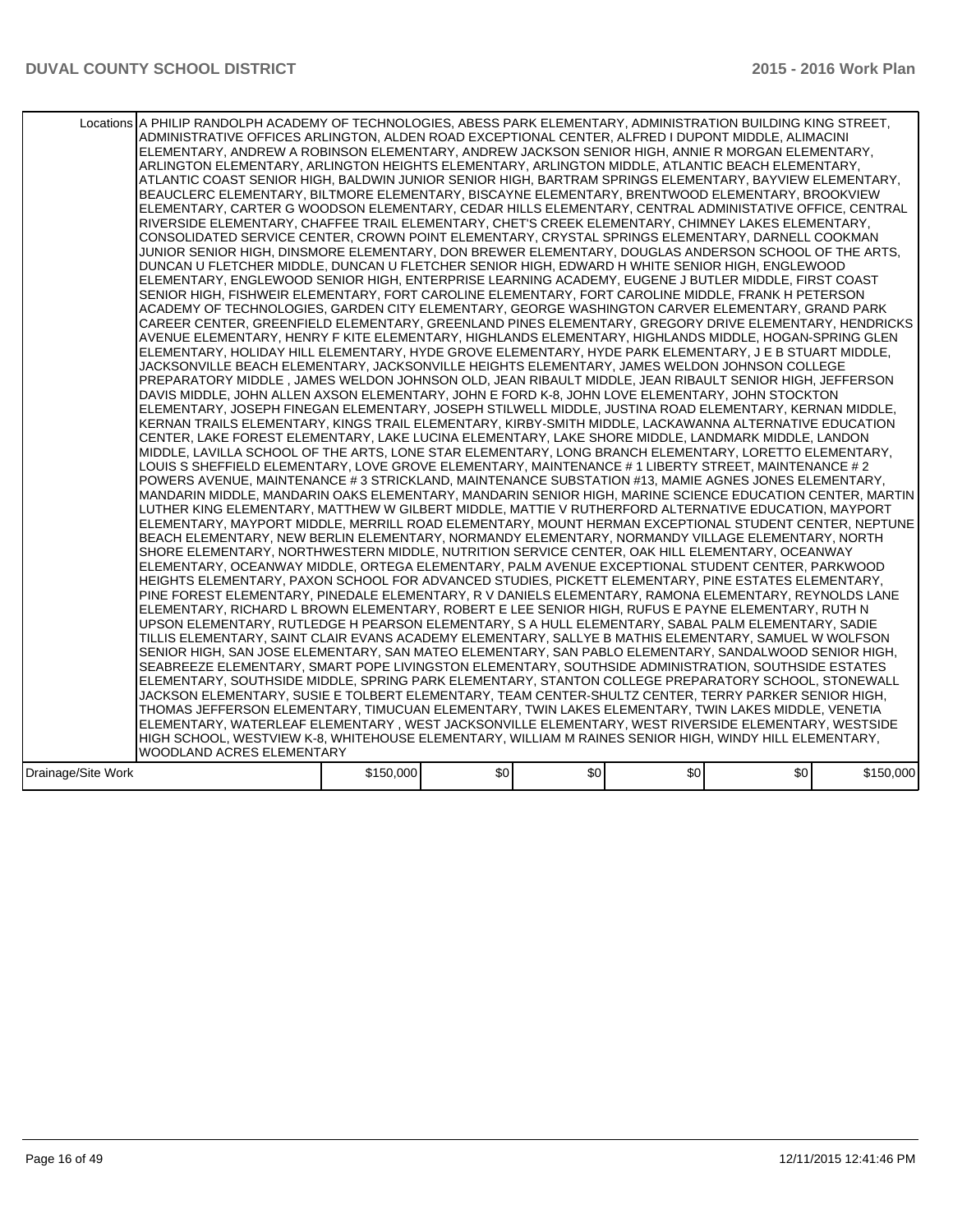| Locations | A PHILIP RANDOLPH ACADEMY OF TECHNOLOGIES, ABESS PARK ELEMENTARY, ADMINISTRATION BUILDING KING STREET, ADMINISTRATIVE OFFICES ARLINGTON, ALDEN ROAD EXCEPTIONAL CENTER, ALFRED I DUPONT MIDDLE, ALIMACINI ELEMENTARY, ANDREW A ROBINSON ELEMENTARY, ANDREW JACKSON SENIOR HIGH, ANNIE R MORGAN ELEMENTARY, ARLINGTON ELEMENTARY, ARLINGTON HEIGHTS ELEMENTARY, ARLINGTON MIDDLE, ATLANTIC BEACH ELEMENTARY, ATLANTIC COAST SENIOR HIGH, BALDWIN JUNIOR SENIOR HIGH, BARTRAM SPRINGS ELEMENTARY, BAYVIEW ELEMENTARY, BEAUCLERC ELEMENTARY, BILTMORE ELEMENTARY, BISCAYNE ELEMENTARY, BRENTWOOD ELEMENTARY, BROOKVIEW ELEMENTARY, CARTER G WOODSON ELEMENTARY, CEDAR HILLS ELEMENTARY, CENTRAL ADMINISTATIVE OFFICE, CENTRAL RIVERSIDE ELEMENTARY, CHAFFEE TRAIL ELEMENTARY, CHET'S CREEK ELEMENTARY, CHIMNEY LAKES ELEMENTARY, CONSOLIDATED SERVICE CENTER, CROWN POINT ELEMENTARY, CRYSTAL SPRINGS ELEMENTARY, DARNELL COOKMAN JUNIOR SENIOR HIGH, DINSMORE ELEMENTARY, DON BREWER ELEMENTARY, DOUGLAS ANDERSON SCHOOL OF THE ARTS, DUNCAN U FLETCHER MIDDLE, DUNCAN U FLETCHER SENIOR HIGH, EDWARD H WHITE SENIOR HIGH, ENGLEWOOD ELEMENTARY, ENGLEWOOD SENIOR HIGH, ENTERPRISE LEARNING ACADEMY, EUGENE J BUTLER MIDDLE, FIRST COAST SENIOR HIGH, FISHWEIR ELEMENTARY, FORT CAROLINE ELEMENTARY, FORT CAROLINE MIDDLE, FRANK H PETERSON ACADEMY OF TECHNOLOGIES, GARDEN CITY ELEMENTARY, GEORGE WASHINGTON CARVER ELEMENTARY, GRAND PARK CAREER CENTER, GREENFIELD ELEMENTARY, GREENLAND PINES ELEMENTARY, GREGORY DRIVE ELEMENTARY, HENDRICKS AVENUE ELEMENTARY, HENRY F KITE ELEMENTARY, HIGHLANDS ELEMENTARY, HIGHLANDS MIDDLE, HOGAN-SPRING GLEN ELEMENTARY, HOLIDAY HILL ELEMENTARY, HYDE GROVE ELEMENTARY, HYDE PARK ELEMENTARY, J E B STUART MIDDLE, JACKSONVILLE BEACH ELEMENTARY, JACKSONVILLE HEIGHTS ELEMENTARY, JAMES WELDON JOHNSON COLLEGE PREPARATORY MIDDLE , JAMES WELDON JOHNSON OLD, JEAN RIBAULT MIDDLE, JEAN RIBAULT SENIOR HIGH, JEFFERSON DAVIS MIDDLE, JOHN ALLEN AXSON ELEMENTARY, JOHN E FORD K-8, JOHN LOVE ELEMENTARY, JOHN STOCKTON ELEMENTARY, JOSEPH FINEGAN ELEMENTARY, JOSEPH STILWELL MIDDLE, JUSTINA ROAD ELEMENTARY, KERNAN MIDDLE, KERNAN TRAILS ELEMENTARY, KINGS TRAIL ELEMENTARY, KIRBY-SMITH MIDDLE, LACKAWANNA ALTERNATIVE EDUCATION CENTER, LAKE FOREST ELEMENTARY, LAKE LUCINA ELEMENTARY, LAKE SHORE MIDDLE, LANDMARK MIDDLE, LANDON MIDDLE, LAVILLA SCHOOL OF THE ARTS, LONE STAR ELEMENTARY, LONG BRANCH ELEMENTARY, LORETTO ELEMENTARY, LOUIS S SHEFFIELD ELEMENTARY, LOVE GROVE ELEMENTARY, MAINTENANCE # 1 LIBERTY STREET, MAINTENANCE # 2 POWERS AVENUE, MAINTENANCE # 3 STRICKLAND, MAINTENANCE SUBSTATION #13, MAMIE AGNES JONES ELEMENTARY, MANDARIN MIDDLE, MANDARIN OAKS ELEMENTARY, MANDARIN SENIOR HIGH, MARINE SCIENCE EDUCATION CENTER, MARTIN LUTHER KING ELEMENTARY, MATTHEW W GILBERT MIDDLE, MATTIE V RUTHERFORD ALTERNATIVE EDUCATION, MAYPORT ELEMENTARY, MAYPORT MIDDLE, MERRILL ROAD ELEMENTARY, MOUNT HERMAN EXCEPTIONAL STUDENT CENTER, NEPTUNE BEACH ELEMENTARY, NEW BERLIN ELEMENTARY, NORMANDY ELEMENTARY, NORMANDY VILLAGE ELEMENTARY, NORTH SHORE ELEMENTARY, NORTHWESTERN MIDDLE, NUTRITION SERVICE CENTER, OAK HILL ELEMENTARY, OCEANWAY ELEMENTARY, OCEANWAY MIDDLE, ORTEGA ELEMENTARY, PALM AVENUE EXCEPTIONAL STUDENT CENTER, PARKWOOD HEIGHTS ELEMENTARY, PAXON SCHOOL FOR ADVANCED STUDIES, PICKETT ELEMENTARY, PINE ESTATES ELEMENTARY, PINE FOREST ELEMENTARY, PINEDALE ELEMENTARY, R V DANIELS ELEMENTARY, RAMONA ELEMENTARY, REYNOLDS LANE ELEMENTARY, RICHARD L BROWN ELEMENTARY, ROBERT E LEE SENIOR HIGH, RUFUS E PAYNE ELEMENTARY, RUTH N UPSON ELEMENTARY, RUTLEDGE H PEARSON ELEMENTARY, S A HULL ELEMENTARY, SABAL PALM ELEMENTARY, SADIE TILLIS ELEMENTARY, SAINT CLAIR EVANS ACADEMY ELEMENTARY, SALLYE B MATHIS ELEMENTARY, SAMUEL W WOLFSON SENIOR HIGH, SAN JOSE ELEMENTARY, SAN MATEO ELEMENTARY, SAN PABLO ELEMENTARY, SANDALWOOD SENIOR HIGH, SEABREEZE ELEMENTARY, SMART POPE LIVINGSTON ELEMENTARY, SOUTHSIDE ADMINISTRATION, SOUTHSIDE ESTATES ELEMENTARY, SOUTHSIDE MIDDLE, SPRING PARK ELEMENTARY, STANTON COLLEGE PREPARATORY SCHOOL, STONEWALL JACKSON ELEMENTARY, SUSIE E TOLBERT ELEMENTARY, TEAM CENTER-SHULTZ CENTER, TERRY PARKER SENIOR HIGH, THOMAS JEFFERSON ELEMENTARY, TIMUCUAN ELEMENTARY, TWIN LAKES ELEMENTARY, TWIN LAKES MIDDLE, VENETIA ELEMENTARY, WATERLEAF ELEMENTARY , WEST JACKSONVILLE ELEMENTARY, WEST RIVERSIDE ELEMENTARY, WESTSIDE HIGH SCHOOL, WESTVIEW K-8, WHITEHOUSE ELEMENTARY, WILLIAM M RAINES SENIOR HIGH, WINDY HILL ELEMENTARY, WOODLAND ACRES ELEMENTARY | | | | | |
|---|---|---|---|---|---|---|
| Drainage/Site Work | $150,000 | $0 | $0 | $0 | $0 | $150,000 |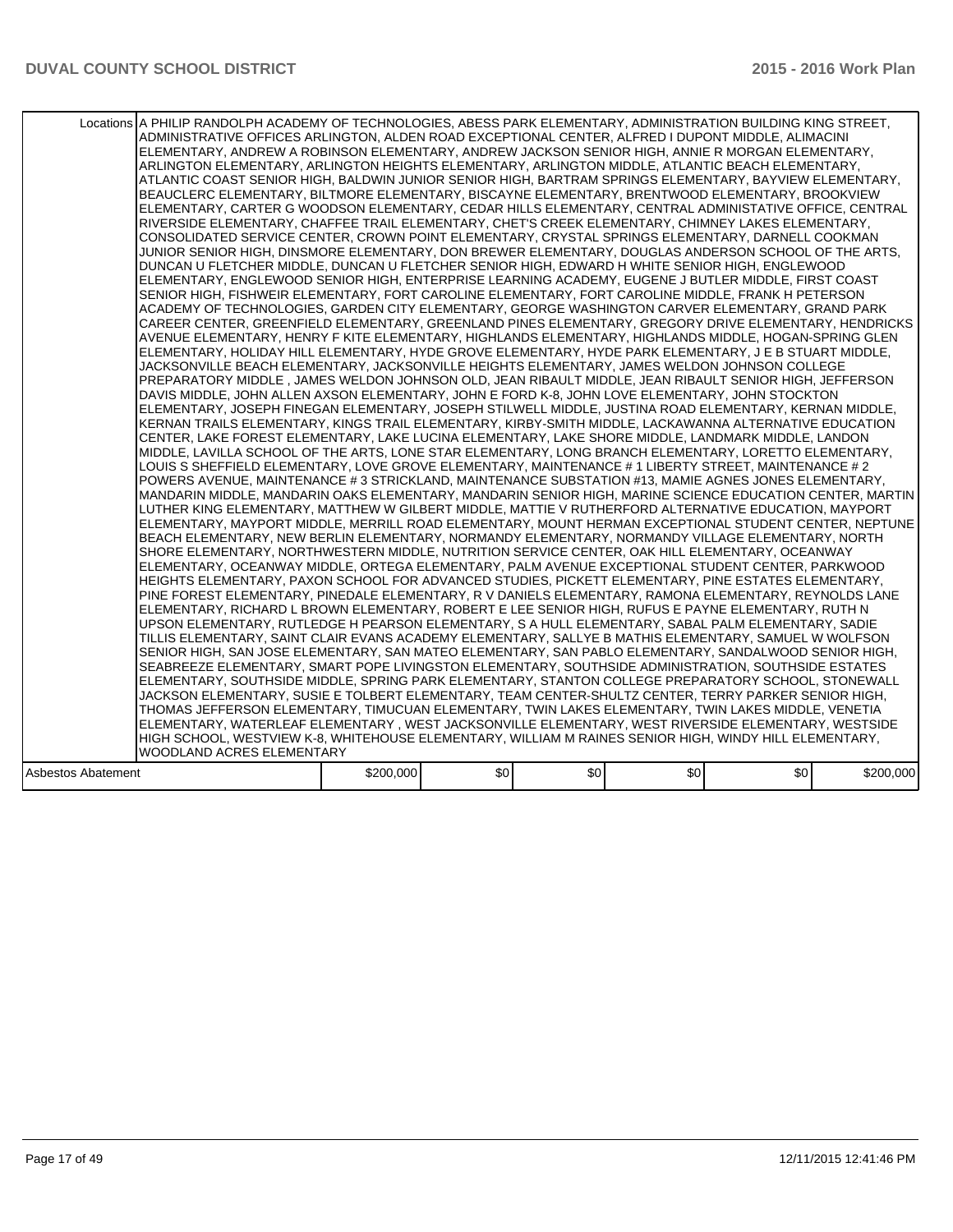| Locations | A PHILIP RANDOLPH ACADEMY OF TECHNOLOGIES, ABESS PARK ELEMENTARY, ADMINISTRATION BUILDING KING STREET, ADMINISTRATIVE OFFICES ARLINGTON, ALDEN ROAD EXCEPTIONAL CENTER, ALFRED I DUPONT MIDDLE, ALIMACINI ELEMENTARY, ANDREW A ROBINSON ELEMENTARY, ANDREW JACKSON SENIOR HIGH, ANNIE R MORGAN ELEMENTARY, ARLINGTON ELEMENTARY, ARLINGTON HEIGHTS ELEMENTARY, ARLINGTON MIDDLE, ATLANTIC BEACH ELEMENTARY, ATLANTIC COAST SENIOR HIGH, BALDWIN JUNIOR SENIOR HIGH, BARTRAM SPRINGS ELEMENTARY, BAYVIEW ELEMENTARY, BEAUCLERC ELEMENTARY, BILTMORE ELEMENTARY, BISCAYNE ELEMENTARY, BRENTWOOD ELEMENTARY, BROOKVIEW ELEMENTARY, CARTER G WOODSON ELEMENTARY, CEDAR HILLS ELEMENTARY, CENTRAL ADMINISTATIVE OFFICE, CENTRAL RIVERSIDE ELEMENTARY, CHAFFEE TRAIL ELEMENTARY, CHET'S CREEK ELEMENTARY, CHIMNEY LAKES ELEMENTARY, CONSOLIDATED SERVICE CENTER, CROWN POINT ELEMENTARY, CRYSTAL SPRINGS ELEMENTARY, DARNELL COOKMAN JUNIOR SENIOR HIGH, DINSMORE ELEMENTARY, DON BREWER ELEMENTARY, DOUGLAS ANDERSON SCHOOL OF THE ARTS, DUNCAN U FLETCHER MIDDLE, DUNCAN U FLETCHER SENIOR HIGH, EDWARD H WHITE SENIOR HIGH, ENGLEWOOD ELEMENTARY, ENGLEWOOD SENIOR HIGH, ENTERPRISE LEARNING ACADEMY, EUGENE J BUTLER MIDDLE, FIRST COAST SENIOR HIGH, FISHWEIR ELEMENTARY, FORT CAROLINE ELEMENTARY, FORT CAROLINE MIDDLE, FRANK H PETERSON ACADEMY OF TECHNOLOGIES, GARDEN CITY ELEMENTARY, GEORGE WASHINGTON CARVER ELEMENTARY, GRAND PARK CAREER CENTER, GREENFIELD ELEMENTARY, GREENLAND PINES ELEMENTARY, GREGORY DRIVE ELEMENTARY, HENDRICKS AVENUE ELEMENTARY, HENRY F KITE ELEMENTARY, HIGHLANDS ELEMENTARY, HIGHLANDS MIDDLE, HOGAN-SPRING GLEN ELEMENTARY, HOLIDAY HILL ELEMENTARY, HYDE GROVE ELEMENTARY, HYDE PARK ELEMENTARY, J E B STUART MIDDLE, JACKSONVILLE BEACH ELEMENTARY, JACKSONVILLE HEIGHTS ELEMENTARY, JAMES WELDON JOHNSON COLLEGE PREPARATORY MIDDLE , JAMES WELDON JOHNSON OLD, JEAN RIBAULT MIDDLE, JEAN RIBAULT SENIOR HIGH, JEFFERSON DAVIS MIDDLE, JOHN ALLEN AXSON ELEMENTARY, JOHN E FORD K-8, JOHN LOVE ELEMENTARY, JOHN STOCKTON ELEMENTARY, JOSEPH FINEGAN ELEMENTARY, JOSEPH STILWELL MIDDLE, JUSTINA ROAD ELEMENTARY, KERNAN MIDDLE, KERNAN TRAILS ELEMENTARY, KINGS TRAIL ELEMENTARY, KIRBY-SMITH MIDDLE, LACKAWANNA ALTERNATIVE EDUCATION CENTER, LAKE FOREST ELEMENTARY, LAKE LUCINA ELEMENTARY, LAKE SHORE MIDDLE, LANDMARK MIDDLE, LANDON MIDDLE, LAVILLA SCHOOL OF THE ARTS, LONE STAR ELEMENTARY, LONG BRANCH ELEMENTARY, LORETTO ELEMENTARY, LOUIS S SHEFFIELD ELEMENTARY, LOVE GROVE ELEMENTARY, MAINTENANCE # 1 LIBERTY STREET, MAINTENANCE # 2 POWERS AVENUE, MAINTENANCE # 3 STRICKLAND, MAINTENANCE SUBSTATION #13, MAMIE AGNES JONES ELEMENTARY, MANDARIN MIDDLE, MANDARIN OAKS ELEMENTARY, MANDARIN SENIOR HIGH, MARINE SCIENCE EDUCATION CENTER, MARTIN LUTHER KING ELEMENTARY, MATTHEW W GILBERT MIDDLE, MATTIE V RUTHERFORD ALTERNATIVE EDUCATION, MAYPORT ELEMENTARY, MAYPORT MIDDLE, MERRILL ROAD ELEMENTARY, MOUNT HERMAN EXCEPTIONAL STUDENT CENTER, NEPTUNE BEACH ELEMENTARY, NEW BERLIN ELEMENTARY, NORMANDY ELEMENTARY, NORMANDY VILLAGE ELEMENTARY, NORTH SHORE ELEMENTARY, NORTHWESTERN MIDDLE, NUTRITION SERVICE CENTER, OAK HILL ELEMENTARY, OCEANWAY ELEMENTARY, OCEANWAY MIDDLE, ORTEGA ELEMENTARY, PALM AVENUE EXCEPTIONAL STUDENT CENTER, PARKWOOD HEIGHTS ELEMENTARY, PAXON SCHOOL FOR ADVANCED STUDIES, PICKETT ELEMENTARY, PINE ESTATES ELEMENTARY, PINE FOREST ELEMENTARY, PINEDALE ELEMENTARY, R V DANIELS ELEMENTARY, RAMONA ELEMENTARY, REYNOLDS LANE ELEMENTARY, RICHARD L BROWN ELEMENTARY, ROBERT E LEE SENIOR HIGH, RUFUS E PAYNE ELEMENTARY, RUTH N UPSON ELEMENTARY, RUTLEDGE H PEARSON ELEMENTARY, S A HULL ELEMENTARY, SABAL PALM ELEMENTARY, SADIE TILLIS ELEMENTARY, SAINT CLAIR EVANS ACADEMY ELEMENTARY, SALLYE B MATHIS ELEMENTARY, SAMUEL W WOLFSON SENIOR HIGH, SAN JOSE ELEMENTARY, SAN MATEO ELEMENTARY, SAN PABLO ELEMENTARY, SANDALWOOD SENIOR HIGH, SEABREEZE ELEMENTARY, SMART POPE LIVINGSTON ELEMENTARY, SOUTHSIDE ADMINISTRATION, SOUTHSIDE ESTATES ELEMENTARY, SOUTHSIDE MIDDLE, SPRING PARK ELEMENTARY, STANTON COLLEGE PREPARATORY SCHOOL, STONEWALL JACKSON ELEMENTARY, SUSIE E TOLBERT ELEMENTARY, TEAM CENTER-SHULTZ CENTER, TERRY PARKER SENIOR HIGH, THOMAS JEFFERSON ELEMENTARY, TIMUCUAN ELEMENTARY, TWIN LAKES ELEMENTARY, TWIN LAKES MIDDLE, VENETIA ELEMENTARY, WATERLEAF ELEMENTARY , WEST JACKSONVILLE ELEMENTARY, WEST RIVERSIDE ELEMENTARY, WESTSIDE HIGH SCHOOL, WESTVIEW K-8, WHITEHOUSE ELEMENTARY, WILLIAM M RAINES SENIOR HIGH, WINDY HILL ELEMENTARY, WOODLAND ACRES ELEMENTARY | | | | | |
|---|---|---|---|---|---|---|
| Asbestos Abatement | $200,000 | $0 | $0 | $0 | $0 | $200,000 |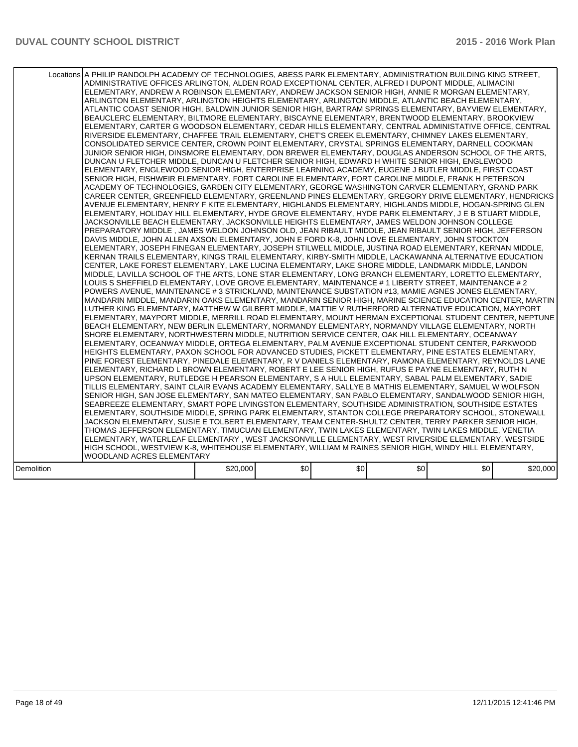| | | | | | | |
|---|---|---|---|---|---|---|
| Locations | A PHILIP RANDOLPH ACADEMY OF TECHNOLOGIES, ABESS PARK ELEMENTARY, ADMINISTRATION BUILDING KING STREET, ADMINISTRATIVE OFFICES ARLINGTON, ALDEN ROAD EXCEPTIONAL CENTER, ALFRED I DUPONT MIDDLE, ALIMACINI ELEMENTARY, ANDREW A ROBINSON ELEMENTARY, ANDREW JACKSON SENIOR HIGH, ANNIE R MORGAN ELEMENTARY, ARLINGTON ELEMENTARY, ARLINGTON HEIGHTS ELEMENTARY, ARLINGTON MIDDLE, ATLANTIC BEACH ELEMENTARY, ATLANTIC COAST SENIOR HIGH, BALDWIN JUNIOR SENIOR HIGH, BARTRAM SPRINGS ELEMENTARY, BAYVIEW ELEMENTARY, BEAUCLERC ELEMENTARY, BILTMORE ELEMENTARY, BISCAYNE ELEMENTARY, BRENTWOOD ELEMENTARY, BROOKVIEW ELEMENTARY, CARTER G WOODSON ELEMENTARY, CEDAR HILLS ELEMENTARY, CENTRAL ADMINISTATIVE OFFICE, CENTRAL RIVERSIDE ELEMENTARY, CHAFFEE TRAIL ELEMENTARY, CHET'S CREEK ELEMENTARY, CHIMNEY LAKES ELEMENTARY, CONSOLIDATED SERVICE CENTER, CROWN POINT ELEMENTARY, CRYSTAL SPRINGS ELEMENTARY, DARNELL COOKMAN JUNIOR SENIOR HIGH, DINSMORE ELEMENTARY, DON BREWER ELEMENTARY, DOUGLAS ANDERSON SCHOOL OF THE ARTS, DUNCAN U FLETCHER MIDDLE, DUNCAN U FLETCHER SENIOR HIGH, EDWARD H WHITE SENIOR HIGH, ENGLEWOOD ELEMENTARY, ENGLEWOOD SENIOR HIGH, ENTERPRISE LEARNING ACADEMY, EUGENE J BUTLER MIDDLE, FIRST COAST SENIOR HIGH, FISHWEIR ELEMENTARY, FORT CAROLINE ELEMENTARY, FORT CAROLINE MIDDLE, FRANK H PETERSON ACADEMY OF TECHNOLOGIES, GARDEN CITY ELEMENTARY, GEORGE WASHINGTON CARVER ELEMENTARY, GRAND PARK CAREER CENTER, GREENFIELD ELEMENTARY, GREENLAND PINES ELEMENTARY, GREGORY DRIVE ELEMENTARY, HENDRICKS AVENUE ELEMENTARY, HENRY F KITE ELEMENTARY, HIGHLANDS ELEMENTARY, HIGHLANDS MIDDLE, HOGAN-SPRING GLEN ELEMENTARY, HOLIDAY HILL ELEMENTARY, HYDE GROVE ELEMENTARY, HYDE PARK ELEMENTARY, J E B STUART MIDDLE, JACKSONVILLE BEACH ELEMENTARY, JACKSONVILLE HEIGHTS ELEMENTARY, JAMES WELDON JOHNSON COLLEGE PREPARATORY MIDDLE , JAMES WELDON JOHNSON OLD, JEAN RIBAULT MIDDLE, JEAN RIBAULT SENIOR HIGH, JEFFERSON DAVIS MIDDLE, JOHN ALLEN AXSON ELEMENTARY, JOHN E FORD K-8, JOHN LOVE ELEMENTARY, JOHN STOCKTON ELEMENTARY, JOSEPH FINEGAN ELEMENTARY, JOSEPH STILWELL MIDDLE, JUSTINA ROAD ELEMENTARY, KERNAN MIDDLE, KERNAN TRAILS ELEMENTARY, KINGS TRAIL ELEMENTARY, KIRBY-SMITH MIDDLE, LACKAWANNA ALTERNATIVE EDUCATION CENTER, LAKE FOREST ELEMENTARY, LAKE LUCINA ELEMENTARY, LAKE SHORE MIDDLE, LANDMARK MIDDLE, LANDON MIDDLE, LAVILLA SCHOOL OF THE ARTS, LONE STAR ELEMENTARY, LONG BRANCH ELEMENTARY, LORETTO ELEMENTARY, LOUIS S SHEFFIELD ELEMENTARY, LOVE GROVE ELEMENTARY, MAINTENANCE # 1 LIBERTY STREET, MAINTENANCE # 2 POWERS AVENUE, MAINTENANCE # 3 STRICKLAND, MAINTENANCE SUBSTATION #13, MAMIE AGNES JONES ELEMENTARY, MANDARIN MIDDLE, MANDARIN OAKS ELEMENTARY, MANDARIN SENIOR HIGH, MARINE SCIENCE EDUCATION CENTER, MARTIN LUTHER KING ELEMENTARY, MATTHEW W GILBERT MIDDLE, MATTIE V RUTHERFORD ALTERNATIVE EDUCATION, MAYPORT ELEMENTARY, MAYPORT MIDDLE, MERRILL ROAD ELEMENTARY, MOUNT HERMAN EXCEPTIONAL STUDENT CENTER, NEPTUNE BEACH ELEMENTARY, NEW BERLIN ELEMENTARY, NORMANDY ELEMENTARY, NORMANDY VILLAGE ELEMENTARY, NORTH SHORE ELEMENTARY, NORTHWESTERN MIDDLE, NUTRITION SERVICE CENTER, OAK HILL ELEMENTARY, OCEANWAY ELEMENTARY, OCEANWAY MIDDLE, ORTEGA ELEMENTARY, PALM AVENUE EXCEPTIONAL STUDENT CENTER, PARKWOOD HEIGHTS ELEMENTARY, PAXON SCHOOL FOR ADVANCED STUDIES, PICKETT ELEMENTARY, PINE ESTATES ELEMENTARY, PINE FOREST ELEMENTARY, PINEDALE ELEMENTARY, R V DANIELS ELEMENTARY, RAMONA ELEMENTARY, REYNOLDS LANE ELEMENTARY, RICHARD L BROWN ELEMENTARY, ROBERT E LEE SENIOR HIGH, RUFUS E PAYNE ELEMENTARY, RUTH N UPSON ELEMENTARY, RUTLEDGE H PEARSON ELEMENTARY, S A HULL ELEMENTARY, SABAL PALM ELEMENTARY, SADIE TILLIS ELEMENTARY, SAINT CLAIR EVANS ACADEMY ELEMENTARY, SALLYE B MATHIS ELEMENTARY, SAMUEL W WOLFSON SENIOR HIGH, SAN JOSE ELEMENTARY, SAN MATEO ELEMENTARY, SAN PABLO ELEMENTARY, SANDALWOOD SENIOR HIGH, SEABREEZE ELEMENTARY, SMART POPE LIVINGSTON ELEMENTARY, SOUTHSIDE ADMINISTRATION, SOUTHSIDE ESTATES ELEMENTARY, SOUTHSIDE MIDDLE, SPRING PARK ELEMENTARY, STANTON COLLEGE PREPARATORY SCHOOL, STONEWALL JACKSON ELEMENTARY, SUSIE E TOLBERT ELEMENTARY, TEAM CENTER-SHULTZ CENTER, TERRY PARKER SENIOR HIGH, THOMAS JEFFERSON ELEMENTARY, TIMUCUAN ELEMENTARY, TWIN LAKES ELEMENTARY, TWIN LAKES MIDDLE, VENETIA ELEMENTARY, WATERLEAF ELEMENTARY , WEST JACKSONVILLE ELEMENTARY, WEST RIVERSIDE ELEMENTARY, WESTSIDE HIGH SCHOOL, WESTVIEW K-8, WHITEHOUSE ELEMENTARY, WILLIAM M RAINES SENIOR HIGH, WINDY HILL ELEMENTARY, WOODLAND ACRES ELEMENTARY | | | | | |
| Demolition | $20,000 | $0 | $0 | $0 | $0 | $20,000 |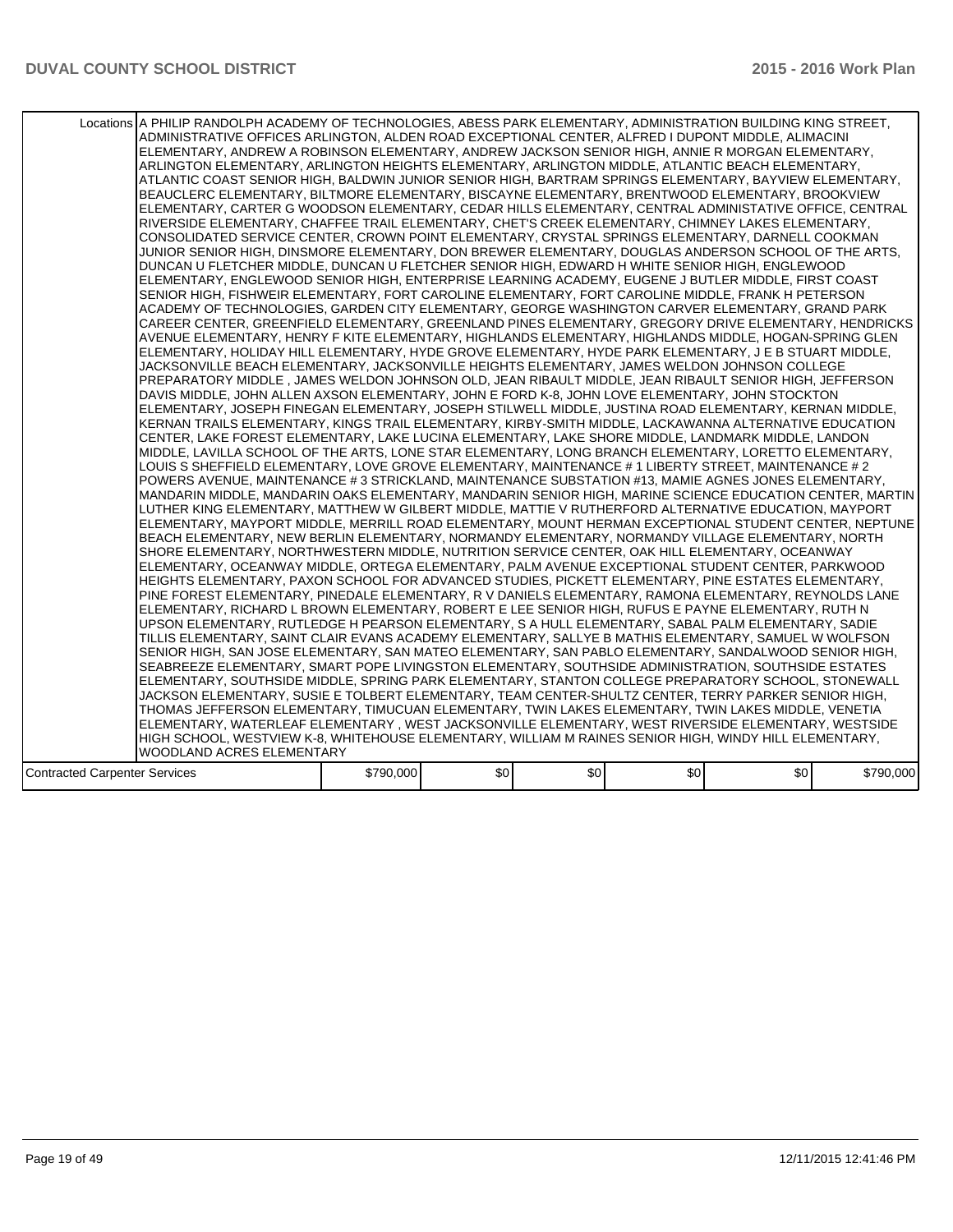| | | | | | | |
|---|---|---|---|---|---|---|
| Locations | A PHILIP RANDOLPH ACADEMY OF TECHNOLOGIES, ABESS PARK ELEMENTARY, ADMINISTRATION BUILDING KING STREET, ADMINISTRATIVE OFFICES ARLINGTON, ALDEN ROAD EXCEPTIONAL CENTER, ALFRED I DUPONT MIDDLE, ALIMACINI ELEMENTARY, ANDREW A ROBINSON ELEMENTARY, ANDREW JACKSON SENIOR HIGH, ANNIE R MORGAN ELEMENTARY, ARLINGTON ELEMENTARY, ARLINGTON HEIGHTS ELEMENTARY, ARLINGTON MIDDLE, ATLANTIC BEACH ELEMENTARY, ATLANTIC COAST SENIOR HIGH, BALDWIN JUNIOR SENIOR HIGH, BARTRAM SPRINGS ELEMENTARY, BAYVIEW ELEMENTARY, BEAUCLERC ELEMENTARY, BILTMORE ELEMENTARY, BISCAYNE ELEMENTARY, BRENTWOOD ELEMENTARY, BROOKVIEW ELEMENTARY, CARTER G WOODSON ELEMENTARY, CEDAR HILLS ELEMENTARY, CENTRAL ADMINISTATIVE OFFICE, CENTRAL RIVERSIDE ELEMENTARY, CHAFFEE TRAIL ELEMENTARY, CHET'S CREEK ELEMENTARY, CHIMNEY LAKES ELEMENTARY, CONSOLIDATED SERVICE CENTER, CROWN POINT ELEMENTARY, CRYSTAL SPRINGS ELEMENTARY, DARNELL COOKMAN JUNIOR SENIOR HIGH, DINSMORE ELEMENTARY, DON BREWER ELEMENTARY, DOUGLAS ANDERSON SCHOOL OF THE ARTS, DUNCAN U FLETCHER MIDDLE, DUNCAN U FLETCHER SENIOR HIGH, EDWARD H WHITE SENIOR HIGH, ENGLEWOOD ELEMENTARY, ENGLEWOOD SENIOR HIGH, ENTERPRISE LEARNING ACADEMY, EUGENE J BUTLER MIDDLE, FIRST COAST SENIOR HIGH, FISHWEIR ELEMENTARY, FORT CAROLINE ELEMENTARY, FORT CAROLINE MIDDLE, FRANK H PETERSON ACADEMY OF TECHNOLOGIES, GARDEN CITY ELEMENTARY, GEORGE WASHINGTON CARVER ELEMENTARY, GRAND PARK CAREER CENTER, GREENFIELD ELEMENTARY, GREENLAND PINES ELEMENTARY, GREGORY DRIVE ELEMENTARY, HENDRICKS AVENUE ELEMENTARY, HENRY F KITE ELEMENTARY, HIGHLANDS ELEMENTARY, HIGHLANDS MIDDLE, HOGAN-SPRING GLEN ELEMENTARY, HOLIDAY HILL ELEMENTARY, HYDE GROVE ELEMENTARY, HYDE PARK ELEMENTARY, J E B STUART MIDDLE, JACKSONVILLE BEACH ELEMENTARY, JACKSONVILLE HEIGHTS ELEMENTARY, JAMES WELDON JOHNSON COLLEGE PREPARATORY MIDDLE , JAMES WELDON JOHNSON OLD, JEAN RIBAULT MIDDLE, JEAN RIBAULT SENIOR HIGH, JEFFERSON DAVIS MIDDLE, JOHN ALLEN AXSON ELEMENTARY, JOHN E FORD K-8, JOHN LOVE ELEMENTARY, JOHN STOCKTON ELEMENTARY, JOSEPH FINEGAN ELEMENTARY, JOSEPH STILWELL MIDDLE, JUSTINA ROAD ELEMENTARY, KERNAN MIDDLE, KERNAN TRAILS ELEMENTARY, KINGS TRAIL ELEMENTARY, KIRBY-SMITH MIDDLE, LACKAWANNA ALTERNATIVE EDUCATION CENTER, LAKE FOREST ELEMENTARY, LAKE LUCINA ELEMENTARY, LAKE SHORE MIDDLE, LANDMARK MIDDLE, LANDON MIDDLE, LAVILLA SCHOOL OF THE ARTS, LONE STAR ELEMENTARY, LONG BRANCH ELEMENTARY, LORETTO ELEMENTARY, LOUIS S SHEFFIELD ELEMENTARY, LOVE GROVE ELEMENTARY, MAINTENANCE # 1 LIBERTY STREET, MAINTENANCE # 2 POWERS AVENUE, MAINTENANCE # 3 STRICKLAND, MAINTENANCE SUBSTATION #13, MAMIE AGNES JONES ELEMENTARY, MANDARIN MIDDLE, MANDARIN OAKS ELEMENTARY, MANDARIN SENIOR HIGH, MARINE SCIENCE EDUCATION CENTER, MARTIN LUTHER KING ELEMENTARY, MATTHEW W GILBERT MIDDLE, MATTIE V RUTHERFORD ALTERNATIVE EDUCATION, MAYPORT ELEMENTARY, MAYPORT MIDDLE, MERRILL ROAD ELEMENTARY, MOUNT HERMAN EXCEPTIONAL STUDENT CENTER, NEPTUNE BEACH ELEMENTARY, NEW BERLIN ELEMENTARY, NORMANDY ELEMENTARY, NORMANDY VILLAGE ELEMENTARY, NORTH SHORE ELEMENTARY, NORTHWESTERN MIDDLE, NUTRITION SERVICE CENTER, OAK HILL ELEMENTARY, OCEANWAY ELEMENTARY, OCEANWAY MIDDLE, ORTEGA ELEMENTARY, PALM AVENUE EXCEPTIONAL STUDENT CENTER, PARKWOOD HEIGHTS ELEMENTARY, PAXON SCHOOL FOR ADVANCED STUDIES, PICKETT ELEMENTARY, PINE ESTATES ELEMENTARY, PINE FOREST ELEMENTARY, PINEDALE ELEMENTARY, R V DANIELS ELEMENTARY, RAMONA ELEMENTARY, REYNOLDS LANE ELEMENTARY, RICHARD L BROWN ELEMENTARY, ROBERT E LEE SENIOR HIGH, RUFUS E PAYNE ELEMENTARY, RUTH N UPSON ELEMENTARY, RUTLEDGE H PEARSON ELEMENTARY, S A HULL ELEMENTARY, SABAL PALM ELEMENTARY, SADIE TILLIS ELEMENTARY, SAINT CLAIR EVANS ACADEMY ELEMENTARY, SALLYE B MATHIS ELEMENTARY, SAMUEL W WOLFSON SENIOR HIGH, SAN JOSE ELEMENTARY, SAN MATEO ELEMENTARY, SAN PABLO ELEMENTARY, SANDALWOOD SENIOR HIGH, SEABREEZE ELEMENTARY, SMART POPE LIVINGSTON ELEMENTARY, SOUTHSIDE ADMINISTRATION, SOUTHSIDE ESTATES ELEMENTARY, SOUTHSIDE MIDDLE, SPRING PARK ELEMENTARY, STANTON COLLEGE PREPARATORY SCHOOL, STONEWALL JACKSON ELEMENTARY, SUSIE E TOLBERT ELEMENTARY, TEAM CENTER-SHULTZ CENTER, TERRY PARKER SENIOR HIGH, THOMAS JEFFERSON ELEMENTARY, TIMUCUAN ELEMENTARY, TWIN LAKES ELEMENTARY, TWIN LAKES MIDDLE, VENETIA ELEMENTARY, WATERLEAF ELEMENTARY , WEST JACKSONVILLE ELEMENTARY, WEST RIVERSIDE ELEMENTARY, WESTSIDE HIGH SCHOOL, WESTVIEW K-8, WHITEHOUSE ELEMENTARY, WILLIAM M RAINES SENIOR HIGH, WINDY HILL ELEMENTARY, WOODLAND ACRES ELEMENTARY | | | | | |
| Contracted Carpenter Services | $790,000 | $0 | $0 | $0 | $0 | $790,000 |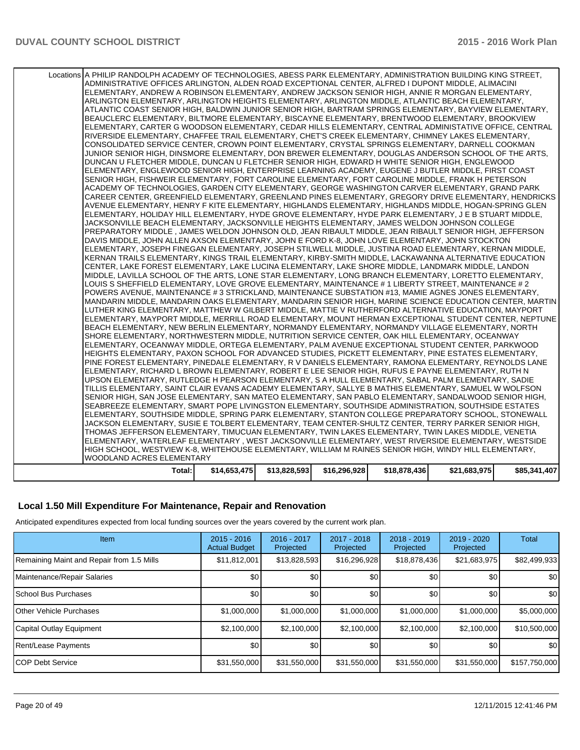| | | | | | | |
|---|---|---|---|---|---|---|
| Locations | A PHILIP RANDOLPH ACADEMY OF TECHNOLOGIES, ABESS PARK ELEMENTARY, ADMINISTRATION BUILDING KING STREET, ADMINISTRATIVE OFFICES ARLINGTON, ALDEN ROAD EXCEPTIONAL CENTER, ALFRED I DUPONT MIDDLE, ALIMACINI ELEMENTARY, ANDREW A ROBINSON ELEMENTARY, ANDREW JACKSON SENIOR HIGH, ANNIE R MORGAN ELEMENTARY, ARLINGTON ELEMENTARY, ARLINGTON HEIGHTS ELEMENTARY, ARLINGTON MIDDLE, ATLANTIC BEACH ELEMENTARY, ATLANTIC COAST SENIOR HIGH, BALDWIN JUNIOR SENIOR HIGH, BARTRAM SPRINGS ELEMENTARY, BAYVIEW ELEMENTARY, BEAUCLERC ELEMENTARY, BILTMORE ELEMENTARY, BISCAYNE ELEMENTARY, BRENTWOOD ELEMENTARY, BROOKVIEW ELEMENTARY, CARTER G WOODSON ELEMENTARY, CEDAR HILLS ELEMENTARY, CENTRAL ADMINISTATIVE OFFICE, CENTRAL RIVERSIDE ELEMENTARY, CHAFFEE TRAIL ELEMENTARY, CHET'S CREEK ELEMENTARY, CHIMNEY LAKES ELEMENTARY, CONSOLIDATED SERVICE CENTER, CROWN POINT ELEMENTARY, CRYSTAL SPRINGS ELEMENTARY, DARNELL COOKMAN JUNIOR SENIOR HIGH, DINSMORE ELEMENTARY, DON BREWER ELEMENTARY, DOUGLAS ANDERSON SCHOOL OF THE ARTS, DUNCAN U FLETCHER MIDDLE, DUNCAN U FLETCHER SENIOR HIGH, EDWARD H WHITE SENIOR HIGH, ENGLEWOOD ELEMENTARY, ENGLEWOOD SENIOR HIGH, ENTERPRISE LEARNING ACADEMY, EUGENE J BUTLER MIDDLE, FIRST COAST SENIOR HIGH, FISHWEIR ELEMENTARY, FORT CAROLINE ELEMENTARY, FORT CAROLINE MIDDLE, FRANK H PETERSON ACADEMY OF TECHNOLOGIES, GARDEN CITY ELEMENTARY, GEORGE WASHINGTON CARVER ELEMENTARY, GRAND PARK CAREER CENTER, GREENFIELD ELEMENTARY, GREENLAND PINES ELEMENTARY, GREGORY DRIVE ELEMENTARY, HENDRICKS AVENUE ELEMENTARY, HENRY F KITE ELEMENTARY, HIGHLANDS ELEMENTARY, HIGHLANDS MIDDLE, HOGAN-SPRING GLEN ELEMENTARY, HOLIDAY HILL ELEMENTARY, HYDE GROVE ELEMENTARY, HYDE PARK ELEMENTARY, J E B STUART MIDDLE, JACKSONVILLE BEACH ELEMENTARY, JACKSONVILLE HEIGHTS ELEMENTARY, JAMES WELDON JOHNSON COLLEGE PREPARATORY MIDDLE , JAMES WELDON JOHNSON OLD, JEAN RIBAULT MIDDLE, JEAN RIBAULT SENIOR HIGH, JEFFERSON DAVIS MIDDLE, JOHN ALLEN AXSON ELEMENTARY, JOHN E FORD K-8, JOHN LOVE ELEMENTARY, JOHN STOCKTON ELEMENTARY, JOSEPH FINEGAN ELEMENTARY, JOSEPH STILWELL MIDDLE, JUSTINA ROAD ELEMENTARY, KERNAN MIDDLE, KERNAN TRAILS ELEMENTARY, KINGS TRAIL ELEMENTARY, KIRBY-SMITH MIDDLE, LACKAWANNA ALTERNATIVE EDUCATION CENTER, LAKE FOREST ELEMENTARY, LAKE LUCINA ELEMENTARY, LAKE SHORE MIDDLE, LANDMARK MIDDLE, LANDON MIDDLE, LAVILLA SCHOOL OF THE ARTS, LONE STAR ELEMENTARY, LONG BRANCH ELEMENTARY, LORETTO ELEMENTARY, LOUIS S SHEFFIELD ELEMENTARY, LOVE GROVE ELEMENTARY, MAINTENANCE # 1 LIBERTY STREET, MAINTENANCE # 2 POWERS AVENUE, MAINTENANCE # 3 STRICKLAND, MAINTENANCE SUBSTATION #13, MAMIE AGNES JONES ELEMENTARY, MANDARIN MIDDLE, MANDARIN OAKS ELEMENTARY, MANDARIN SENIOR HIGH, MARINE SCIENCE EDUCATION CENTER, MARTIN LUTHER KING ELEMENTARY, MATTHEW W GILBERT MIDDLE, MATTIE V RUTHERFORD ALTERNATIVE EDUCATION, MAYPORT ELEMENTARY, MAYPORT MIDDLE, MERRILL ROAD ELEMENTARY, MOUNT HERMAN EXCEPTIONAL STUDENT CENTER, NEPTUNE BEACH ELEMENTARY, NEW BERLIN ELEMENTARY, NORMANDY ELEMENTARY, NORMANDY VILLAGE ELEMENTARY, NORTH SHORE ELEMENTARY, NORTHWESTERN MIDDLE, NUTRITION SERVICE CENTER, OAK HILL ELEMENTARY, OCEANWAY ELEMENTARY, OCEANWAY MIDDLE, ORTEGA ELEMENTARY, PALM AVENUE EXCEPTIONAL STUDENT CENTER, PARKWOOD HEIGHTS ELEMENTARY, PAXON SCHOOL FOR ADVANCED STUDIES, PICKETT ELEMENTARY, PINE ESTATES ELEMENTARY, PINE FOREST ELEMENTARY, PINEDALE ELEMENTARY, R V DANIELS ELEMENTARY, RAMONA ELEMENTARY, REYNOLDS LANE ELEMENTARY, RICHARD L BROWN ELEMENTARY, ROBERT E LEE SENIOR HIGH, RUFUS E PAYNE ELEMENTARY, RUTH N UPSON ELEMENTARY, RUTLEDGE H PEARSON ELEMENTARY, S A HULL ELEMENTARY, SABAL PALM ELEMENTARY, SADIE TILLIS ELEMENTARY, SAINT CLAIR EVANS ACADEMY ELEMENTARY, SALLYE B MATHIS ELEMENTARY, SAMUEL W WOLFSON SENIOR HIGH, SAN JOSE ELEMENTARY, SAN MATEO ELEMENTARY, SAN PABLO ELEMENTARY, SANDALWOOD SENIOR HIGH, SEABREEZE ELEMENTARY, SMART POPE LIVINGSTON ELEMENTARY, SOUTHSIDE ADMINISTRATION, SOUTHSIDE ESTATES ELEMENTARY, SOUTHSIDE MIDDLE, SPRING PARK ELEMENTARY, STANTON COLLEGE PREPARATORY SCHOOL, STONEWALL JACKSON ELEMENTARY, SUSIE E TOLBERT ELEMENTARY, TEAM CENTER-SHULTZ CENTER, TERRY PARKER SENIOR HIGH, THOMAS JEFFERSON ELEMENTARY, TIMUCUAN ELEMENTARY, TWIN LAKES ELEMENTARY, TWIN LAKES MIDDLE, VENETIA ELEMENTARY, WATERLEAF ELEMENTARY , WEST JACKSONVILLE ELEMENTARY, WEST RIVERSIDE ELEMENTARY, WESTSIDE HIGH SCHOOL, WESTVIEW K-8, WHITEHOUSE ELEMENTARY, WILLIAM M RAINES SENIOR HIGH, WINDY HILL ELEMENTARY, WOODLAND ACRES ELEMENTARY | | | | | |
| Total: | $14,653,475 | $13,828,593 | $16,296,928 | $18,878,436 | $21,683,975 | $85,341,407 |

## Local 1.50 Mill Expenditure For Maintenance, Repair and Renovation

Anticipated expenditures expected from local funding sources over the years covered by the current work plan.

| Item | 2015 - 2016 Actual Budget | 2016 - 2017 Projected | 2017 - 2018 Projected | 2018 - 2019 Projected | 2019 - 2020 Projected | Total |
|---|---|---|---|---|---|---|
| Remaining Maint and Repair from 1.5 Mills | $11,812,001 | $13,828,593 | $16,296,928 | $18,878,436 | $21,683,975 | $82,499,933 |
| Maintenance/Repair Salaries | $0 | $0 | $0 | $0 | $0 | $0 |
| School Bus Purchases | $0 | $0 | $0 | $0 | $0 | $0 |
| Other Vehicle Purchases | $1,000,000 | $1,000,000 | $1,000,000 | $1,000,000 | $1,000,000 | $5,000,000 |
| Capital Outlay Equipment | $2,100,000 | $2,100,000 | $2,100,000 | $2,100,000 | $2,100,000 | $10,500,000 |
| Rent/Lease Payments | $0 | $0 | $0 | $0 | $0 | $0 |
| COP Debt Service | $31,550,000 | $31,550,000 | $31,550,000 | $31,550,000 | $31,550,000 | $157,750,000 |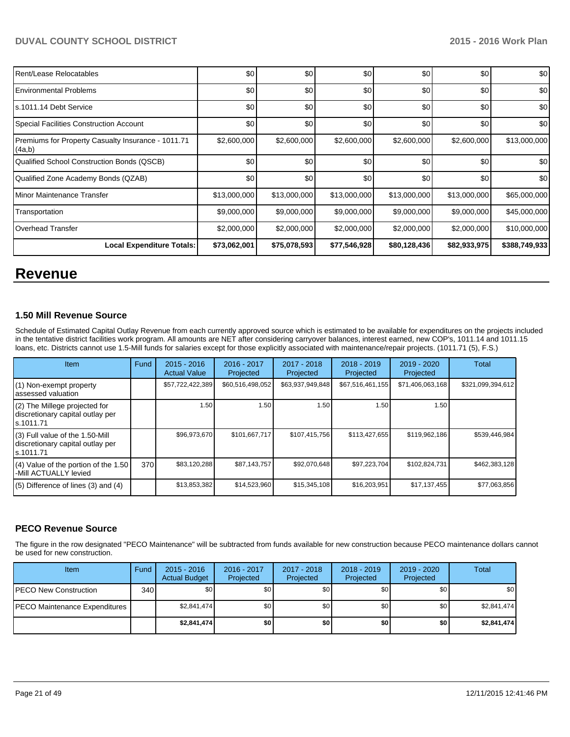| Rent/Lease Relocatables | $0 | $0 | $0 | $0 | $0 | $0 |
|---|---|---|---|---|---|---|
| Environmental Problems | $0 | $0 | $0 | $0 | $0 | $0 |
| s.1011.14 Debt Service | $0 | $0 | $0 | $0 | $0 | $0 |
| Special Facilities Construction Account | $0 | $0 | $0 | $0 | $0 | $0 |
| Premiums for Property Casualty Insurance - 1011.71 (4a,b) | $2,600,000 | $2,600,000 | $2,600,000 | $2,600,000 | $2,600,000 | $13,000,000 |
| Qualified School Construction Bonds (QSCB) | $0 | $0 | $0 | $0 | $0 | $0 |
| Qualified Zone Academy Bonds (QZAB) | $0 | $0 | $0 | $0 | $0 | $0 |
| Minor Maintenance Transfer | $13,000,000 | $13,000,000 | $13,000,000 | $13,000,000 | $13,000,000 | $65,000,000 |
| Transportation | $9,000,000 | $9,000,000 | $9,000,000 | $9,000,000 | $9,000,000 | $45,000,000 |
| Overhead Transfer | $2,000,000 | $2,000,000 | $2,000,000 | $2,000,000 | $2,000,000 | $10,000,000 |
| **Local Expenditure Totals:** | **$73,062,001** | **$75,078,593** | **$77,546,928** | **$80,128,436** | **$82,933,975** | **$388,749,933** |

# Revenue

### 1.50 Mill Revenue Source

Schedule of Estimated Capital Outlay Revenue from each currently approved source which is estimated to be available for expenditures on the projects included in the tentative district facilities work program. All amounts are NET after considering carryover balances, interest earned, new COP's, 1011.14 and 1011.15 loans, etc. Districts cannot use 1.5-Mill funds for salaries except for those explicitly associated with maintenance/repair projects. (1011.71 (5), F.S.)

| Item | Fund | 2015 - 2016 Actual Value | 2016 - 2017 Projected | 2017 - 2018 Projected | 2018 - 2019 Projected | 2019 - 2020 Projected | Total |
|---|---|---|---|---|---|---|---|
| (1) Non-exempt property assessed valuation | | $57,722,422,389 | $60,516,498,052 | $63,937,949,848 | $67,516,461,155 | $71,406,063,168 | $321,099,394,612 |
| (2) The Millege projected for discretionary capital outlay per s.1011.71 | | 1.50 | 1.50 | 1.50 | 1.50 | 1.50 | |
| (3) Full value of the 1.50-Mill discretionary capital outlay per s.1011.71 | | $96,973,670 | $101,667,717 | $107,415,756 | $113,427,655 | $119,962,186 | $539,446,984 |
| (4) Value of the portion of the 1.50 -Mill ACTUALLY levied | 370 | $83,120,288 | $87,143,757 | $92,070,648 | $97,223,704 | $102,824,731 | $462,383,128 |
| (5) Difference of lines (3) and (4) | | $13,853,382 | $14,523,960 | $15,345,108 | $16,203,951 | $17,137,455 | $77,063,856 |

### PECO Revenue Source

The figure in the row designated "PECO Maintenance" will be subtracted from funds available for new construction because PECO maintenance dollars cannot be used for new construction.

| Item | Fund | 2015 - 2016 Actual Budget | 2016 - 2017 Projected | 2017 - 2018 Projected | 2018 - 2019 Projected | 2019 - 2020 Projected | Total |
|---|---|---|---|---|---|---|---|
| PECO New Construction | 340 | $0 | $0 | $0 | $0 | $0 | $0 |
| PECO Maintenance Expenditures | | $2,841,474 | $0 | $0 | $0 | $0 | $2,841,474 |
| | | **$2,841,474** | **$0** | **$0** | **$0** | **$0** | **$2,841,474** |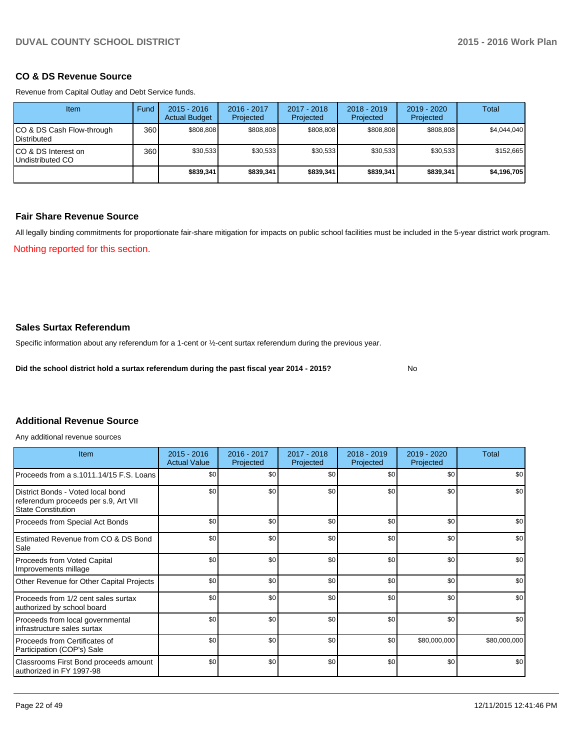## CO & DS Revenue Source

Revenue from Capital Outlay and Debt Service funds.

| Item | Fund | 2015 - 2016 Actual Budget | 2016 - 2017 Projected | 2017 - 2018 Projected | 2018 - 2019 Projected | 2019 - 2020 Projected | Total |
|---|---|---|---|---|---|---|---|
| CO & DS Cash Flow-through Distributed | 360 | $808,808 | $808,808 | $808,808 | $808,808 | $808,808 | $4,044,040 |
| CO & DS Interest on Undistributed CO | 360 | $30,533 | $30,533 | $30,533 | $30,533 | $30,533 | $152,665 |
| | | **$839,341** | **$839,341** | **$839,341** | **$839,341** | **$839,341** | **$4,196,705** |

## Fair Share Revenue Source

All legally binding commitments for proportionate fair-share mitigation for impacts on public school facilities must be included in the 5-year district work program.

Nothing reported for this section.

## Sales Surtax Referendum

Specific information about any referendum for a 1-cent or ½-cent surtax referendum during the previous year.

**Did the school district hold a surtax referendum during the past fiscal year 2014 - 2015?** No

## Additional Revenue Source

Any additional revenue sources

| Item | 2015 - 2016 Actual Value | 2016 - 2017 Projected | 2017 - 2018 Projected | 2018 - 2019 Projected | 2019 - 2020 Projected | Total |
|---|---|---|---|---|---|---|
| Proceeds from a s.1011.14/15 F.S. Loans | $0 | $0 | $0 | $0 | $0 | $0 |
| District Bonds - Voted local bond referendum proceeds per s.9, Art VII State Constitution | $0 | $0 | $0 | $0 | $0 | $0 |
| Proceeds from Special Act Bonds | $0 | $0 | $0 | $0 | $0 | $0 |
| Estimated Revenue from CO & DS Bond Sale | $0 | $0 | $0 | $0 | $0 | $0 |
| Proceeds from Voted Capital Improvements millage | $0 | $0 | $0 | $0 | $0 | $0 |
| Other Revenue for Other Capital Projects | $0 | $0 | $0 | $0 | $0 | $0 |
| Proceeds from 1/2 cent sales surtax authorized by school board | $0 | $0 | $0 | $0 | $0 | $0 |
| Proceeds from local governmental infrastructure sales surtax | $0 | $0 | $0 | $0 | $0 | $0 |
| Proceeds from Certificates of Participation (COP's) Sale | $0 | $0 | $0 | $0 | $80,000,000 | $80,000,000 |
| Classrooms First Bond proceeds amount authorized in FY 1997-98 | $0 | $0 | $0 | $0 | $0 | $0 |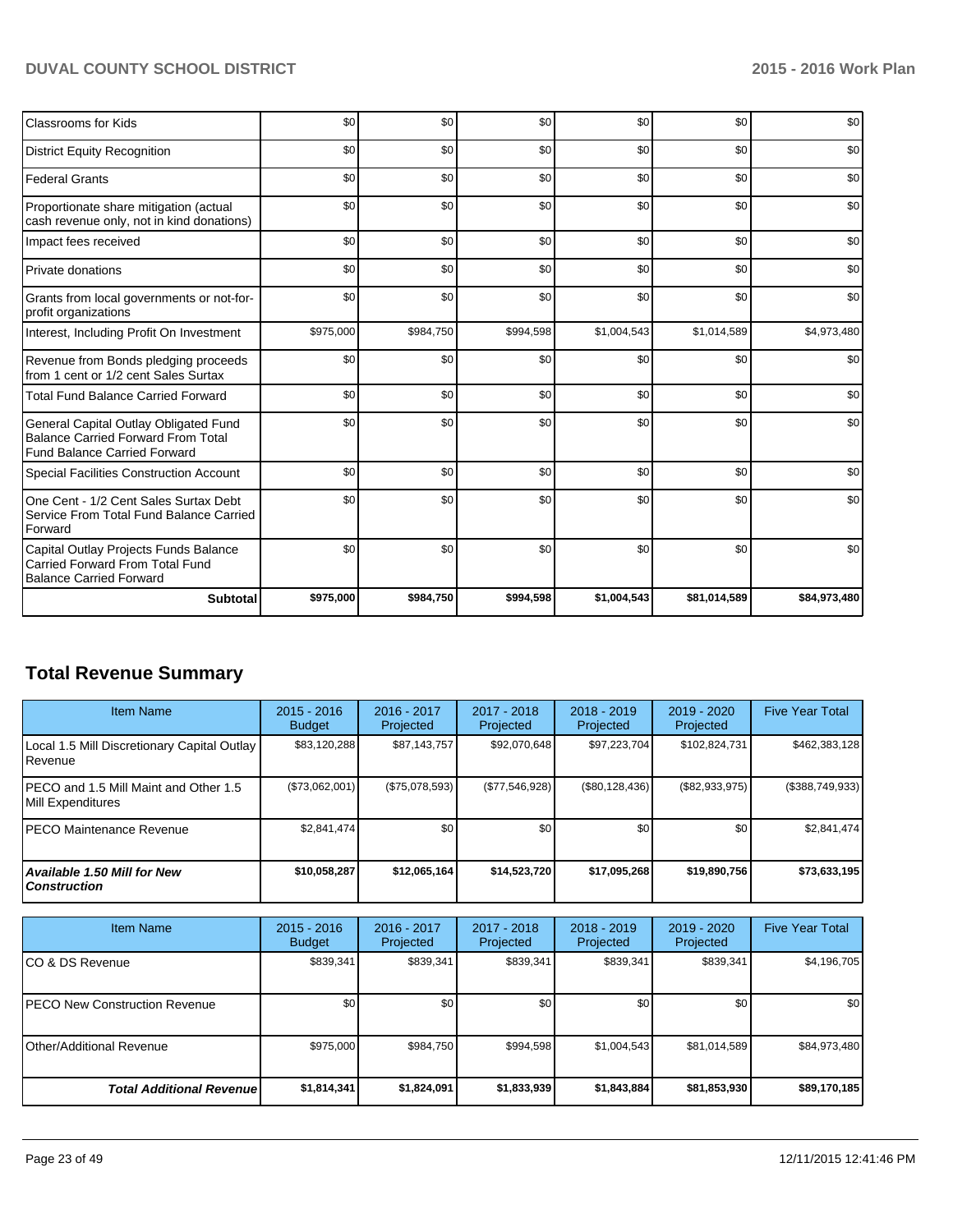| | | | | | | |
|---|---|---|---|---|---|---|
| Classrooms for Kids | $0 | $0 | $0 | $0 | $0 | $0 |
| District Equity Recognition | $0 | $0 | $0 | $0 | $0 | $0 |
| Federal Grants | $0 | $0 | $0 | $0 | $0 | $0 |
| Proportionate share mitigation (actual cash revenue only, not in kind donations) | $0 | $0 | $0 | $0 | $0 | $0 |
| Impact fees received | $0 | $0 | $0 | $0 | $0 | $0 |
| Private donations | $0 | $0 | $0 | $0 | $0 | $0 |
| Grants from local governments or not-for-profit organizations | $0 | $0 | $0 | $0 | $0 | $0 |
| Interest, Including Profit On Investment | $975,000 | $984,750 | $994,598 | $1,004,543 | $1,014,589 | $4,973,480 |
| Revenue from Bonds pledging proceeds from 1 cent or 1/2 cent Sales Surtax | $0 | $0 | $0 | $0 | $0 | $0 |
| Total Fund Balance Carried Forward | $0 | $0 | $0 | $0 | $0 | $0 |
| General Capital Outlay Obligated Fund Balance Carried Forward From Total Fund Balance Carried Forward | $0 | $0 | $0 | $0 | $0 | $0 |
| Special Facilities Construction Account | $0 | $0 | $0 | $0 | $0 | $0 |
| One Cent - 1/2 Cent Sales Surtax Debt Service From Total Fund Balance Carried Forward | $0 | $0 | $0 | $0 | $0 | $0 |
| Capital Outlay Projects Funds Balance Carried Forward From Total Fund Balance Carried Forward | $0 | $0 | $0 | $0 | $0 | $0 |
| **Subtotal** | **$975,000** | **$984,750** | **$994,598** | **$1,004,543** | **$81,014,589** | **$84,973,480** |

## Total Revenue Summary

| Item Name | 2015 - 2016 Budget | 2016 - 2017 Projected | 2017 - 2018 Projected | 2018 - 2019 Projected | 2019 - 2020 Projected | Five Year Total |
|---|---|---|---|---|---|---|
| Local 1.5 Mill Discretionary Capital Outlay Revenue | $83,120,288 | $87,143,757 | $92,070,648 | $97,223,704 | $102,824,731 | $462,383,128 |
| PECO and 1.5 Mill Maint and Other 1.5 Mill Expenditures | ($73,062,001) | ($75,078,593) | ($77,546,928) | ($80,128,436) | ($82,933,975) | ($388,749,933) |
| PECO Maintenance Revenue | $2,841,474 | $0 | $0 | $0 | $0 | $2,841,474 |
| ***Available 1.50 Mill for New Construction*** | **$10,058,287** | **$12,065,164** | **$14,523,720** | **$17,095,268** | **$19,890,756** | **$73,633,195** |

| Item Name | 2015 - 2016 Budget | 2016 - 2017 Projected | 2017 - 2018 Projected | 2018 - 2019 Projected | 2019 - 2020 Projected | Five Year Total |
|---|---|---|---|---|---|---|
| CO & DS Revenue | $839,341 | $839,341 | $839,341 | $839,341 | $839,341 | $4,196,705 |
| PECO New Construction Revenue | $0 | $0 | $0 | $0 | $0 | $0 |
| Other/Additional Revenue | $975,000 | $984,750 | $994,598 | $1,004,543 | $81,014,589 | $84,973,480 |
| ***Total Additional Revenue*** | **$1,814,341** | **$1,824,091** | **$1,833,939** | **$1,843,884** | **$81,853,930** | **$89,170,185** |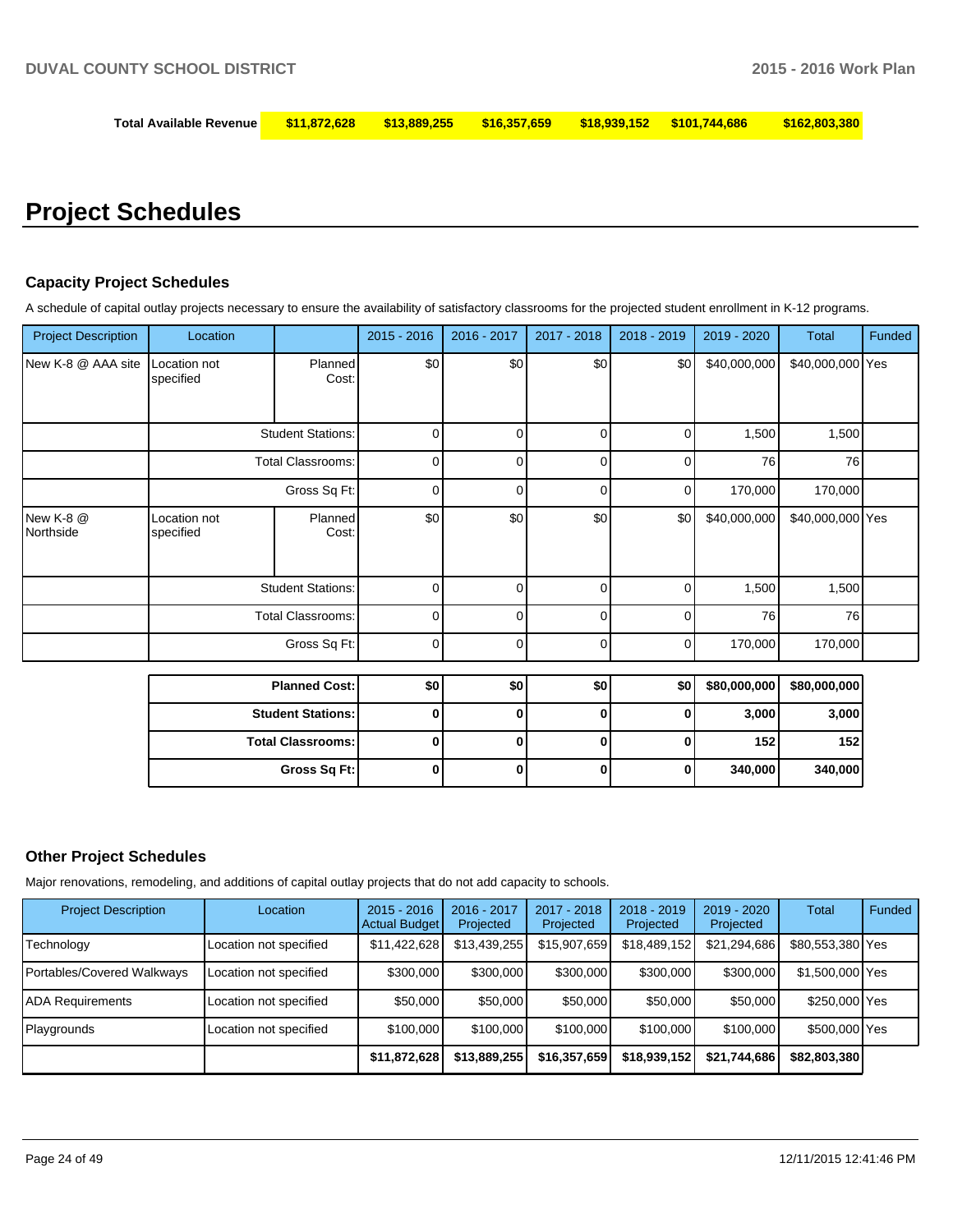| Total Available Revenue | $11,872,628 | $13,889,255 | $16,357,659 | $18,939,152 | $101,744,686 | $162,803,380 |
|---|---|---|---|---|---|---|

# Project Schedules

### Capacity Project Schedules

A schedule of capital outlay projects necessary to ensure the availability of satisfactory classrooms for the projected student enrollment in K-12 programs.

| Project Description | Location | | 2015 - 2016 | 2016 - 2017 | 2017 - 2018 | 2018 - 2019 | 2019 - 2020 | Total | Funded |
|---|---|---|---|---|---|---|---|---|---|
| New K-8 @ AAA site | Location not specified | Planned Cost: | $0 | $0 | $0 | $0 | $40,000,000 | $40,000,000 | Yes |
| | | Student Stations: | 0 | 0 | 0 | 0 | 1,500 | 1,500 | |
| | | Total Classrooms: | 0 | 0 | 0 | 0 | 76 | 76 | |
| | | Gross Sq Ft: | 0 | 0 | 0 | 0 | 170,000 | 170,000 | |
| New K-8 @ Northside | Location not specified | Planned Cost: | $0 | $0 | $0 | $0 | $40,000,000 | $40,000,000 | Yes |
| | | Student Stations: | 0 | 0 | 0 | 0 | 1,500 | 1,500 | |
| | | Total Classrooms: | 0 | 0 | 0 | 0 | 76 | 76 | |
| | | Gross Sq Ft: | 0 | 0 | 0 | 0 | 170,000 | 170,000 | |

| | 2015 - 2016 | 2016 - 2017 | 2017 - 2018 | 2018 - 2019 | 2019 - 2020 | Total |
|---|---|---|---|---|---|---|
| **Planned Cost:** | **$0** | **$0** | **$0** | **$0** | **$80,000,000** | **$80,000,000** |
| **Student Stations:** | **0** | **0** | **0** | **0** | **3,000** | **3,000** |
| **Total Classrooms:** | **0** | **0** | **0** | **0** | **152** | **152** |
| **Gross Sq Ft:** | **0** | **0** | **0** | **0** | **340,000** | **340,000** |

### Other Project Schedules

Major renovations, remodeling, and additions of capital outlay projects that do not add capacity to schools.

| Project Description | Location | 2015 - 2016 Actual Budget | 2016 - 2017 Projected | 2017 - 2018 Projected | 2018 - 2019 Projected | 2019 - 2020 Projected | Total | Funded |
|---|---|---|---|---|---|---|---|---|
| Technology | Location not specified | $11,422,628 | $13,439,255 | $15,907,659 | $18,489,152 | $21,294,686 | $80,553,380 | Yes |
| Portables/Covered Walkways | Location not specified | $300,000 | $300,000 | $300,000 | $300,000 | $300,000 | $1,500,000 | Yes |
| ADA Requirements | Location not specified | $50,000 | $50,000 | $50,000 | $50,000 | $50,000 | $250,000 | Yes |
| Playgrounds | Location not specified | $100,000 | $100,000 | $100,000 | $100,000 | $100,000 | $500,000 | Yes |
| | | **$11,872,628** | **$13,889,255** | **$16,357,659** | **$18,939,152** | **$21,744,686** | **$82,803,380** | |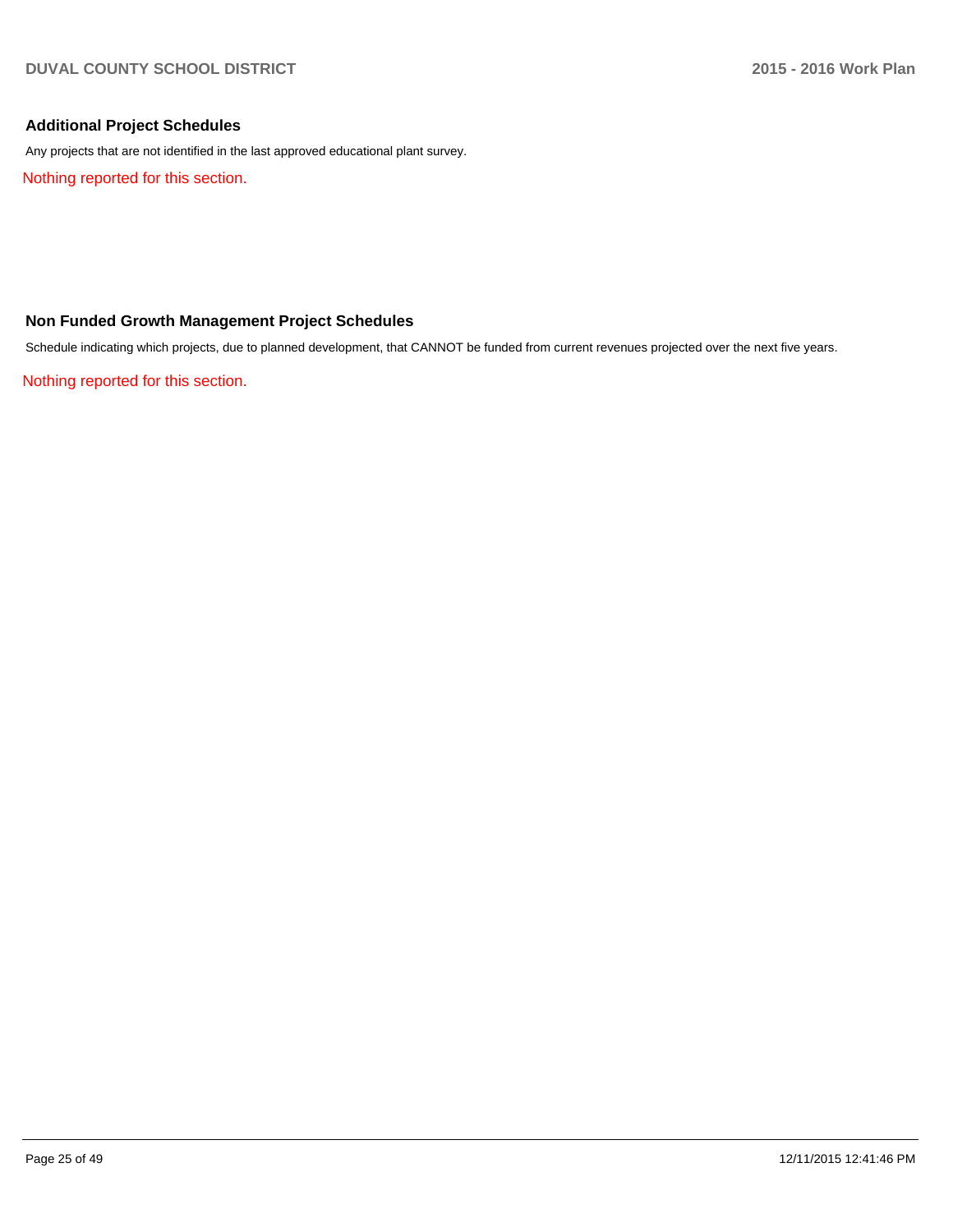## Additional Project Schedules

Any projects that are not identified in the last approved educational plant survey.

Nothing reported for this section.

## Non Funded Growth Management Project Schedules

Schedule indicating which projects, due to planned development, that CANNOT be funded from current revenues projected over the next five years.

Nothing reported for this section.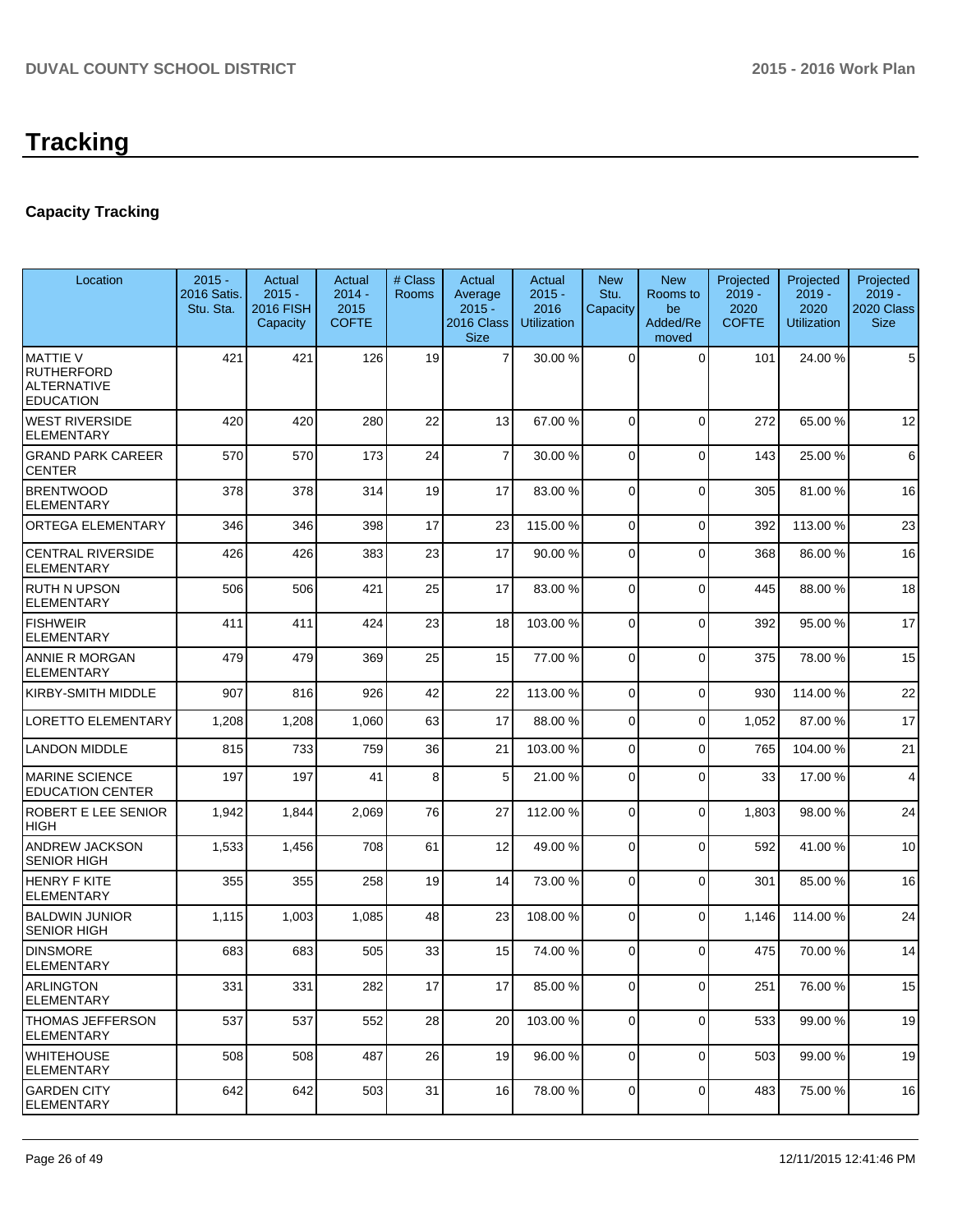# Tracking

## Capacity Tracking

| Location | 2015 - 2016 Satis. Stu. Sta. | Actual 2015 - 2016 FISH Capacity | Actual 2014 - 2015 COFTE | # Class Rooms | Actual Average 2015 - 2016 Class Size | Actual 2015 - 2016 Utilization | New Stu. Capacity | New Rooms to be Added/Removed | Projected 2019 - 2020 COFTE | Projected 2019 - 2020 Utilization | Projected 2019 - 2020 Class Size |
|---|---|---|---|---|---|---|---|---|---|---|---|
| MATTIE V RUTHERFORD ALTERNATIVE EDUCATION | 421 | 421 | 126 | 19 | 7 | 30.00 % | 0 | 0 | 101 | 24.00 % | 5 |
| WEST RIVERSIDE ELEMENTARY | 420 | 420 | 280 | 22 | 13 | 67.00 % | 0 | 0 | 272 | 65.00 % | 12 |
| GRAND PARK CAREER CENTER | 570 | 570 | 173 | 24 | 7 | 30.00 % | 0 | 0 | 143 | 25.00 % | 6 |
| BRENTWOOD ELEMENTARY | 378 | 378 | 314 | 19 | 17 | 83.00 % | 0 | 0 | 305 | 81.00 % | 16 |
| ORTEGA ELEMENTARY | 346 | 346 | 398 | 17 | 23 | 115.00 % | 0 | 0 | 392 | 113.00 % | 23 |
| CENTRAL RIVERSIDE ELEMENTARY | 426 | 426 | 383 | 23 | 17 | 90.00 % | 0 | 0 | 368 | 86.00 % | 16 |
| RUTH N UPSON ELEMENTARY | 506 | 506 | 421 | 25 | 17 | 83.00 % | 0 | 0 | 445 | 88.00 % | 18 |
| FISHWEIR ELEMENTARY | 411 | 411 | 424 | 23 | 18 | 103.00 % | 0 | 0 | 392 | 95.00 % | 17 |
| ANNIE R MORGAN ELEMENTARY | 479 | 479 | 369 | 25 | 15 | 77.00 % | 0 | 0 | 375 | 78.00 % | 15 |
| KIRBY-SMITH MIDDLE | 907 | 816 | 926 | 42 | 22 | 113.00 % | 0 | 0 | 930 | 114.00 % | 22 |
| LORETTO ELEMENTARY | 1,208 | 1,208 | 1,060 | 63 | 17 | 88.00 % | 0 | 0 | 1,052 | 87.00 % | 17 |
| LANDON MIDDLE | 815 | 733 | 759 | 36 | 21 | 103.00 % | 0 | 0 | 765 | 104.00 % | 21 |
| MARINE SCIENCE EDUCATION CENTER | 197 | 197 | 41 | 8 | 5 | 21.00 % | 0 | 0 | 33 | 17.00 % | 4 |
| ROBERT E LEE SENIOR HIGH | 1,942 | 1,844 | 2,069 | 76 | 27 | 112.00 % | 0 | 0 | 1,803 | 98.00 % | 24 |
| ANDREW JACKSON SENIOR HIGH | 1,533 | 1,456 | 708 | 61 | 12 | 49.00 % | 0 | 0 | 592 | 41.00 % | 10 |
| HENRY F KITE ELEMENTARY | 355 | 355 | 258 | 19 | 14 | 73.00 % | 0 | 0 | 301 | 85.00 % | 16 |
| BALDWIN JUNIOR SENIOR HIGH | 1,115 | 1,003 | 1,085 | 48 | 23 | 108.00 % | 0 | 0 | 1,146 | 114.00 % | 24 |
| DINSMORE ELEMENTARY | 683 | 683 | 505 | 33 | 15 | 74.00 % | 0 | 0 | 475 | 70.00 % | 14 |
| ARLINGTON ELEMENTARY | 331 | 331 | 282 | 17 | 17 | 85.00 % | 0 | 0 | 251 | 76.00 % | 15 |
| THOMAS JEFFERSON ELEMENTARY | 537 | 537 | 552 | 28 | 20 | 103.00 % | 0 | 0 | 533 | 99.00 % | 19 |
| WHITEHOUSE ELEMENTARY | 508 | 508 | 487 | 26 | 19 | 96.00 % | 0 | 0 | 503 | 99.00 % | 19 |
| GARDEN CITY ELEMENTARY | 642 | 642 | 503 | 31 | 16 | 78.00 % | 0 | 0 | 483 | 75.00 % | 16 |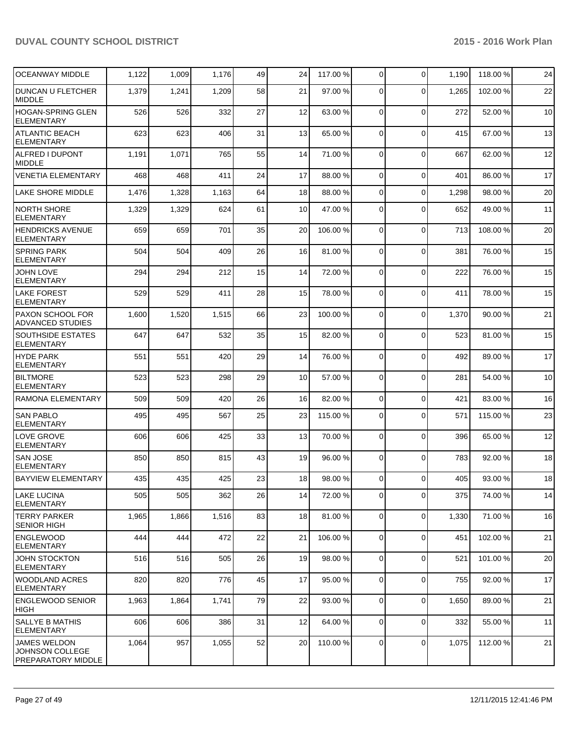| | | | | | | | | | | | |
|---|---|---|---|---|---|---|---|---|---|---|---|
| OCEANWAY MIDDLE | 1,122 | 1,009 | 1,176 | 49 | 24 | 117.00 % | 0 | 0 | 1,190 | 118.00 % | 24 |
| DUNCAN U FLETCHER MIDDLE | 1,379 | 1,241 | 1,209 | 58 | 21 | 97.00 % | 0 | 0 | 1,265 | 102.00 % | 22 |
| HOGAN-SPRING GLEN ELEMENTARY | 526 | 526 | 332 | 27 | 12 | 63.00 % | 0 | 0 | 272 | 52.00 % | 10 |
| ATLANTIC BEACH ELEMENTARY | 623 | 623 | 406 | 31 | 13 | 65.00 % | 0 | 0 | 415 | 67.00 % | 13 |
| ALFRED I DUPONT MIDDLE | 1,191 | 1,071 | 765 | 55 | 14 | 71.00 % | 0 | 0 | 667 | 62.00 % | 12 |
| VENETIA ELEMENTARY | 468 | 468 | 411 | 24 | 17 | 88.00 % | 0 | 0 | 401 | 86.00 % | 17 |
| LAKE SHORE MIDDLE | 1,476 | 1,328 | 1,163 | 64 | 18 | 88.00 % | 0 | 0 | 1,298 | 98.00 % | 20 |
| NORTH SHORE ELEMENTARY | 1,329 | 1,329 | 624 | 61 | 10 | 47.00 % | 0 | 0 | 652 | 49.00 % | 11 |
| HENDRICKS AVENUE ELEMENTARY | 659 | 659 | 701 | 35 | 20 | 106.00 % | 0 | 0 | 713 | 108.00 % | 20 |
| SPRING PARK ELEMENTARY | 504 | 504 | 409 | 26 | 16 | 81.00 % | 0 | 0 | 381 | 76.00 % | 15 |
| JOHN LOVE ELEMENTARY | 294 | 294 | 212 | 15 | 14 | 72.00 % | 0 | 0 | 222 | 76.00 % | 15 |
| LAKE FOREST ELEMENTARY | 529 | 529 | 411 | 28 | 15 | 78.00 % | 0 | 0 | 411 | 78.00 % | 15 |
| PAXON SCHOOL FOR ADVANCED STUDIES | 1,600 | 1,520 | 1,515 | 66 | 23 | 100.00 % | 0 | 0 | 1,370 | 90.00 % | 21 |
| SOUTHSIDE ESTATES ELEMENTARY | 647 | 647 | 532 | 35 | 15 | 82.00 % | 0 | 0 | 523 | 81.00 % | 15 |
| HYDE PARK ELEMENTARY | 551 | 551 | 420 | 29 | 14 | 76.00 % | 0 | 0 | 492 | 89.00 % | 17 |
| BILTMORE ELEMENTARY | 523 | 523 | 298 | 29 | 10 | 57.00 % | 0 | 0 | 281 | 54.00 % | 10 |
| RAMONA ELEMENTARY | 509 | 509 | 420 | 26 | 16 | 82.00 % | 0 | 0 | 421 | 83.00 % | 16 |
| SAN PABLO ELEMENTARY | 495 | 495 | 567 | 25 | 23 | 115.00 % | 0 | 0 | 571 | 115.00 % | 23 |
| LOVE GROVE ELEMENTARY | 606 | 606 | 425 | 33 | 13 | 70.00 % | 0 | 0 | 396 | 65.00 % | 12 |
| SAN JOSE ELEMENTARY | 850 | 850 | 815 | 43 | 19 | 96.00 % | 0 | 0 | 783 | 92.00 % | 18 |
| BAYVIEW ELEMENTARY | 435 | 435 | 425 | 23 | 18 | 98.00 % | 0 | 0 | 405 | 93.00 % | 18 |
| LAKE LUCINA ELEMENTARY | 505 | 505 | 362 | 26 | 14 | 72.00 % | 0 | 0 | 375 | 74.00 % | 14 |
| TERRY PARKER SENIOR HIGH | 1,965 | 1,866 | 1,516 | 83 | 18 | 81.00 % | 0 | 0 | 1,330 | 71.00 % | 16 |
| ENGLEWOOD ELEMENTARY | 444 | 444 | 472 | 22 | 21 | 106.00 % | 0 | 0 | 451 | 102.00 % | 21 |
| JOHN STOCKTON ELEMENTARY | 516 | 516 | 505 | 26 | 19 | 98.00 % | 0 | 0 | 521 | 101.00 % | 20 |
| WOODLAND ACRES ELEMENTARY | 820 | 820 | 776 | 45 | 17 | 95.00 % | 0 | 0 | 755 | 92.00 % | 17 |
| ENGLEWOOD SENIOR HIGH | 1,963 | 1,864 | 1,741 | 79 | 22 | 93.00 % | 0 | 0 | 1,650 | 89.00 % | 21 |
| SALLYE B MATHIS ELEMENTARY | 606 | 606 | 386 | 31 | 12 | 64.00 % | 0 | 0 | 332 | 55.00 % | 11 |
| JAMES WELDON JOHNSON COLLEGE PREPARATORY MIDDLE | 1,064 | 957 | 1,055 | 52 | 20 | 110.00 % | 0 | 0 | 1,075 | 112.00 % | 21 |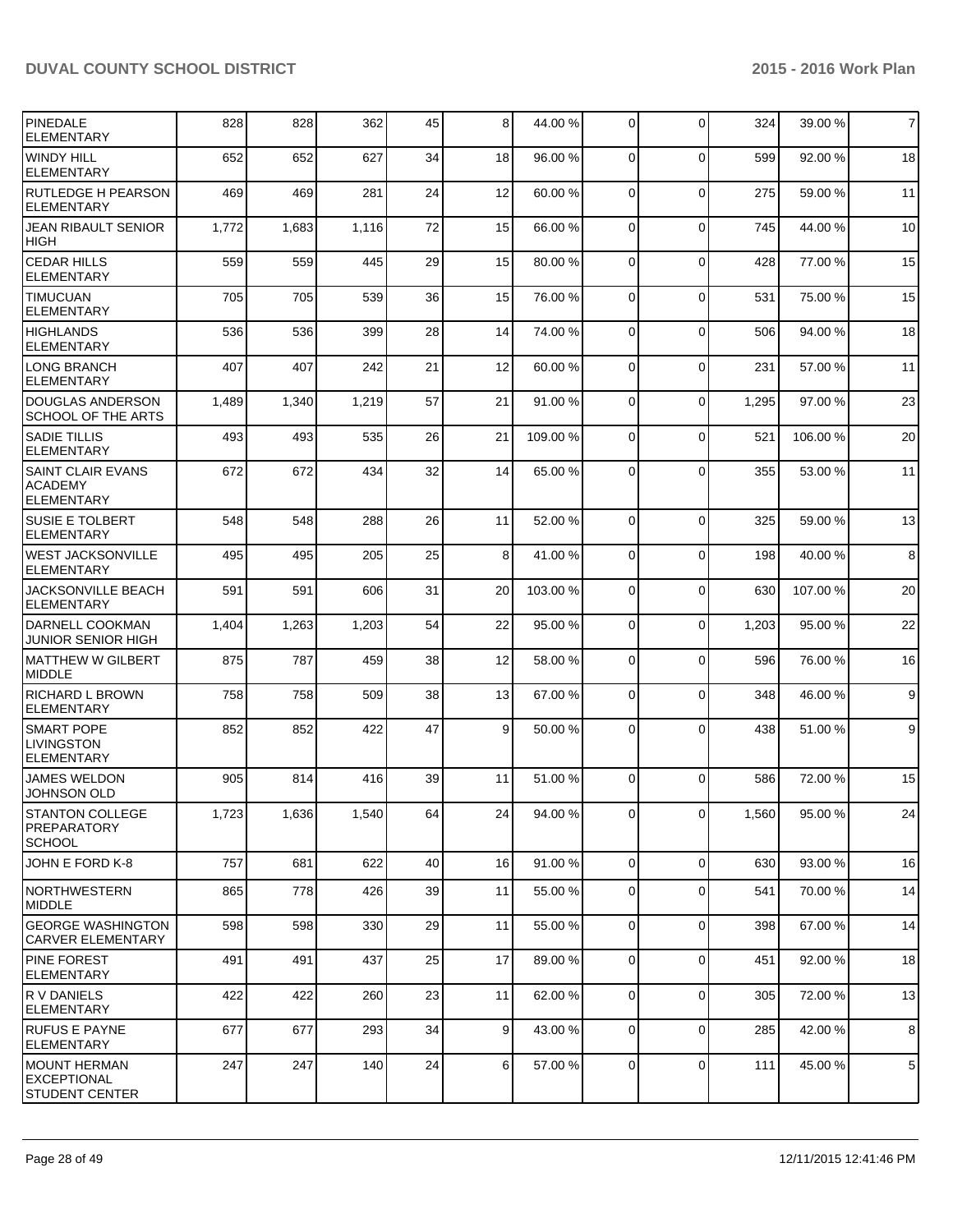| | | | | | | | | | | | |
|---|---|---|---|---|---|---|---|---|---|---|---|
| PINEDALE ELEMENTARY | 828 | 828 | 362 | 45 | 8 | 44.00 % | 0 | 0 | 324 | 39.00 % | 7 |
| WINDY HILL ELEMENTARY | 652 | 652 | 627 | 34 | 18 | 96.00 % | 0 | 0 | 599 | 92.00 % | 18 |
| RUTLEDGE H PEARSON ELEMENTARY | 469 | 469 | 281 | 24 | 12 | 60.00 % | 0 | 0 | 275 | 59.00 % | 11 |
| JEAN RIBAULT SENIOR HIGH | 1,772 | 1,683 | 1,116 | 72 | 15 | 66.00 % | 0 | 0 | 745 | 44.00 % | 10 |
| CEDAR HILLS ELEMENTARY | 559 | 559 | 445 | 29 | 15 | 80.00 % | 0 | 0 | 428 | 77.00 % | 15 |
| TIMUCUAN ELEMENTARY | 705 | 705 | 539 | 36 | 15 | 76.00 % | 0 | 0 | 531 | 75.00 % | 15 |
| HIGHLANDS ELEMENTARY | 536 | 536 | 399 | 28 | 14 | 74.00 % | 0 | 0 | 506 | 94.00 % | 18 |
| LONG BRANCH ELEMENTARY | 407 | 407 | 242 | 21 | 12 | 60.00 % | 0 | 0 | 231 | 57.00 % | 11 |
| DOUGLAS ANDERSON SCHOOL OF THE ARTS | 1,489 | 1,340 | 1,219 | 57 | 21 | 91.00 % | 0 | 0 | 1,295 | 97.00 % | 23 |
| SADIE TILLIS ELEMENTARY | 493 | 493 | 535 | 26 | 21 | 109.00 % | 0 | 0 | 521 | 106.00 % | 20 |
| SAINT CLAIR EVANS ACADEMY ELEMENTARY | 672 | 672 | 434 | 32 | 14 | 65.00 % | 0 | 0 | 355 | 53.00 % | 11 |
| SUSIE E TOLBERT ELEMENTARY | 548 | 548 | 288 | 26 | 11 | 52.00 % | 0 | 0 | 325 | 59.00 % | 13 |
| WEST JACKSONVILLE ELEMENTARY | 495 | 495 | 205 | 25 | 8 | 41.00 % | 0 | 0 | 198 | 40.00 % | 8 |
| JACKSONVILLE BEACH ELEMENTARY | 591 | 591 | 606 | 31 | 20 | 103.00 % | 0 | 0 | 630 | 107.00 % | 20 |
| DARNELL COOKMAN JUNIOR SENIOR HIGH | 1,404 | 1,263 | 1,203 | 54 | 22 | 95.00 % | 0 | 0 | 1,203 | 95.00 % | 22 |
| MATTHEW W GILBERT MIDDLE | 875 | 787 | 459 | 38 | 12 | 58.00 % | 0 | 0 | 596 | 76.00 % | 16 |
| RICHARD L BROWN ELEMENTARY | 758 | 758 | 509 | 38 | 13 | 67.00 % | 0 | 0 | 348 | 46.00 % | 9 |
| SMART POPE LIVINGSTON ELEMENTARY | 852 | 852 | 422 | 47 | 9 | 50.00 % | 0 | 0 | 438 | 51.00 % | 9 |
| JAMES WELDON JOHNSON OLD | 905 | 814 | 416 | 39 | 11 | 51.00 % | 0 | 0 | 586 | 72.00 % | 15 |
| STANTON COLLEGE PREPARATORY SCHOOL | 1,723 | 1,636 | 1,540 | 64 | 24 | 94.00 % | 0 | 0 | 1,560 | 95.00 % | 24 |
| JOHN E FORD K-8 | 757 | 681 | 622 | 40 | 16 | 91.00 % | 0 | 0 | 630 | 93.00 % | 16 |
| NORTHWESTERN MIDDLE | 865 | 778 | 426 | 39 | 11 | 55.00 % | 0 | 0 | 541 | 70.00 % | 14 |
| GEORGE WASHINGTON CARVER ELEMENTARY | 598 | 598 | 330 | 29 | 11 | 55.00 % | 0 | 0 | 398 | 67.00 % | 14 |
| PINE FOREST ELEMENTARY | 491 | 491 | 437 | 25 | 17 | 89.00 % | 0 | 0 | 451 | 92.00 % | 18 |
| R V DANIELS ELEMENTARY | 422 | 422 | 260 | 23 | 11 | 62.00 % | 0 | 0 | 305 | 72.00 % | 13 |
| RUFUS E PAYNE ELEMENTARY | 677 | 677 | 293 | 34 | 9 | 43.00 % | 0 | 0 | 285 | 42.00 % | 8 |
| MOUNT HERMAN EXCEPTIONAL STUDENT CENTER | 247 | 247 | 140 | 24 | 6 | 57.00 % | 0 | 0 | 111 | 45.00 % | 5 |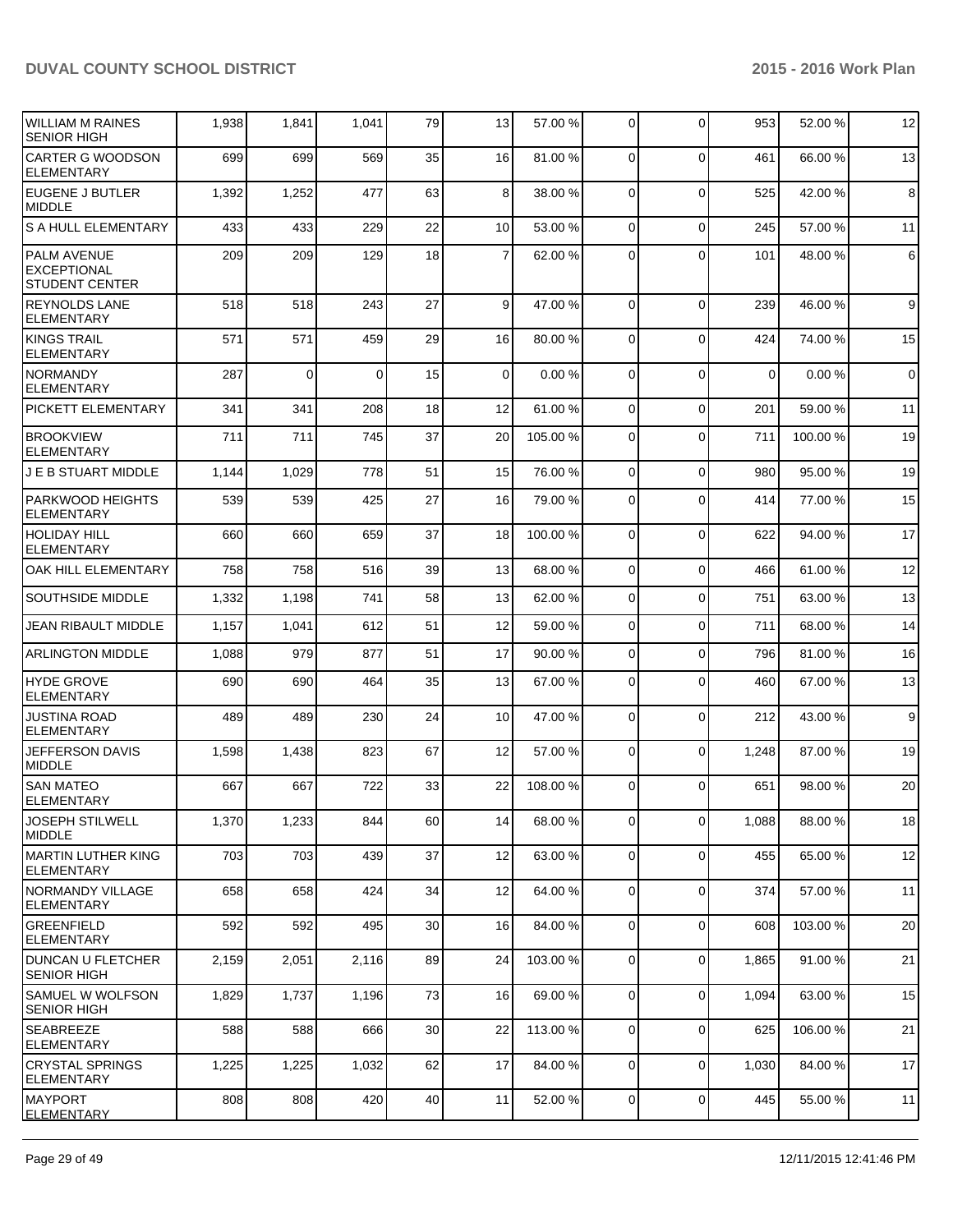| | | | | | | | | | | |
|---|---|---|---|---|---|---|---|---|---|---|
| WILLIAM M RAINES SENIOR HIGH | 1,938 | 1,841 | 1,041 | 79 | 13 | 57.00 % | 0 | 0 | 953 | 52.00 % | 12 |
| CARTER G WOODSON ELEMENTARY | 699 | 699 | 569 | 35 | 16 | 81.00 % | 0 | 0 | 461 | 66.00 % | 13 |
| EUGENE J BUTLER MIDDLE | 1,392 | 1,252 | 477 | 63 | 8 | 38.00 % | 0 | 0 | 525 | 42.00 % | 8 |
| S A HULL ELEMENTARY | 433 | 433 | 229 | 22 | 10 | 53.00 % | 0 | 0 | 245 | 57.00 % | 11 |
| PALM AVENUE EXCEPTIONAL STUDENT CENTER | 209 | 209 | 129 | 18 | 7 | 62.00 % | 0 | 0 | 101 | 48.00 % | 6 |
| REYNOLDS LANE ELEMENTARY | 518 | 518 | 243 | 27 | 9 | 47.00 % | 0 | 0 | 239 | 46.00 % | 9 |
| KINGS TRAIL ELEMENTARY | 571 | 571 | 459 | 29 | 16 | 80.00 % | 0 | 0 | 424 | 74.00 % | 15 |
| NORMANDY ELEMENTARY | 287 | 0 | 0 | 15 | 0 | 0.00 % | 0 | 0 | 0 | 0.00 % | 0 |
| PICKETT ELEMENTARY | 341 | 341 | 208 | 18 | 12 | 61.00 % | 0 | 0 | 201 | 59.00 % | 11 |
| BROOKVIEW ELEMENTARY | 711 | 711 | 745 | 37 | 20 | 105.00 % | 0 | 0 | 711 | 100.00 % | 19 |
| J E B STUART MIDDLE | 1,144 | 1,029 | 778 | 51 | 15 | 76.00 % | 0 | 0 | 980 | 95.00 % | 19 |
| PARKWOOD HEIGHTS ELEMENTARY | 539 | 539 | 425 | 27 | 16 | 79.00 % | 0 | 0 | 414 | 77.00 % | 15 |
| HOLIDAY HILL ELEMENTARY | 660 | 660 | 659 | 37 | 18 | 100.00 % | 0 | 0 | 622 | 94.00 % | 17 |
| OAK HILL ELEMENTARY | 758 | 758 | 516 | 39 | 13 | 68.00 % | 0 | 0 | 466 | 61.00 % | 12 |
| SOUTHSIDE MIDDLE | 1,332 | 1,198 | 741 | 58 | 13 | 62.00 % | 0 | 0 | 751 | 63.00 % | 13 |
| JEAN RIBAULT MIDDLE | 1,157 | 1,041 | 612 | 51 | 12 | 59.00 % | 0 | 0 | 711 | 68.00 % | 14 |
| ARLINGTON MIDDLE | 1,088 | 979 | 877 | 51 | 17 | 90.00 % | 0 | 0 | 796 | 81.00 % | 16 |
| HYDE GROVE ELEMENTARY | 690 | 690 | 464 | 35 | 13 | 67.00 % | 0 | 0 | 460 | 67.00 % | 13 |
| JUSTINA ROAD ELEMENTARY | 489 | 489 | 230 | 24 | 10 | 47.00 % | 0 | 0 | 212 | 43.00 % | 9 |
| JEFFERSON DAVIS MIDDLE | 1,598 | 1,438 | 823 | 67 | 12 | 57.00 % | 0 | 0 | 1,248 | 87.00 % | 19 |
| SAN MATEO ELEMENTARY | 667 | 667 | 722 | 33 | 22 | 108.00 % | 0 | 0 | 651 | 98.00 % | 20 |
| JOSEPH STILWELL MIDDLE | 1,370 | 1,233 | 844 | 60 | 14 | 68.00 % | 0 | 0 | 1,088 | 88.00 % | 18 |
| MARTIN LUTHER KING ELEMENTARY | 703 | 703 | 439 | 37 | 12 | 63.00 % | 0 | 0 | 455 | 65.00 % | 12 |
| NORMANDY VILLAGE ELEMENTARY | 658 | 658 | 424 | 34 | 12 | 64.00 % | 0 | 0 | 374 | 57.00 % | 11 |
| GREENFIELD ELEMENTARY | 592 | 592 | 495 | 30 | 16 | 84.00 % | 0 | 0 | 608 | 103.00 % | 20 |
| DUNCAN U FLETCHER SENIOR HIGH | 2,159 | 2,051 | 2,116 | 89 | 24 | 103.00 % | 0 | 0 | 1,865 | 91.00 % | 21 |
| SAMUEL W WOLFSON SENIOR HIGH | 1,829 | 1,737 | 1,196 | 73 | 16 | 69.00 % | 0 | 0 | 1,094 | 63.00 % | 15 |
| SEABREEZE ELEMENTARY | 588 | 588 | 666 | 30 | 22 | 113.00 % | 0 | 0 | 625 | 106.00 % | 21 |
| CRYSTAL SPRINGS ELEMENTARY | 1,225 | 1,225 | 1,032 | 62 | 17 | 84.00 % | 0 | 0 | 1,030 | 84.00 % | 17 |
| MAYPORT ELEMENTARY | 808 | 808 | 420 | 40 | 11 | 52.00 % | 0 | 0 | 445 | 55.00 % | 11 |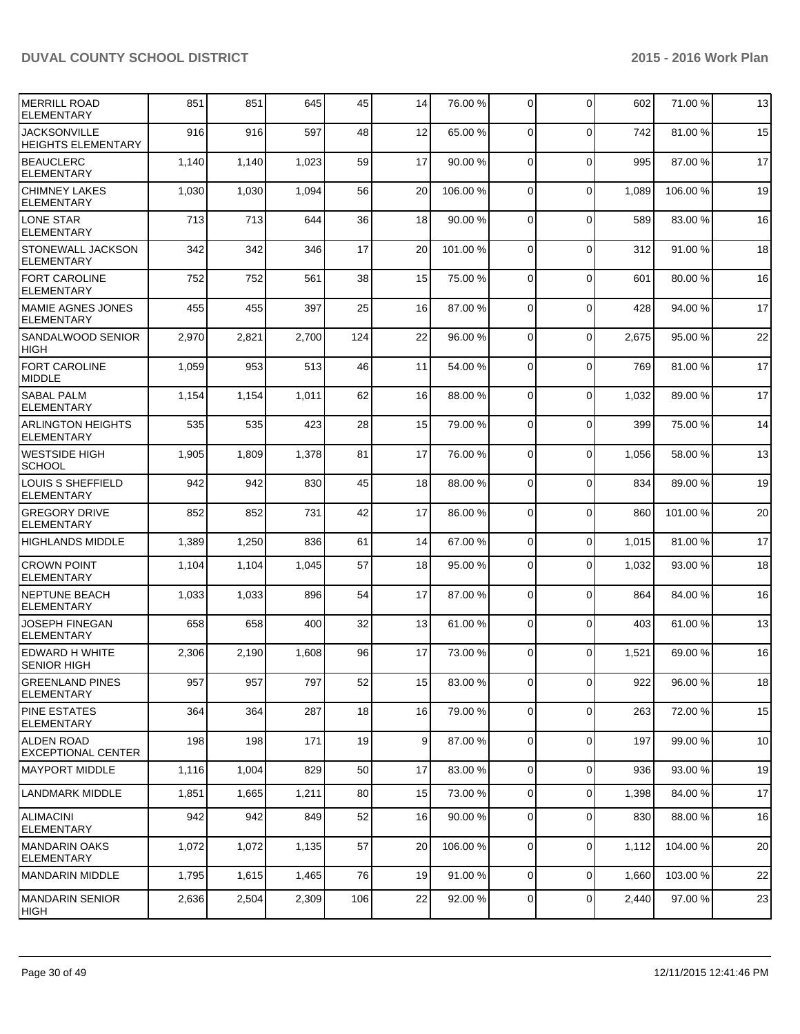| | | | | | | | | | | | |
|---|---|---|---|---|---|---|---|---|---|---|---|
| MERRILL ROAD ELEMENTARY | 851 | 851 | 645 | 45 | 14 | 76.00 % | 0 | 0 | 602 | 71.00 % | 13 |
| JACKSONVILLE HEIGHTS ELEMENTARY | 916 | 916 | 597 | 48 | 12 | 65.00 % | 0 | 0 | 742 | 81.00 % | 15 |
| BEAUCLERC ELEMENTARY | 1,140 | 1,140 | 1,023 | 59 | 17 | 90.00 % | 0 | 0 | 995 | 87.00 % | 17 |
| CHIMNEY LAKES ELEMENTARY | 1,030 | 1,030 | 1,094 | 56 | 20 | 106.00 % | 0 | 0 | 1,089 | 106.00 % | 19 |
| LONE STAR ELEMENTARY | 713 | 713 | 644 | 36 | 18 | 90.00 % | 0 | 0 | 589 | 83.00 % | 16 |
| STONEWALL JACKSON ELEMENTARY | 342 | 342 | 346 | 17 | 20 | 101.00 % | 0 | 0 | 312 | 91.00 % | 18 |
| FORT CAROLINE ELEMENTARY | 752 | 752 | 561 | 38 | 15 | 75.00 % | 0 | 0 | 601 | 80.00 % | 16 |
| MAMIE AGNES JONES ELEMENTARY | 455 | 455 | 397 | 25 | 16 | 87.00 % | 0 | 0 | 428 | 94.00 % | 17 |
| SANDALWOOD SENIOR HIGH | 2,970 | 2,821 | 2,700 | 124 | 22 | 96.00 % | 0 | 0 | 2,675 | 95.00 % | 22 |
| FORT CAROLINE MIDDLE | 1,059 | 953 | 513 | 46 | 11 | 54.00 % | 0 | 0 | 769 | 81.00 % | 17 |
| SABAL PALM ELEMENTARY | 1,154 | 1,154 | 1,011 | 62 | 16 | 88.00 % | 0 | 0 | 1,032 | 89.00 % | 17 |
| ARLINGTON HEIGHTS ELEMENTARY | 535 | 535 | 423 | 28 | 15 | 79.00 % | 0 | 0 | 399 | 75.00 % | 14 |
| WESTSIDE HIGH SCHOOL | 1,905 | 1,809 | 1,378 | 81 | 17 | 76.00 % | 0 | 0 | 1,056 | 58.00 % | 13 |
| LOUIS S SHEFFIELD ELEMENTARY | 942 | 942 | 830 | 45 | 18 | 88.00 % | 0 | 0 | 834 | 89.00 % | 19 |
| GREGORY DRIVE ELEMENTARY | 852 | 852 | 731 | 42 | 17 | 86.00 % | 0 | 0 | 860 | 101.00 % | 20 |
| HIGHLANDS MIDDLE | 1,389 | 1,250 | 836 | 61 | 14 | 67.00 % | 0 | 0 | 1,015 | 81.00 % | 17 |
| CROWN POINT ELEMENTARY | 1,104 | 1,104 | 1,045 | 57 | 18 | 95.00 % | 0 | 0 | 1,032 | 93.00 % | 18 |
| NEPTUNE BEACH ELEMENTARY | 1,033 | 1,033 | 896 | 54 | 17 | 87.00 % | 0 | 0 | 864 | 84.00 % | 16 |
| JOSEPH FINEGAN ELEMENTARY | 658 | 658 | 400 | 32 | 13 | 61.00 % | 0 | 0 | 403 | 61.00 % | 13 |
| EDWARD H WHITE SENIOR HIGH | 2,306 | 2,190 | 1,608 | 96 | 17 | 73.00 % | 0 | 0 | 1,521 | 69.00 % | 16 |
| GREENLAND PINES ELEMENTARY | 957 | 957 | 797 | 52 | 15 | 83.00 % | 0 | 0 | 922 | 96.00 % | 18 |
| PINE ESTATES ELEMENTARY | 364 | 364 | 287 | 18 | 16 | 79.00 % | 0 | 0 | 263 | 72.00 % | 15 |
| ALDEN ROAD EXCEPTIONAL CENTER | 198 | 198 | 171 | 19 | 9 | 87.00 % | 0 | 0 | 197 | 99.00 % | 10 |
| MAYPORT MIDDLE | 1,116 | 1,004 | 829 | 50 | 17 | 83.00 % | 0 | 0 | 936 | 93.00 % | 19 |
| LANDMARK MIDDLE | 1,851 | 1,665 | 1,211 | 80 | 15 | 73.00 % | 0 | 0 | 1,398 | 84.00 % | 17 |
| ALIMACINI ELEMENTARY | 942 | 942 | 849 | 52 | 16 | 90.00 % | 0 | 0 | 830 | 88.00 % | 16 |
| MANDARIN OAKS ELEMENTARY | 1,072 | 1,072 | 1,135 | 57 | 20 | 106.00 % | 0 | 0 | 1,112 | 104.00 % | 20 |
| MANDARIN MIDDLE | 1,795 | 1,615 | 1,465 | 76 | 19 | 91.00 % | 0 | 0 | 1,660 | 103.00 % | 22 |
| MANDARIN SENIOR HIGH | 2,636 | 2,504 | 2,309 | 106 | 22 | 92.00 % | 0 | 0 | 2,440 | 97.00 % | 23 |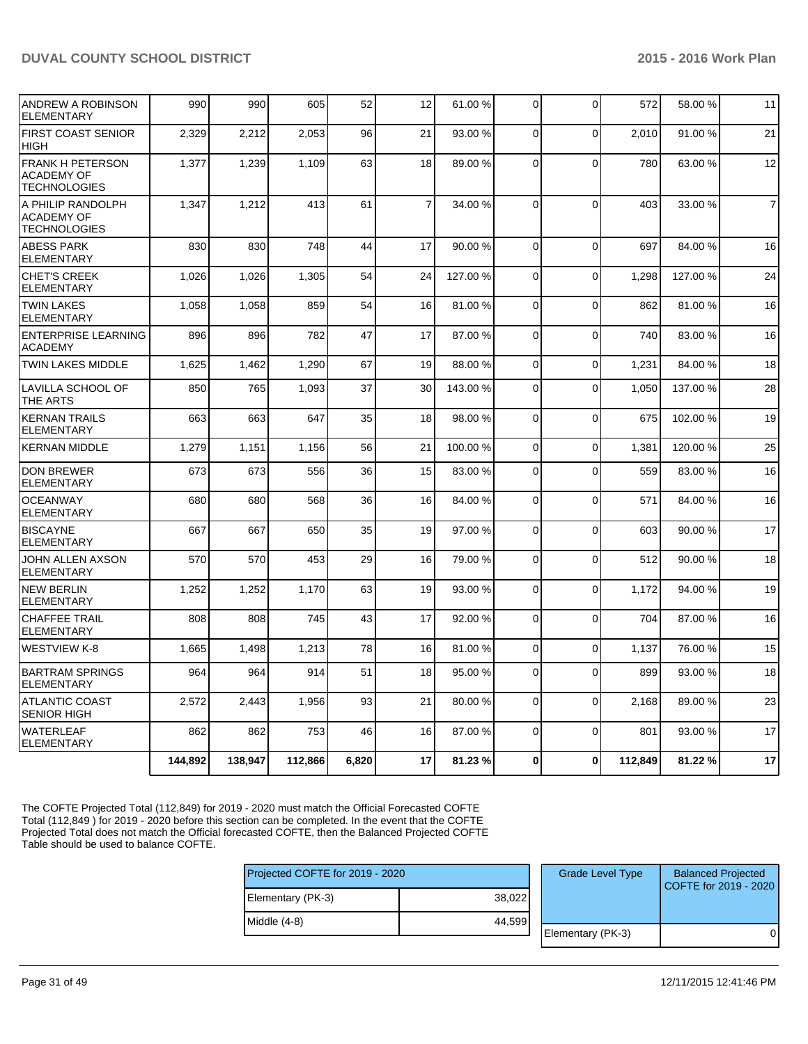| | | | | | | | | | | | |
|---|---|---|---|---|---|---|---|---|---|---|---|
| ANDREW A ROBINSON ELEMENTARY | 990 | 990 | 605 | 52 | 12 | 61.00 % | 0 | 0 | 572 | 58.00 % | 11 |
| FIRST COAST SENIOR HIGH | 2,329 | 2,212 | 2,053 | 96 | 21 | 93.00 % | 0 | 0 | 2,010 | 91.00 % | 21 |
| FRANK H PETERSON ACADEMY OF TECHNOLOGIES | 1,377 | 1,239 | 1,109 | 63 | 18 | 89.00 % | 0 | 0 | 780 | 63.00 % | 12 |
| A PHILIP RANDOLPH ACADEMY OF TECHNOLOGIES | 1,347 | 1,212 | 413 | 61 | 7 | 34.00 % | 0 | 0 | 403 | 33.00 % | 7 |
| ABESS PARK ELEMENTARY | 830 | 830 | 748 | 44 | 17 | 90.00 % | 0 | 0 | 697 | 84.00 % | 16 |
| CHET'S CREEK ELEMENTARY | 1,026 | 1,026 | 1,305 | 54 | 24 | 127.00 % | 0 | 0 | 1,298 | 127.00 % | 24 |
| TWIN LAKES ELEMENTARY | 1,058 | 1,058 | 859 | 54 | 16 | 81.00 % | 0 | 0 | 862 | 81.00 % | 16 |
| ENTERPRISE LEARNING ACADEMY | 896 | 896 | 782 | 47 | 17 | 87.00 % | 0 | 0 | 740 | 83.00 % | 16 |
| TWIN LAKES MIDDLE | 1,625 | 1,462 | 1,290 | 67 | 19 | 88.00 % | 0 | 0 | 1,231 | 84.00 % | 18 |
| LAVILLA SCHOOL OF THE ARTS | 850 | 765 | 1,093 | 37 | 30 | 143.00 % | 0 | 0 | 1,050 | 137.00 % | 28 |
| KERNAN TRAILS ELEMENTARY | 663 | 663 | 647 | 35 | 18 | 98.00 % | 0 | 0 | 675 | 102.00 % | 19 |
| KERNAN MIDDLE | 1,279 | 1,151 | 1,156 | 56 | 21 | 100.00 % | 0 | 0 | 1,381 | 120.00 % | 25 |
| DON BREWER ELEMENTARY | 673 | 673 | 556 | 36 | 15 | 83.00 % | 0 | 0 | 559 | 83.00 % | 16 |
| OCEANWAY ELEMENTARY | 680 | 680 | 568 | 36 | 16 | 84.00 % | 0 | 0 | 571 | 84.00 % | 16 |
| BISCAYNE ELEMENTARY | 667 | 667 | 650 | 35 | 19 | 97.00 % | 0 | 0 | 603 | 90.00 % | 17 |
| JOHN ALLEN AXSON ELEMENTARY | 570 | 570 | 453 | 29 | 16 | 79.00 % | 0 | 0 | 512 | 90.00 % | 18 |
| NEW BERLIN ELEMENTARY | 1,252 | 1,252 | 1,170 | 63 | 19 | 93.00 % | 0 | 0 | 1,172 | 94.00 % | 19 |
| CHAFFEE TRAIL ELEMENTARY | 808 | 808 | 745 | 43 | 17 | 92.00 % | 0 | 0 | 704 | 87.00 % | 16 |
| WESTVIEW K-8 | 1,665 | 1,498 | 1,213 | 78 | 16 | 81.00 % | 0 | 0 | 1,137 | 76.00 % | 15 |
| BARTRAM SPRINGS ELEMENTARY | 964 | 964 | 914 | 51 | 18 | 95.00 % | 0 | 0 | 899 | 93.00 % | 18 |
| ATLANTIC COAST SENIOR HIGH | 2,572 | 2,443 | 1,956 | 93 | 21 | 80.00 % | 0 | 0 | 2,168 | 89.00 % | 23 |
| WATERLEAF ELEMENTARY | 862 | 862 | 753 | 46 | 16 | 87.00 % | 0 | 0 | 801 | 93.00 % | 17 |
| | **144,892** | **138,947** | **112,866** | **6,820** | **17** | **81.23 %** | **0** | **0** | **112,849** | **81.22 %** | **17** |

The COFTE Projected Total (112,849) for 2019 - 2020 must match the Official Forecasted COFTE Total (112,849 ) for 2019 - 2020 before this section can be completed. In the event that the COFTE Projected Total does not match the Official forecasted COFTE, then the Balanced Projected COFTE Table should be used to balance COFTE.

| Projected COFTE for 2019 - 2020 | |
|---|---|
| Elementary (PK-3) | 38,022 |
| Middle (4-8) | 44,599 |

| Grade Level Type | Balanced Projected COFTE for 2019 - 2020 |
|---|---|
| Elementary (PK-3) | 0 |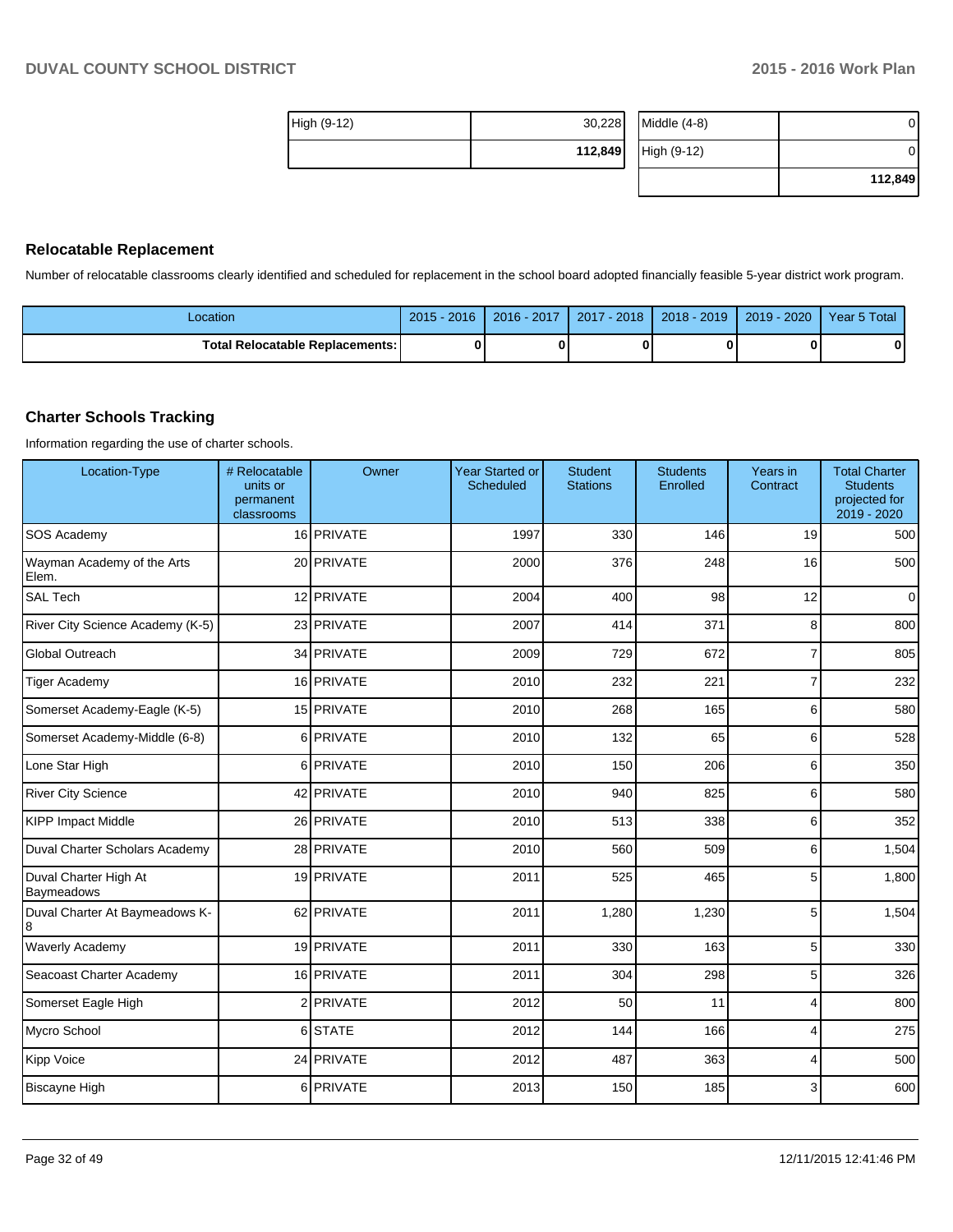| High (9-12) | 30,228 |
| --- | --- |
| | **112,849** |

| Middle (4-8) | 0 |
| --- | --- |
| High (9-12) | 0 |
| | **112,849** |

## Relocatable Replacement

Number of relocatable classrooms clearly identified and scheduled for replacement in the school board adopted financially feasible 5-year district work program.

| Location | 2015 - 2016 | 2016 - 2017 | 2017 - 2018 | 2018 - 2019 | 2019 - 2020 | Year 5 Total |
| --- | --- | --- | --- | --- | --- | --- |
| **Total Relocatable Replacements:** | **0** | **0** | **0** | **0** | **0** | **0** |

## Charter Schools Tracking

Information regarding the use of charter schools.

| Location-Type | # Relocatable units or permanent classrooms | Owner | Year Started or Scheduled | Student Stations | Students Enrolled | Years in Contract | Total Charter Students projected for 2019 - 2020 |
| --- | --- | --- | --- | --- | --- | --- | --- |
| SOS Academy | 16 | PRIVATE | 1997 | 330 | 146 | 19 | 500 |
| Wayman Academy of the Arts Elem. | 20 | PRIVATE | 2000 | 376 | 248 | 16 | 500 |
| SAL Tech | 12 | PRIVATE | 2004 | 400 | 98 | 12 | 0 |
| River City Science Academy (K-5) | 23 | PRIVATE | 2007 | 414 | 371 | 8 | 800 |
| Global Outreach | 34 | PRIVATE | 2009 | 729 | 672 | 7 | 805 |
| Tiger Academy | 16 | PRIVATE | 2010 | 232 | 221 | 7 | 232 |
| Somerset Academy-Eagle (K-5) | 15 | PRIVATE | 2010 | 268 | 165 | 6 | 580 |
| Somerset Academy-Middle (6-8) | 6 | PRIVATE | 2010 | 132 | 65 | 6 | 528 |
| Lone Star High | 6 | PRIVATE | 2010 | 150 | 206 | 6 | 350 |
| River City Science | 42 | PRIVATE | 2010 | 940 | 825 | 6 | 580 |
| KIPP Impact Middle | 26 | PRIVATE | 2010 | 513 | 338 | 6 | 352 |
| Duval Charter Scholars Academy | 28 | PRIVATE | 2010 | 560 | 509 | 6 | 1,504 |
| Duval Charter High At Baymeadows | 19 | PRIVATE | 2011 | 525 | 465 | 5 | 1,800 |
| Duval Charter At Baymeadows K-8 | 62 | PRIVATE | 2011 | 1,280 | 1,230 | 5 | 1,504 |
| Waverly Academy | 19 | PRIVATE | 2011 | 330 | 163 | 5 | 330 |
| Seacoast Charter Academy | 16 | PRIVATE | 2011 | 304 | 298 | 5 | 326 |
| Somerset Eagle High | 2 | PRIVATE | 2012 | 50 | 11 | 4 | 800 |
| Mycro School | 6 | STATE | 2012 | 144 | 166 | 4 | 275 |
| Kipp Voice | 24 | PRIVATE | 2012 | 487 | 363 | 4 | 500 |
| Biscayne High | 6 | PRIVATE | 2013 | 150 | 185 | 3 | 600 |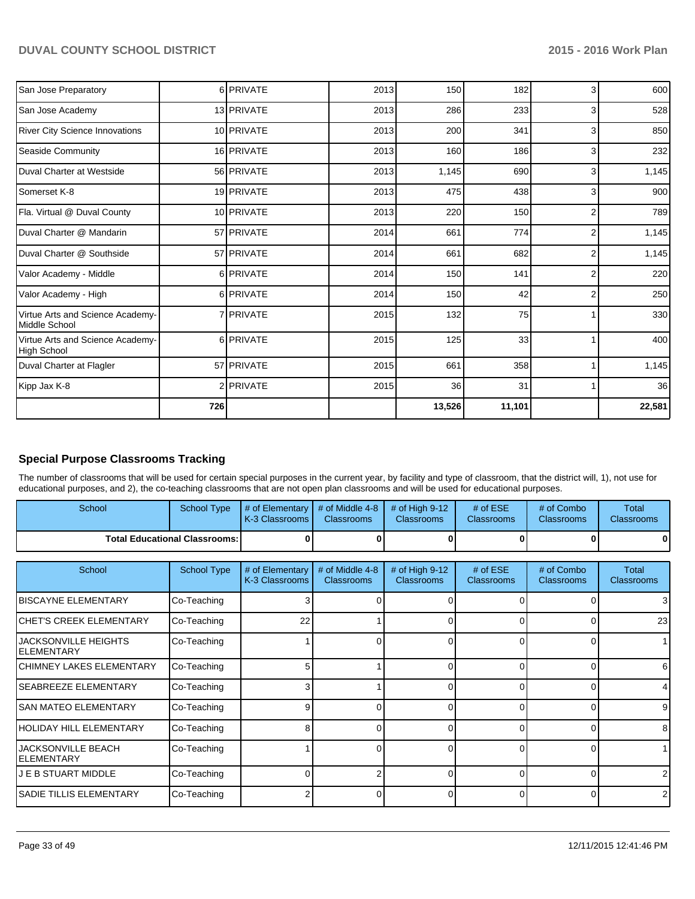| San Jose Preparatory | 6 | PRIVATE | 2013 | 150 | 182 | 3 | 600 |
|---|---|---|---|---|---|---|---|
| San Jose Academy | 13 | PRIVATE | 2013 | 286 | 233 | 3 | 528 |
| River City Science Innovations | 10 | PRIVATE | 2013 | 200 | 341 | 3 | 850 |
| Seaside Community | 16 | PRIVATE | 2013 | 160 | 186 | 3 | 232 |
| Duval Charter at Westside | 56 | PRIVATE | 2013 | 1,145 | 690 | 3 | 1,145 |
| Somerset K-8 | 19 | PRIVATE | 2013 | 475 | 438 | 3 | 900 |
| Fla. Virtual @ Duval County | 10 | PRIVATE | 2013 | 220 | 150 | 2 | 789 |
| Duval Charter @ Mandarin | 57 | PRIVATE | 2014 | 661 | 774 | 2 | 1,145 |
| Duval Charter @ Southside | 57 | PRIVATE | 2014 | 661 | 682 | 2 | 1,145 |
| Valor Academy - Middle | 6 | PRIVATE | 2014 | 150 | 141 | 2 | 220 |
| Valor Academy - High | 6 | PRIVATE | 2014 | 150 | 42 | 2 | 250 |
| Virtue Arts and Science Academy-Middle School | 7 | PRIVATE | 2015 | 132 | 75 | 1 | 330 |
| Virtue Arts and Science Academy-High School | 6 | PRIVATE | 2015 | 125 | 33 | 1 | 400 |
| Duval Charter at Flagler | 57 | PRIVATE | 2015 | 661 | 358 | 1 | 1,145 |
| Kipp Jax K-8 | 2 | PRIVATE | 2015 | 36 | 31 | 1 | 36 |
| | **726** | | | **13,526** | **11,101** | | **22,581** |

## Special Purpose Classrooms Tracking

The number of classrooms that will be used for certain special purposes in the current year, by facility and type of classroom, that the district will, 1), not use for educational purposes, and 2), the co-teaching classrooms that are not open plan classrooms and will be used for educational purposes.

| School | School Type | # of Elementary K-3 Classrooms | # of Middle 4-8 Classrooms | # of High 9-12 Classrooms | # of ESE Classrooms | # of Combo Classrooms | Total Classrooms |
|---|---|---|---|---|---|---|---|
| **Total Educational Classrooms:** | | **0** | **0** | **0** | **0** | **0** | **0** |

| School | School Type | # of Elementary K-3 Classrooms | # of Middle 4-8 Classrooms | # of High 9-12 Classrooms | # of ESE Classrooms | # of Combo Classrooms | Total Classrooms |
|---|---|---|---|---|---|---|---|
| BISCAYNE ELEMENTARY | Co-Teaching | 3 | 0 | 0 | 0 | 0 | 3 |
| CHET'S CREEK ELEMENTARY | Co-Teaching | 22 | 1 | 0 | 0 | 0 | 23 |
| JACKSONVILLE HEIGHTS ELEMENTARY | Co-Teaching | 1 | 0 | 0 | 0 | 0 | 1 |
| CHIMNEY LAKES ELEMENTARY | Co-Teaching | 5 | 1 | 0 | 0 | 0 | 6 |
| SEABREEZE ELEMENTARY | Co-Teaching | 3 | 1 | 0 | 0 | 0 | 4 |
| SAN MATEO ELEMENTARY | Co-Teaching | 9 | 0 | 0 | 0 | 0 | 9 |
| HOLIDAY HILL ELEMENTARY | Co-Teaching | 8 | 0 | 0 | 0 | 0 | 8 |
| JACKSONVILLE BEACH ELEMENTARY | Co-Teaching | 1 | 0 | 0 | 0 | 0 | 1 |
| J E B STUART MIDDLE | Co-Teaching | 0 | 2 | 0 | 0 | 0 | 2 |
| SADIE TILLIS ELEMENTARY | Co-Teaching | 2 | 0 | 0 | 0 | 0 | 2 |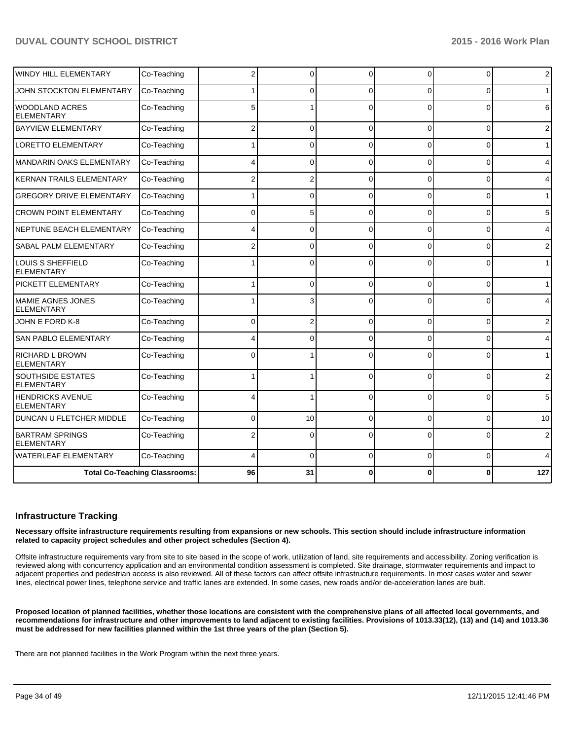| | | | | | | | |
|---|---|---|---|---|---|---|---|
| WINDY HILL ELEMENTARY | Co-Teaching | 2 | 0 | 0 | 0 | 0 | 2 |
| JOHN STOCKTON ELEMENTARY | Co-Teaching | 1 | 0 | 0 | 0 | 0 | 1 |
| WOODLAND ACRES ELEMENTARY | Co-Teaching | 5 | 1 | 0 | 0 | 0 | 6 |
| BAYVIEW ELEMENTARY | Co-Teaching | 2 | 0 | 0 | 0 | 0 | 2 |
| LORETTO ELEMENTARY | Co-Teaching | 1 | 0 | 0 | 0 | 0 | 1 |
| MANDARIN OAKS ELEMENTARY | Co-Teaching | 4 | 0 | 0 | 0 | 0 | 4 |
| KERNAN TRAILS ELEMENTARY | Co-Teaching | 2 | 2 | 0 | 0 | 0 | 4 |
| GREGORY DRIVE ELEMENTARY | Co-Teaching | 1 | 0 | 0 | 0 | 0 | 1 |
| CROWN POINT ELEMENTARY | Co-Teaching | 0 | 5 | 0 | 0 | 0 | 5 |
| NEPTUNE BEACH ELEMENTARY | Co-Teaching | 4 | 0 | 0 | 0 | 0 | 4 |
| SABAL PALM ELEMENTARY | Co-Teaching | 2 | 0 | 0 | 0 | 0 | 2 |
| LOUIS S SHEFFIELD ELEMENTARY | Co-Teaching | 1 | 0 | 0 | 0 | 0 | 1 |
| PICKETT ELEMENTARY | Co-Teaching | 1 | 0 | 0 | 0 | 0 | 1 |
| MAMIE AGNES JONES ELEMENTARY | Co-Teaching | 1 | 3 | 0 | 0 | 0 | 4 |
| JOHN E FORD K-8 | Co-Teaching | 0 | 2 | 0 | 0 | 0 | 2 |
| SAN PABLO ELEMENTARY | Co-Teaching | 4 | 0 | 0 | 0 | 0 | 4 |
| RICHARD L BROWN ELEMENTARY | Co-Teaching | 0 | 1 | 0 | 0 | 0 | 1 |
| SOUTHSIDE ESTATES ELEMENTARY | Co-Teaching | 1 | 1 | 0 | 0 | 0 | 2 |
| HENDRICKS AVENUE ELEMENTARY | Co-Teaching | 4 | 1 | 0 | 0 | 0 | 5 |
| DUNCAN U FLETCHER MIDDLE | Co-Teaching | 0 | 10 | 0 | 0 | 0 | 10 |
| BARTRAM SPRINGS ELEMENTARY | Co-Teaching | 2 | 0 | 0 | 0 | 0 | 2 |
| WATERLEAF ELEMENTARY | Co-Teaching | 4 | 0 | 0 | 0 | 0 | 4 |
| **Total Co-Teaching Classrooms:** | | **96** | **31** | **0** | **0** | **0** | **127** |

## Infrastructure Tracking

**Necessary offsite infrastructure requirements resulting from expansions or new schools. This section should include infrastructure information related to capacity project schedules and other project schedules (Section 4).**

Offsite infrastructure requirements vary from site to site based in the scope of work, utilization of land, site requirements and accessibility. Zoning verification is reviewed along with concurrency application and an environmental condition assessment is completed. Site drainage, stormwater requirements and impact to adjacent properties and pedestrian access is also reviewed. All of these factors can affect offsite infrastructure requirements. In most cases water and sewer lines, electrical power lines, telephone service and traffic lanes are extended. In some cases, new roads and/or de-acceleration lanes are built.

**Proposed location of planned facilities, whether those locations are consistent with the comprehensive plans of all affected local governments, and recommendations for infrastructure and other improvements to land adjacent to existing facilities. Provisions of 1013.33(12), (13) and (14) and 1013.36 must be addressed for new facilities planned within the 1st three years of the plan (Section 5).**

There are not planned facilities in the Work Program within the next three years.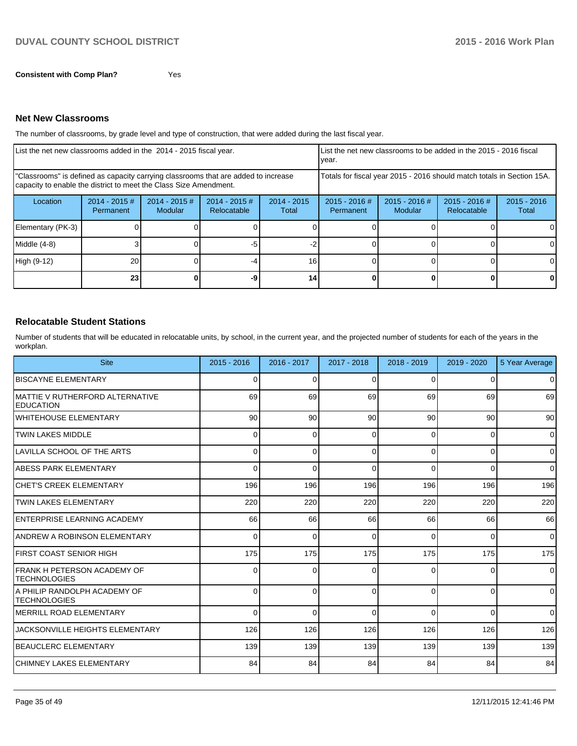**Consistent with Comp Plan?** Yes

## Net New Classrooms

The number of classrooms, by grade level and type of construction, that were added during the last fiscal year.

| List the net new classrooms added in the 2014 - 2015 fiscal year. | | | | | List the net new classrooms to be added in the 2015 - 2016 fiscal year. | | | |
|---|---|---|---|---|---|---|---|---|
| "Classrooms" is defined as capacity carrying classrooms that are added to increase capacity to enable the district to meet the Class Size Amendment. | | | | | Totals for fiscal year 2015 - 2016 should match totals in Section 15A. | | | |
| Location | 2014 - 2015 # Permanent | 2014 - 2015 # Modular | 2014 - 2015 # Relocatable | 2014 - 2015 Total | 2015 - 2016 # Permanent | 2015 - 2016 # Modular | 2015 - 2016 # Relocatable | 2015 - 2016 Total |
| Elementary (PK-3) | 0 | 0 | 0 | 0 | 0 | 0 | 0 | 0 |
| Middle (4-8) | 3 | 0 | -5 | -2 | 0 | 0 | 0 | 0 |
| High (9-12) | 20 | 0 | -4 | 16 | 0 | 0 | 0 | 0 |
| | **23** | **0** | **-9** | **14** | **0** | **0** | **0** | **0** |

## Relocatable Student Stations

Number of students that will be educated in relocatable units, by school, in the current year, and the projected number of students for each of the years in the workplan.

| Site | 2015 - 2016 | 2016 - 2017 | 2017 - 2018 | 2018 - 2019 | 2019 - 2020 | 5 Year Average |
|---|---|---|---|---|---|---|
| BISCAYNE ELEMENTARY | 0 | 0 | 0 | 0 | 0 | 0 |
| MATTIE V RUTHERFORD ALTERNATIVE EDUCATION | 69 | 69 | 69 | 69 | 69 | 69 |
| WHITEHOUSE ELEMENTARY | 90 | 90 | 90 | 90 | 90 | 90 |
| TWIN LAKES MIDDLE | 0 | 0 | 0 | 0 | 0 | 0 |
| LAVILLA SCHOOL OF THE ARTS | 0 | 0 | 0 | 0 | 0 | 0 |
| ABESS PARK ELEMENTARY | 0 | 0 | 0 | 0 | 0 | 0 |
| CHET'S CREEK ELEMENTARY | 196 | 196 | 196 | 196 | 196 | 196 |
| TWIN LAKES ELEMENTARY | 220 | 220 | 220 | 220 | 220 | 220 |
| ENTERPRISE LEARNING ACADEMY | 66 | 66 | 66 | 66 | 66 | 66 |
| ANDREW A ROBINSON ELEMENTARY | 0 | 0 | 0 | 0 | 0 | 0 |
| FIRST COAST SENIOR HIGH | 175 | 175 | 175 | 175 | 175 | 175 |
| FRANK H PETERSON ACADEMY OF TECHNOLOGIES | 0 | 0 | 0 | 0 | 0 | 0 |
| A PHILIP RANDOLPH ACADEMY OF TECHNOLOGIES | 0 | 0 | 0 | 0 | 0 | 0 |
| MERRILL ROAD ELEMENTARY | 0 | 0 | 0 | 0 | 0 | 0 |
| JACKSONVILLE HEIGHTS ELEMENTARY | 126 | 126 | 126 | 126 | 126 | 126 |
| BEAUCLERC ELEMENTARY | 139 | 139 | 139 | 139 | 139 | 139 |
| CHIMNEY LAKES ELEMENTARY | 84 | 84 | 84 | 84 | 84 | 84 |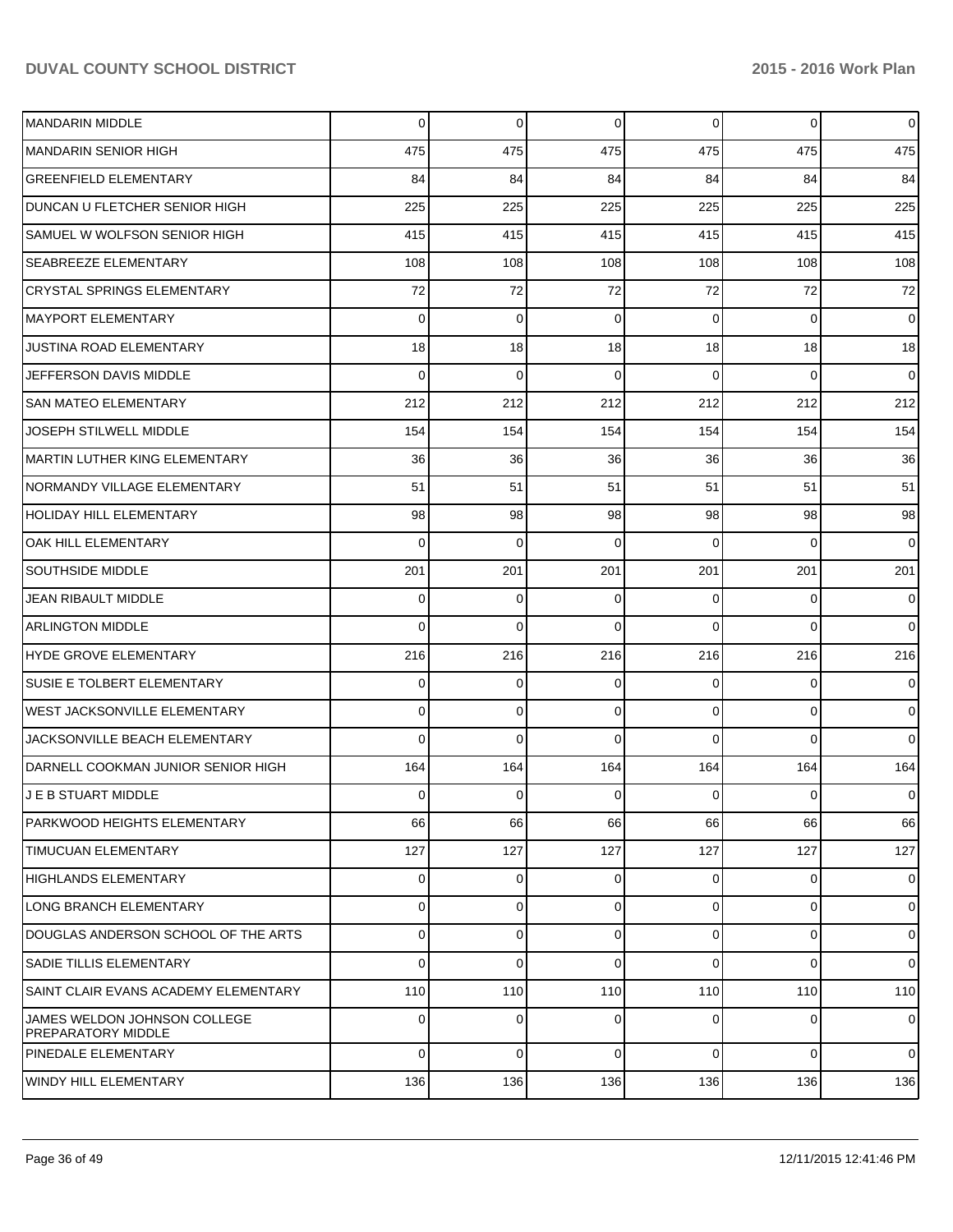| | | | | | | |
|---|---|---|---|---|---|---|
| MANDARIN MIDDLE | 0 | 0 | 0 | 0 | 0 | 0 |
| MANDARIN SENIOR HIGH | 475 | 475 | 475 | 475 | 475 | 475 |
| GREENFIELD ELEMENTARY | 84 | 84 | 84 | 84 | 84 | 84 |
| DUNCAN U FLETCHER SENIOR HIGH | 225 | 225 | 225 | 225 | 225 | 225 |
| SAMUEL W WOLFSON SENIOR HIGH | 415 | 415 | 415 | 415 | 415 | 415 |
| SEABREEZE ELEMENTARY | 108 | 108 | 108 | 108 | 108 | 108 |
| CRYSTAL SPRINGS ELEMENTARY | 72 | 72 | 72 | 72 | 72 | 72 |
| MAYPORT ELEMENTARY | 0 | 0 | 0 | 0 | 0 | 0 |
| JUSTINA ROAD ELEMENTARY | 18 | 18 | 18 | 18 | 18 | 18 |
| JEFFERSON DAVIS MIDDLE | 0 | 0 | 0 | 0 | 0 | 0 |
| SAN MATEO ELEMENTARY | 212 | 212 | 212 | 212 | 212 | 212 |
| JOSEPH STILWELL MIDDLE | 154 | 154 | 154 | 154 | 154 | 154 |
| MARTIN LUTHER KING ELEMENTARY | 36 | 36 | 36 | 36 | 36 | 36 |
| NORMANDY VILLAGE ELEMENTARY | 51 | 51 | 51 | 51 | 51 | 51 |
| HOLIDAY HILL ELEMENTARY | 98 | 98 | 98 | 98 | 98 | 98 |
| OAK HILL ELEMENTARY | 0 | 0 | 0 | 0 | 0 | 0 |
| SOUTHSIDE MIDDLE | 201 | 201 | 201 | 201 | 201 | 201 |
| JEAN RIBAULT MIDDLE | 0 | 0 | 0 | 0 | 0 | 0 |
| ARLINGTON MIDDLE | 0 | 0 | 0 | 0 | 0 | 0 |
| HYDE GROVE ELEMENTARY | 216 | 216 | 216 | 216 | 216 | 216 |
| SUSIE E TOLBERT ELEMENTARY | 0 | 0 | 0 | 0 | 0 | 0 |
| WEST JACKSONVILLE ELEMENTARY | 0 | 0 | 0 | 0 | 0 | 0 |
| JACKSONVILLE BEACH ELEMENTARY | 0 | 0 | 0 | 0 | 0 | 0 |
| DARNELL COOKMAN JUNIOR SENIOR HIGH | 164 | 164 | 164 | 164 | 164 | 164 |
| J E B STUART MIDDLE | 0 | 0 | 0 | 0 | 0 | 0 |
| PARKWOOD HEIGHTS ELEMENTARY | 66 | 66 | 66 | 66 | 66 | 66 |
| TIMUCUAN ELEMENTARY | 127 | 127 | 127 | 127 | 127 | 127 |
| HIGHLANDS ELEMENTARY | 0 | 0 | 0 | 0 | 0 | 0 |
| LONG BRANCH ELEMENTARY | 0 | 0 | 0 | 0 | 0 | 0 |
| DOUGLAS ANDERSON SCHOOL OF THE ARTS | 0 | 0 | 0 | 0 | 0 | 0 |
| SADIE TILLIS ELEMENTARY | 0 | 0 | 0 | 0 | 0 | 0 |
| SAINT CLAIR EVANS ACADEMY ELEMENTARY | 110 | 110 | 110 | 110 | 110 | 110 |
| JAMES WELDON JOHNSON COLLEGE PREPARATORY MIDDLE | 0 | 0 | 0 | 0 | 0 | 0 |
| PINEDALE ELEMENTARY | 0 | 0 | 0 | 0 | 0 | 0 |
| WINDY HILL ELEMENTARY | 136 | 136 | 136 | 136 | 136 | 136 |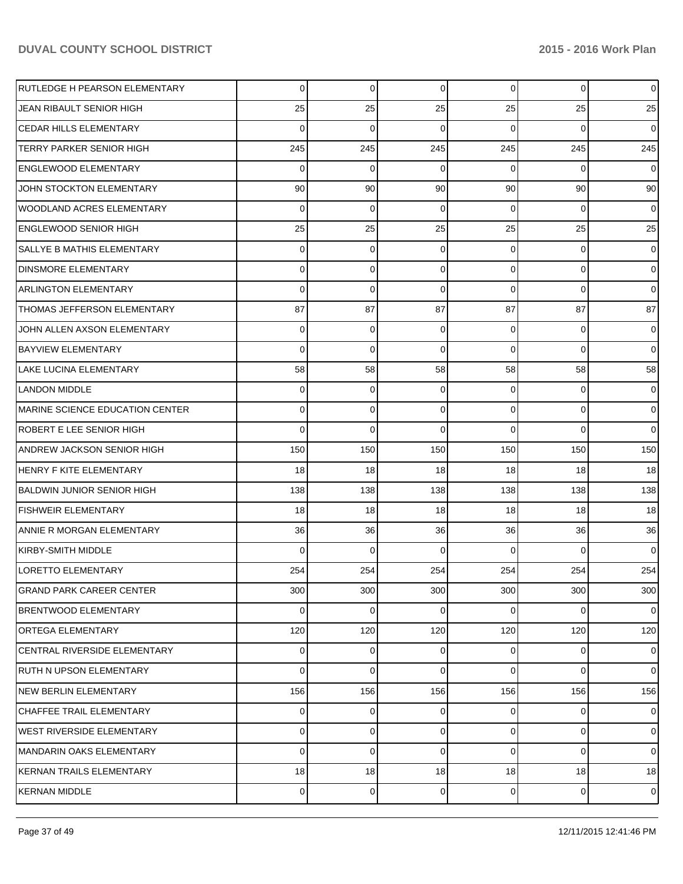| | | | | | | |
|---|---|---|---|---|---|---|
| RUTLEDGE H PEARSON ELEMENTARY | 0 | 0 | 0 | 0 | 0 | 0 |
| JEAN RIBAULT SENIOR HIGH | 25 | 25 | 25 | 25 | 25 | 25 |
| CEDAR HILLS ELEMENTARY | 0 | 0 | 0 | 0 | 0 | 0 |
| TERRY PARKER SENIOR HIGH | 245 | 245 | 245 | 245 | 245 | 245 |
| ENGLEWOOD ELEMENTARY | 0 | 0 | 0 | 0 | 0 | 0 |
| JOHN STOCKTON ELEMENTARY | 90 | 90 | 90 | 90 | 90 | 90 |
| WOODLAND ACRES ELEMENTARY | 0 | 0 | 0 | 0 | 0 | 0 |
| ENGLEWOOD SENIOR HIGH | 25 | 25 | 25 | 25 | 25 | 25 |
| SALLYE B MATHIS ELEMENTARY | 0 | 0 | 0 | 0 | 0 | 0 |
| DINSMORE ELEMENTARY | 0 | 0 | 0 | 0 | 0 | 0 |
| ARLINGTON ELEMENTARY | 0 | 0 | 0 | 0 | 0 | 0 |
| THOMAS JEFFERSON ELEMENTARY | 87 | 87 | 87 | 87 | 87 | 87 |
| JOHN ALLEN AXSON ELEMENTARY | 0 | 0 | 0 | 0 | 0 | 0 |
| BAYVIEW ELEMENTARY | 0 | 0 | 0 | 0 | 0 | 0 |
| LAKE LUCINA ELEMENTARY | 58 | 58 | 58 | 58 | 58 | 58 |
| LANDON MIDDLE | 0 | 0 | 0 | 0 | 0 | 0 |
| MARINE SCIENCE EDUCATION CENTER | 0 | 0 | 0 | 0 | 0 | 0 |
| ROBERT E LEE SENIOR HIGH | 0 | 0 | 0 | 0 | 0 | 0 |
| ANDREW JACKSON SENIOR HIGH | 150 | 150 | 150 | 150 | 150 | 150 |
| HENRY F KITE ELEMENTARY | 18 | 18 | 18 | 18 | 18 | 18 |
| BALDWIN JUNIOR SENIOR HIGH | 138 | 138 | 138 | 138 | 138 | 138 |
| FISHWEIR ELEMENTARY | 18 | 18 | 18 | 18 | 18 | 18 |
| ANNIE R MORGAN ELEMENTARY | 36 | 36 | 36 | 36 | 36 | 36 |
| KIRBY-SMITH MIDDLE | 0 | 0 | 0 | 0 | 0 | 0 |
| LORETTO ELEMENTARY | 254 | 254 | 254 | 254 | 254 | 254 |
| GRAND PARK CAREER CENTER | 300 | 300 | 300 | 300 | 300 | 300 |
| BRENTWOOD ELEMENTARY | 0 | 0 | 0 | 0 | 0 | 0 |
| ORTEGA ELEMENTARY | 120 | 120 | 120 | 120 | 120 | 120 |
| CENTRAL RIVERSIDE ELEMENTARY | 0 | 0 | 0 | 0 | 0 | 0 |
| RUTH N UPSON ELEMENTARY | 0 | 0 | 0 | 0 | 0 | 0 |
| NEW BERLIN ELEMENTARY | 156 | 156 | 156 | 156 | 156 | 156 |
| CHAFFEE TRAIL ELEMENTARY | 0 | 0 | 0 | 0 | 0 | 0 |
| WEST RIVERSIDE ELEMENTARY | 0 | 0 | 0 | 0 | 0 | 0 |
| MANDARIN OAKS ELEMENTARY | 0 | 0 | 0 | 0 | 0 | 0 |
| KERNAN TRAILS ELEMENTARY | 18 | 18 | 18 | 18 | 18 | 18 |
| KERNAN MIDDLE | 0 | 0 | 0 | 0 | 0 | 0 |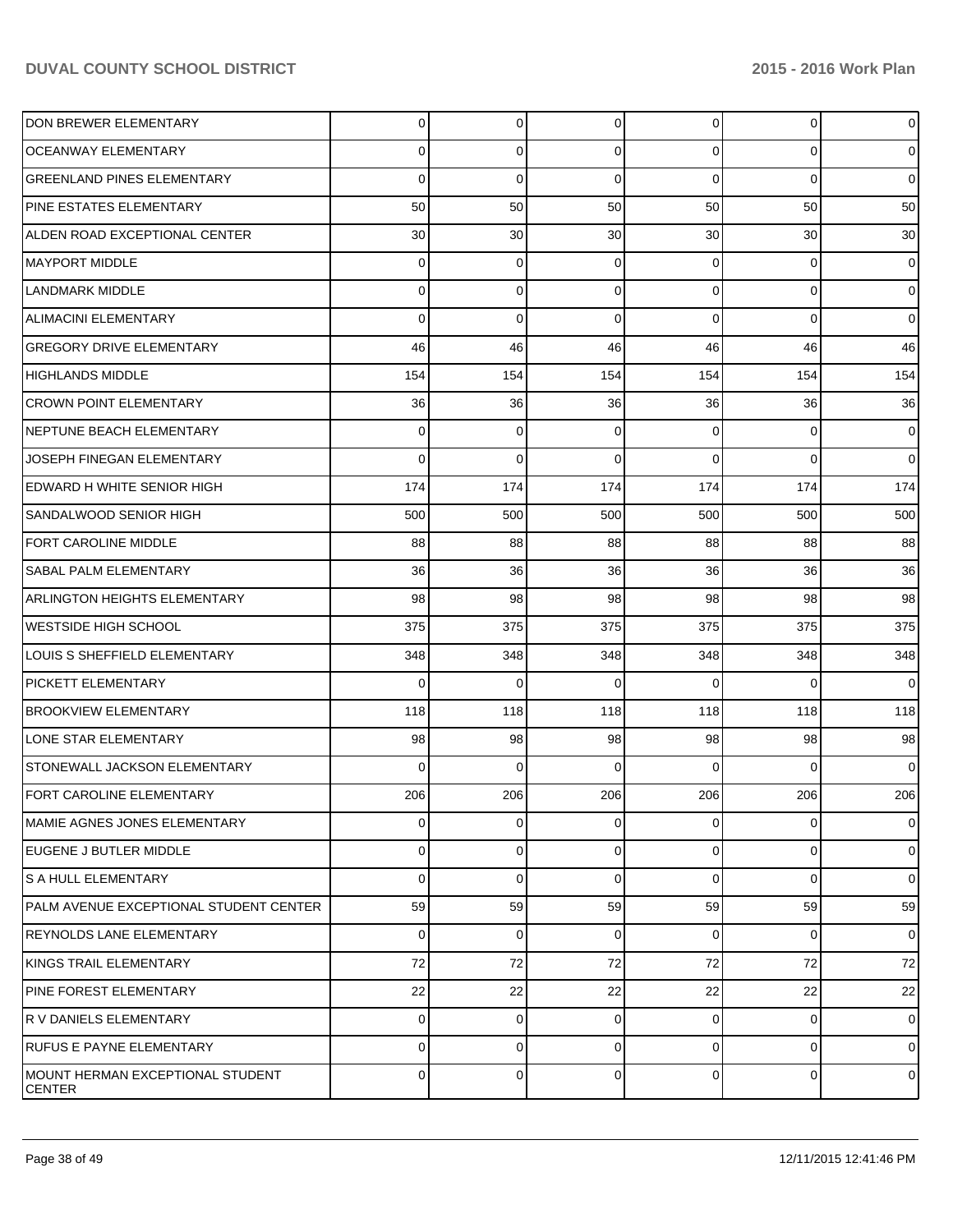| | | | | | | |
|---|---|---|---|---|---|---|
| DON BREWER ELEMENTARY | 0 | 0 | 0 | 0 | 0 | 0 |
| OCEANWAY ELEMENTARY | 0 | 0 | 0 | 0 | 0 | 0 |
| GREENLAND PINES ELEMENTARY | 0 | 0 | 0 | 0 | 0 | 0 |
| PINE ESTATES ELEMENTARY | 50 | 50 | 50 | 50 | 50 | 50 |
| ALDEN ROAD EXCEPTIONAL CENTER | 30 | 30 | 30 | 30 | 30 | 30 |
| MAYPORT MIDDLE | 0 | 0 | 0 | 0 | 0 | 0 |
| LANDMARK MIDDLE | 0 | 0 | 0 | 0 | 0 | 0 |
| ALIMACINI ELEMENTARY | 0 | 0 | 0 | 0 | 0 | 0 |
| GREGORY DRIVE ELEMENTARY | 46 | 46 | 46 | 46 | 46 | 46 |
| HIGHLANDS MIDDLE | 154 | 154 | 154 | 154 | 154 | 154 |
| CROWN POINT ELEMENTARY | 36 | 36 | 36 | 36 | 36 | 36 |
| NEPTUNE BEACH ELEMENTARY | 0 | 0 | 0 | 0 | 0 | 0 |
| JOSEPH FINEGAN ELEMENTARY | 0 | 0 | 0 | 0 | 0 | 0 |
| EDWARD H WHITE SENIOR HIGH | 174 | 174 | 174 | 174 | 174 | 174 |
| SANDALWOOD SENIOR HIGH | 500 | 500 | 500 | 500 | 500 | 500 |
| FORT CAROLINE MIDDLE | 88 | 88 | 88 | 88 | 88 | 88 |
| SABAL PALM ELEMENTARY | 36 | 36 | 36 | 36 | 36 | 36 |
| ARLINGTON HEIGHTS ELEMENTARY | 98 | 98 | 98 | 98 | 98 | 98 |
| WESTSIDE HIGH SCHOOL | 375 | 375 | 375 | 375 | 375 | 375 |
| LOUIS S SHEFFIELD ELEMENTARY | 348 | 348 | 348 | 348 | 348 | 348 |
| PICKETT ELEMENTARY | 0 | 0 | 0 | 0 | 0 | 0 |
| BROOKVIEW ELEMENTARY | 118 | 118 | 118 | 118 | 118 | 118 |
| LONE STAR ELEMENTARY | 98 | 98 | 98 | 98 | 98 | 98 |
| STONEWALL JACKSON ELEMENTARY | 0 | 0 | 0 | 0 | 0 | 0 |
| FORT CAROLINE ELEMENTARY | 206 | 206 | 206 | 206 | 206 | 206 |
| MAMIE AGNES JONES ELEMENTARY | 0 | 0 | 0 | 0 | 0 | 0 |
| EUGENE J BUTLER MIDDLE | 0 | 0 | 0 | 0 | 0 | 0 |
| S A HULL ELEMENTARY | 0 | 0 | 0 | 0 | 0 | 0 |
| PALM AVENUE EXCEPTIONAL STUDENT CENTER | 59 | 59 | 59 | 59 | 59 | 59 |
| REYNOLDS LANE ELEMENTARY | 0 | 0 | 0 | 0 | 0 | 0 |
| KINGS TRAIL ELEMENTARY | 72 | 72 | 72 | 72 | 72 | 72 |
| PINE FOREST ELEMENTARY | 22 | 22 | 22 | 22 | 22 | 22 |
| R V DANIELS ELEMENTARY | 0 | 0 | 0 | 0 | 0 | 0 |
| RUFUS E PAYNE ELEMENTARY | 0 | 0 | 0 | 0 | 0 | 0 |
| MOUNT HERMAN EXCEPTIONAL STUDENT CENTER | 0 | 0 | 0 | 0 | 0 | 0 |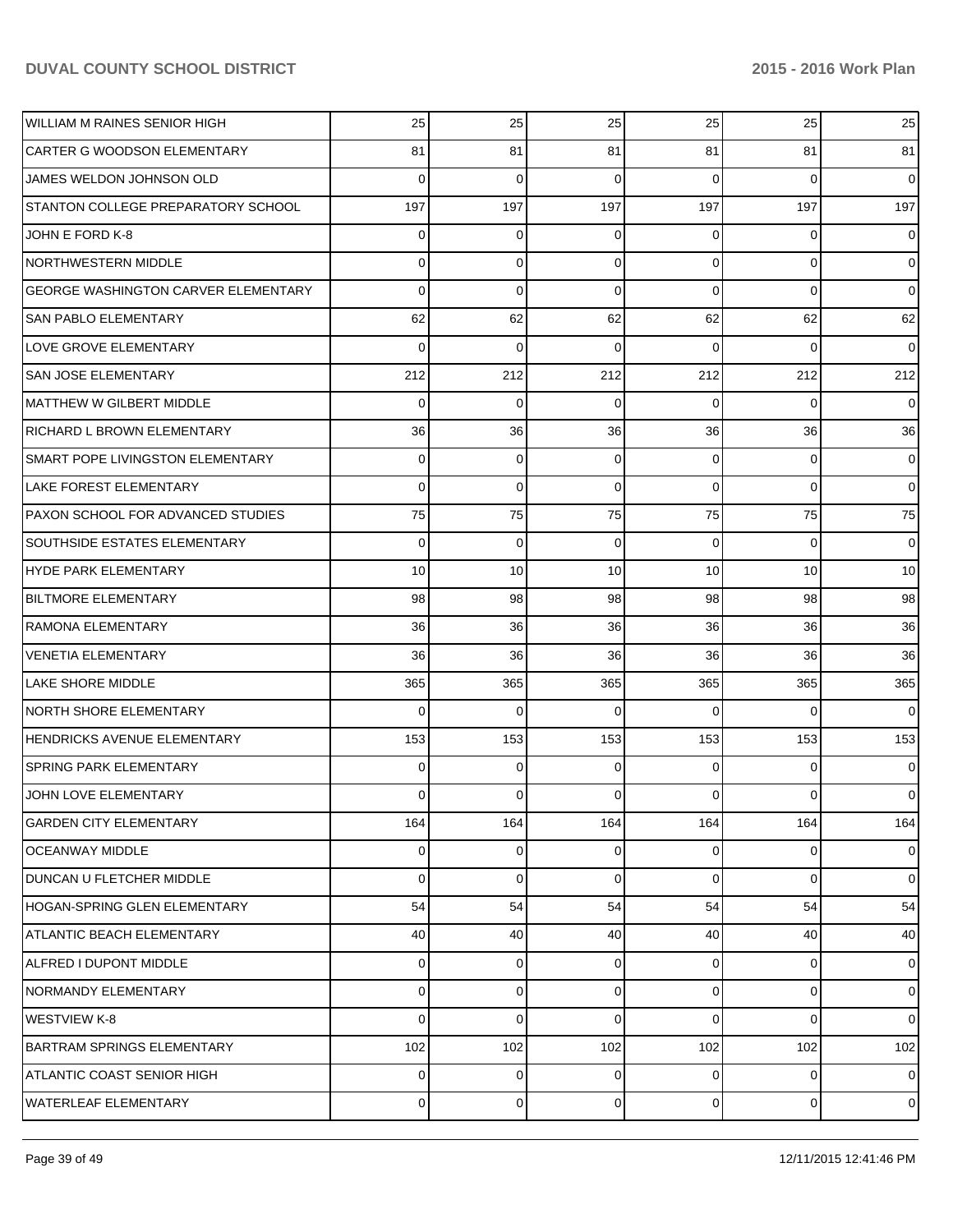| | | | | | | |
|---|---|---|---|---|---|---|
| WILLIAM M RAINES SENIOR HIGH | 25 | 25 | 25 | 25 | 25 | 25 |
| CARTER G WOODSON ELEMENTARY | 81 | 81 | 81 | 81 | 81 | 81 |
| JAMES WELDON JOHNSON OLD | 0 | 0 | 0 | 0 | 0 | 0 |
| STANTON COLLEGE PREPARATORY SCHOOL | 197 | 197 | 197 | 197 | 197 | 197 |
| JOHN E FORD K-8 | 0 | 0 | 0 | 0 | 0 | 0 |
| NORTHWESTERN MIDDLE | 0 | 0 | 0 | 0 | 0 | 0 |
| GEORGE WASHINGTON CARVER ELEMENTARY | 0 | 0 | 0 | 0 | 0 | 0 |
| SAN PABLO ELEMENTARY | 62 | 62 | 62 | 62 | 62 | 62 |
| LOVE GROVE ELEMENTARY | 0 | 0 | 0 | 0 | 0 | 0 |
| SAN JOSE ELEMENTARY | 212 | 212 | 212 | 212 | 212 | 212 |
| MATTHEW W GILBERT MIDDLE | 0 | 0 | 0 | 0 | 0 | 0 |
| RICHARD L BROWN ELEMENTARY | 36 | 36 | 36 | 36 | 36 | 36 |
| SMART POPE LIVINGSTON ELEMENTARY | 0 | 0 | 0 | 0 | 0 | 0 |
| LAKE FOREST ELEMENTARY | 0 | 0 | 0 | 0 | 0 | 0 |
| PAXON SCHOOL FOR ADVANCED STUDIES | 75 | 75 | 75 | 75 | 75 | 75 |
| SOUTHSIDE ESTATES ELEMENTARY | 0 | 0 | 0 | 0 | 0 | 0 |
| HYDE PARK ELEMENTARY | 10 | 10 | 10 | 10 | 10 | 10 |
| BILTMORE ELEMENTARY | 98 | 98 | 98 | 98 | 98 | 98 |
| RAMONA ELEMENTARY | 36 | 36 | 36 | 36 | 36 | 36 |
| VENETIA ELEMENTARY | 36 | 36 | 36 | 36 | 36 | 36 |
| LAKE SHORE MIDDLE | 365 | 365 | 365 | 365 | 365 | 365 |
| NORTH SHORE ELEMENTARY | 0 | 0 | 0 | 0 | 0 | 0 |
| HENDRICKS AVENUE ELEMENTARY | 153 | 153 | 153 | 153 | 153 | 153 |
| SPRING PARK ELEMENTARY | 0 | 0 | 0 | 0 | 0 | 0 |
| JOHN LOVE ELEMENTARY | 0 | 0 | 0 | 0 | 0 | 0 |
| GARDEN CITY ELEMENTARY | 164 | 164 | 164 | 164 | 164 | 164 |
| OCEANWAY MIDDLE | 0 | 0 | 0 | 0 | 0 | 0 |
| DUNCAN U FLETCHER MIDDLE | 0 | 0 | 0 | 0 | 0 | 0 |
| HOGAN-SPRING GLEN ELEMENTARY | 54 | 54 | 54 | 54 | 54 | 54 |
| ATLANTIC BEACH ELEMENTARY | 40 | 40 | 40 | 40 | 40 | 40 |
| ALFRED I DUPONT MIDDLE | 0 | 0 | 0 | 0 | 0 | 0 |
| NORMANDY ELEMENTARY | 0 | 0 | 0 | 0 | 0 | 0 |
| WESTVIEW K-8 | 0 | 0 | 0 | 0 | 0 | 0 |
| BARTRAM SPRINGS ELEMENTARY | 102 | 102 | 102 | 102 | 102 | 102 |
| ATLANTIC COAST SENIOR HIGH | 0 | 0 | 0 | 0 | 0 | 0 |
| WATERLEAF ELEMENTARY | 0 | 0 | 0 | 0 | 0 | 0 |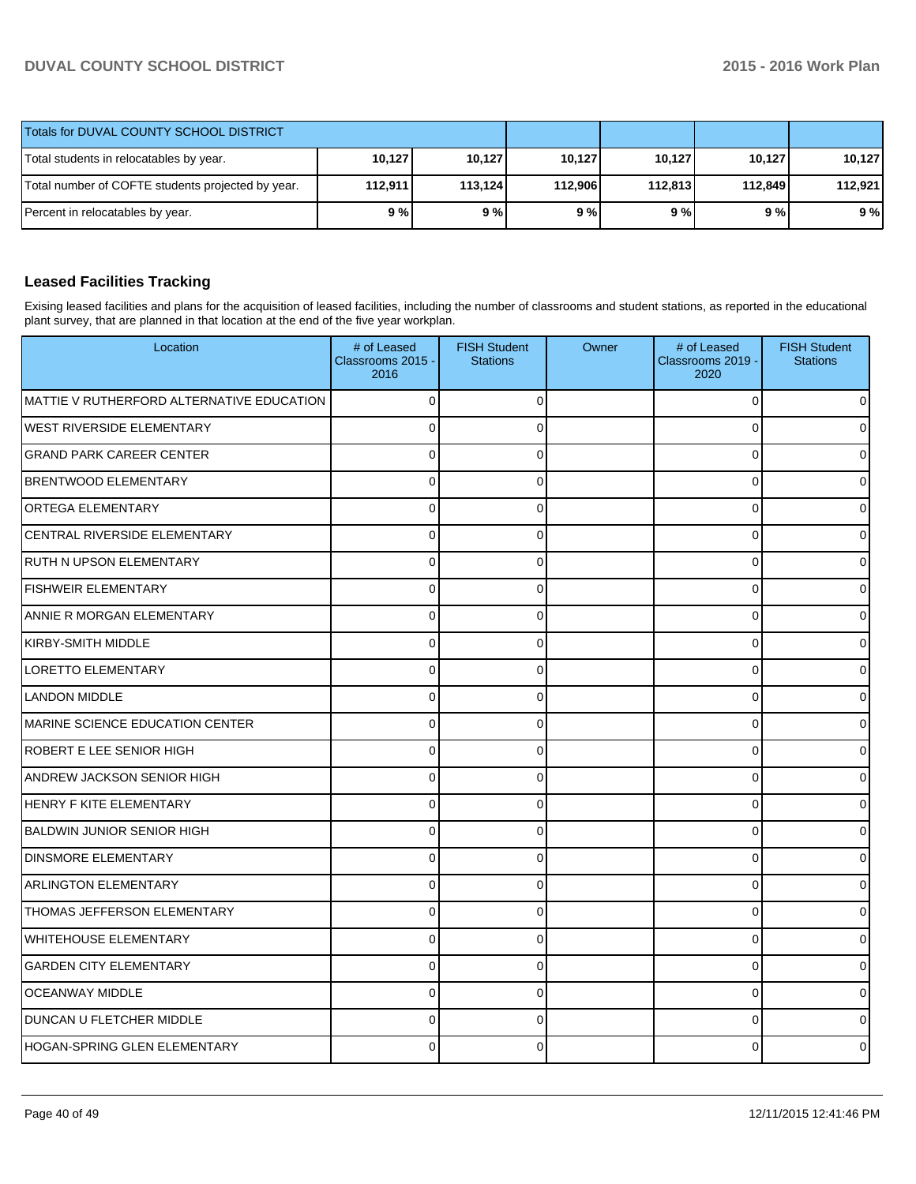| Totals for DUVAL COUNTY SCHOOL DISTRICT | | | | | | |
|---|---|---|---|---|---|---|
| Total students in relocatables by year. | 10,127 | 10,127 | 10,127 | 10,127 | 10,127 | 10,127 |
| Total number of COFTE students projected by year. | 112,911 | 113,124 | 112,906 | 112,813 | 112,849 | 112,921 |
| Percent in relocatables by year. | 9 % | 9 % | 9 % | 9 % | 9 % | 9 % |

### Leased Facilities Tracking

Exising leased facilities and plans for the acquisition of leased facilities, including the number of classrooms and student stations, as reported in the educational plant survey, that are planned in that location at the end of the five year workplan.

| Location | # of Leased Classrooms 2015 - 2016 | FISH Student Stations | Owner | # of Leased Classrooms 2019 - 2020 | FISH Student Stations |
|---|---|---|---|---|---|
| MATTIE V RUTHERFORD ALTERNATIVE EDUCATION | 0 | 0 | | 0 | 0 |
| WEST RIVERSIDE ELEMENTARY | 0 | 0 | | 0 | 0 |
| GRAND PARK CAREER CENTER | 0 | 0 | | 0 | 0 |
| BRENTWOOD ELEMENTARY | 0 | 0 | | 0 | 0 |
| ORTEGA ELEMENTARY | 0 | 0 | | 0 | 0 |
| CENTRAL RIVERSIDE ELEMENTARY | 0 | 0 | | 0 | 0 |
| RUTH N UPSON ELEMENTARY | 0 | 0 | | 0 | 0 |
| FISHWEIR ELEMENTARY | 0 | 0 | | 0 | 0 |
| ANNIE R MORGAN ELEMENTARY | 0 | 0 | | 0 | 0 |
| KIRBY-SMITH MIDDLE | 0 | 0 | | 0 | 0 |
| LORETTO ELEMENTARY | 0 | 0 | | 0 | 0 |
| LANDON MIDDLE | 0 | 0 | | 0 | 0 |
| MARINE SCIENCE EDUCATION CENTER | 0 | 0 | | 0 | 0 |
| ROBERT E LEE SENIOR HIGH | 0 | 0 | | 0 | 0 |
| ANDREW JACKSON SENIOR HIGH | 0 | 0 | | 0 | 0 |
| HENRY F KITE ELEMENTARY | 0 | 0 | | 0 | 0 |
| BALDWIN JUNIOR SENIOR HIGH | 0 | 0 | | 0 | 0 |
| DINSMORE ELEMENTARY | 0 | 0 | | 0 | 0 |
| ARLINGTON ELEMENTARY | 0 | 0 | | 0 | 0 |
| THOMAS JEFFERSON ELEMENTARY | 0 | 0 | | 0 | 0 |
| WHITEHOUSE ELEMENTARY | 0 | 0 | | 0 | 0 |
| GARDEN CITY ELEMENTARY | 0 | 0 | | 0 | 0 |
| OCEANWAY MIDDLE | 0 | 0 | | 0 | 0 |
| DUNCAN U FLETCHER MIDDLE | 0 | 0 | | 0 | 0 |
| HOGAN-SPRING GLEN ELEMENTARY | 0 | 0 | | 0 | 0 |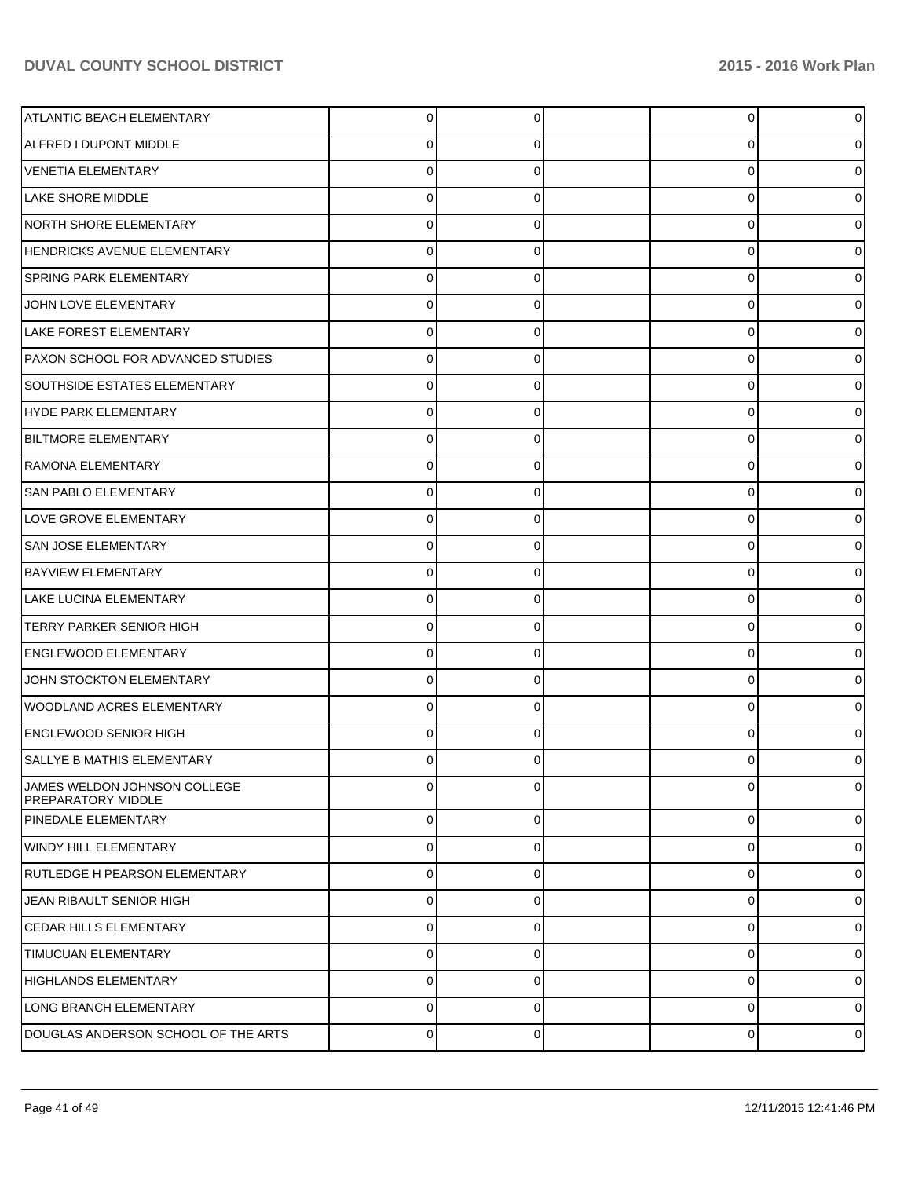| | | | | | |
|---|---|---|---|---|---|
| ATLANTIC BEACH ELEMENTARY | 0 | 0 | | 0 | 0 |
| ALFRED I DUPONT MIDDLE | 0 | 0 | | 0 | 0 |
| VENETIA ELEMENTARY | 0 | 0 | | 0 | 0 |
| LAKE SHORE MIDDLE | 0 | 0 | | 0 | 0 |
| NORTH SHORE ELEMENTARY | 0 | 0 | | 0 | 0 |
| HENDRICKS AVENUE ELEMENTARY | 0 | 0 | | 0 | 0 |
| SPRING PARK ELEMENTARY | 0 | 0 | | 0 | 0 |
| JOHN LOVE ELEMENTARY | 0 | 0 | | 0 | 0 |
| LAKE FOREST ELEMENTARY | 0 | 0 | | 0 | 0 |
| PAXON SCHOOL FOR ADVANCED STUDIES | 0 | 0 | | 0 | 0 |
| SOUTHSIDE ESTATES ELEMENTARY | 0 | 0 | | 0 | 0 |
| HYDE PARK ELEMENTARY | 0 | 0 | | 0 | 0 |
| BILTMORE ELEMENTARY | 0 | 0 | | 0 | 0 |
| RAMONA ELEMENTARY | 0 | 0 | | 0 | 0 |
| SAN PABLO ELEMENTARY | 0 | 0 | | 0 | 0 |
| LOVE GROVE ELEMENTARY | 0 | 0 | | 0 | 0 |
| SAN JOSE ELEMENTARY | 0 | 0 | | 0 | 0 |
| BAYVIEW ELEMENTARY | 0 | 0 | | 0 | 0 |
| LAKE LUCINA ELEMENTARY | 0 | 0 | | 0 | 0 |
| TERRY PARKER SENIOR HIGH | 0 | 0 | | 0 | 0 |
| ENGLEWOOD ELEMENTARY | 0 | 0 | | 0 | 0 |
| JOHN STOCKTON ELEMENTARY | 0 | 0 | | 0 | 0 |
| WOODLAND ACRES ELEMENTARY | 0 | 0 | | 0 | 0 |
| ENGLEWOOD SENIOR HIGH | 0 | 0 | | 0 | 0 |
| SALLYE B MATHIS ELEMENTARY | 0 | 0 | | 0 | 0 |
| JAMES WELDON JOHNSON COLLEGE PREPARATORY MIDDLE | 0 | 0 | | 0 | 0 |
| PINEDALE ELEMENTARY | 0 | 0 | | 0 | 0 |
| WINDY HILL ELEMENTARY | 0 | 0 | | 0 | 0 |
| RUTLEDGE H PEARSON ELEMENTARY | 0 | 0 | | 0 | 0 |
| JEAN RIBAULT SENIOR HIGH | 0 | 0 | | 0 | 0 |
| CEDAR HILLS ELEMENTARY | 0 | 0 | | 0 | 0 |
| TIMUCUAN ELEMENTARY | 0 | 0 | | 0 | 0 |
| HIGHLANDS ELEMENTARY | 0 | 0 | | 0 | 0 |
| LONG BRANCH ELEMENTARY | 0 | 0 | | 0 | 0 |
| DOUGLAS ANDERSON SCHOOL OF THE ARTS | 0 | 0 | | 0 | 0 |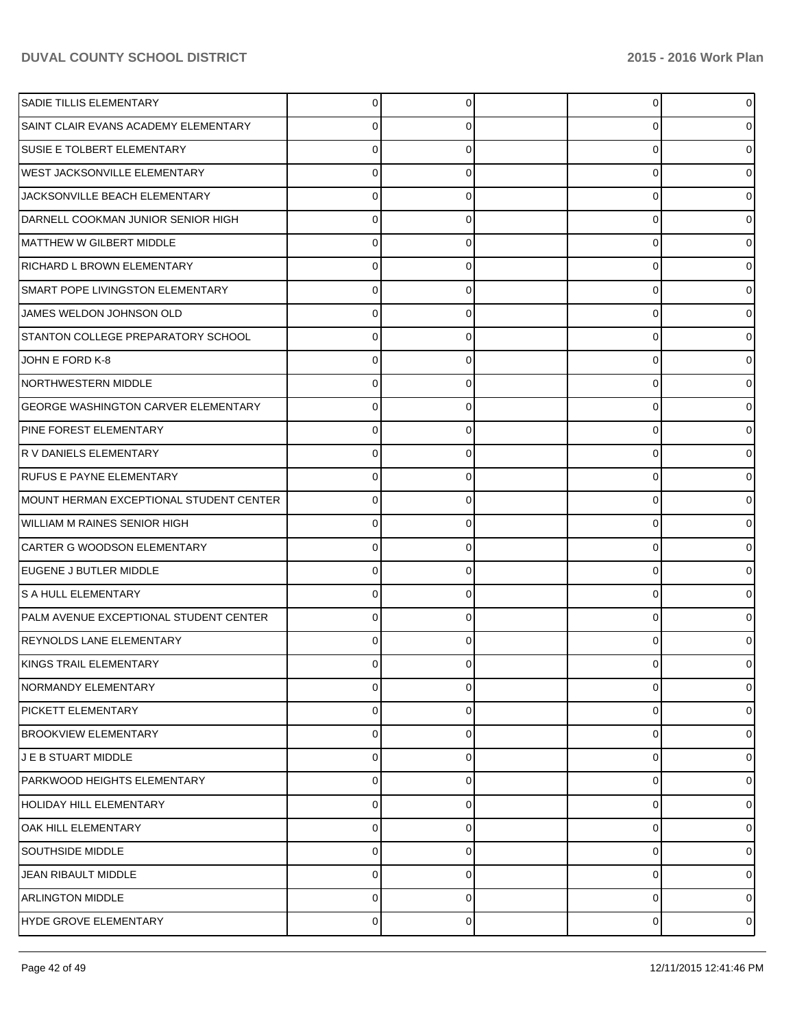| | | | | | |
|---|---|---|---|---|---|
| SADIE TILLIS ELEMENTARY | 0 | 0 | | 0 | 0 |
| SAINT CLAIR EVANS ACADEMY ELEMENTARY | 0 | 0 | | 0 | 0 |
| SUSIE E TOLBERT ELEMENTARY | 0 | 0 | | 0 | 0 |
| WEST JACKSONVILLE ELEMENTARY | 0 | 0 | | 0 | 0 |
| JACKSONVILLE BEACH ELEMENTARY | 0 | 0 | | 0 | 0 |
| DARNELL COOKMAN JUNIOR SENIOR HIGH | 0 | 0 | | 0 | 0 |
| MATTHEW W GILBERT MIDDLE | 0 | 0 | | 0 | 0 |
| RICHARD L BROWN ELEMENTARY | 0 | 0 | | 0 | 0 |
| SMART POPE LIVINGSTON ELEMENTARY | 0 | 0 | | 0 | 0 |
| JAMES WELDON JOHNSON OLD | 0 | 0 | | 0 | 0 |
| STANTON COLLEGE PREPARATORY SCHOOL | 0 | 0 | | 0 | 0 |
| JOHN E FORD K-8 | 0 | 0 | | 0 | 0 |
| NORTHWESTERN MIDDLE | 0 | 0 | | 0 | 0 |
| GEORGE WASHINGTON CARVER ELEMENTARY | 0 | 0 | | 0 | 0 |
| PINE FOREST ELEMENTARY | 0 | 0 | | 0 | 0 |
| R V DANIELS ELEMENTARY | 0 | 0 | | 0 | 0 |
| RUFUS E PAYNE ELEMENTARY | 0 | 0 | | 0 | 0 |
| MOUNT HERMAN EXCEPTIONAL STUDENT CENTER | 0 | 0 | | 0 | 0 |
| WILLIAM M RAINES SENIOR HIGH | 0 | 0 | | 0 | 0 |
| CARTER G WOODSON ELEMENTARY | 0 | 0 | | 0 | 0 |
| EUGENE J BUTLER MIDDLE | 0 | 0 | | 0 | 0 |
| S A HULL ELEMENTARY | 0 | 0 | | 0 | 0 |
| PALM AVENUE EXCEPTIONAL STUDENT CENTER | 0 | 0 | | 0 | 0 |
| REYNOLDS LANE ELEMENTARY | 0 | 0 | | 0 | 0 |
| KINGS TRAIL ELEMENTARY | 0 | 0 | | 0 | 0 |
| NORMANDY ELEMENTARY | 0 | 0 | | 0 | 0 |
| PICKETT ELEMENTARY | 0 | 0 | | 0 | 0 |
| BROOKVIEW ELEMENTARY | 0 | 0 | | 0 | 0 |
| J E B STUART MIDDLE | 0 | 0 | | 0 | 0 |
| PARKWOOD HEIGHTS ELEMENTARY | 0 | 0 | | 0 | 0 |
| HOLIDAY HILL ELEMENTARY | 0 | 0 | | 0 | 0 |
| OAK HILL ELEMENTARY | 0 | 0 | | 0 | 0 |
| SOUTHSIDE MIDDLE | 0 | 0 | | 0 | 0 |
| JEAN RIBAULT MIDDLE | 0 | 0 | | 0 | 0 |
| ARLINGTON MIDDLE | 0 | 0 | | 0 | 0 |
| HYDE GROVE ELEMENTARY | 0 | 0 | | 0 | 0 |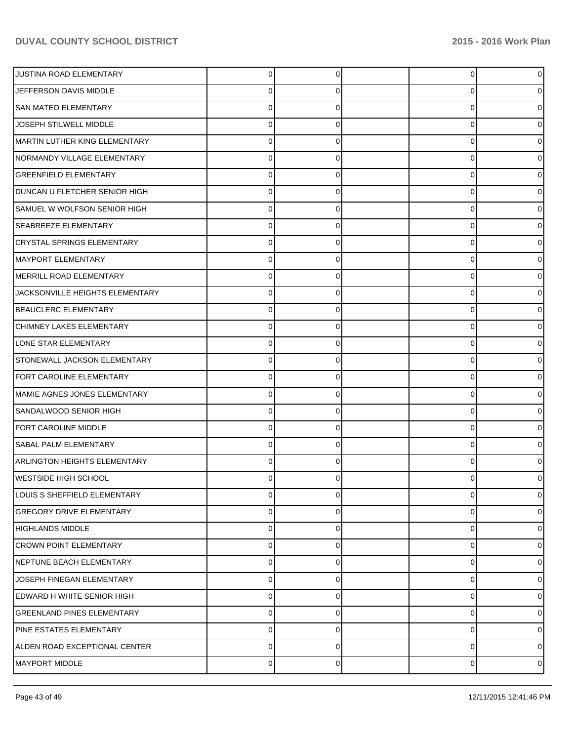| | | | | | |
|---|---|---|---|---|---|
| JUSTINA ROAD ELEMENTARY | 0 | 0 | | 0 | 0 |
| JEFFERSON DAVIS MIDDLE | 0 | 0 | | 0 | 0 |
| SAN MATEO ELEMENTARY | 0 | 0 | | 0 | 0 |
| JOSEPH STILWELL MIDDLE | 0 | 0 | | 0 | 0 |
| MARTIN LUTHER KING ELEMENTARY | 0 | 0 | | 0 | 0 |
| NORMANDY VILLAGE ELEMENTARY | 0 | 0 | | 0 | 0 |
| GREENFIELD ELEMENTARY | 0 | 0 | | 0 | 0 |
| DUNCAN U FLETCHER SENIOR HIGH | 0 | 0 | | 0 | 0 |
| SAMUEL W WOLFSON SENIOR HIGH | 0 | 0 | | 0 | 0 |
| SEABREEZE ELEMENTARY | 0 | 0 | | 0 | 0 |
| CRYSTAL SPRINGS ELEMENTARY | 0 | 0 | | 0 | 0 |
| MAYPORT ELEMENTARY | 0 | 0 | | 0 | 0 |
| MERRILL ROAD ELEMENTARY | 0 | 0 | | 0 | 0 |
| JACKSONVILLE HEIGHTS ELEMENTARY | 0 | 0 | | 0 | 0 |
| BEAUCLERC ELEMENTARY | 0 | 0 | | 0 | 0 |
| CHIMNEY LAKES ELEMENTARY | 0 | 0 | | 0 | 0 |
| LONE STAR ELEMENTARY | 0 | 0 | | 0 | 0 |
| STONEWALL JACKSON ELEMENTARY | 0 | 0 | | 0 | 0 |
| FORT CAROLINE ELEMENTARY | 0 | 0 | | 0 | 0 |
| MAMIE AGNES JONES ELEMENTARY | 0 | 0 | | 0 | 0 |
| SANDALWOOD SENIOR HIGH | 0 | 0 | | 0 | 0 |
| FORT CAROLINE MIDDLE | 0 | 0 | | 0 | 0 |
| SABAL PALM ELEMENTARY | 0 | 0 | | 0 | 0 |
| ARLINGTON HEIGHTS ELEMENTARY | 0 | 0 | | 0 | 0 |
| WESTSIDE HIGH SCHOOL | 0 | 0 | | 0 | 0 |
| LOUIS S SHEFFIELD ELEMENTARY | 0 | 0 | | 0 | 0 |
| GREGORY DRIVE ELEMENTARY | 0 | 0 | | 0 | 0 |
| HIGHLANDS MIDDLE | 0 | 0 | | 0 | 0 |
| CROWN POINT ELEMENTARY | 0 | 0 | | 0 | 0 |
| NEPTUNE BEACH ELEMENTARY | 0 | 0 | | 0 | 0 |
| JOSEPH FINEGAN ELEMENTARY | 0 | 0 | | 0 | 0 |
| EDWARD H WHITE SENIOR HIGH | 0 | 0 | | 0 | 0 |
| GREENLAND PINES ELEMENTARY | 0 | 0 | | 0 | 0 |
| PINE ESTATES ELEMENTARY | 0 | 0 | | 0 | 0 |
| ALDEN ROAD EXCEPTIONAL CENTER | 0 | 0 | | 0 | 0 |
| MAYPORT MIDDLE | 0 | 0 | | 0 | 0 |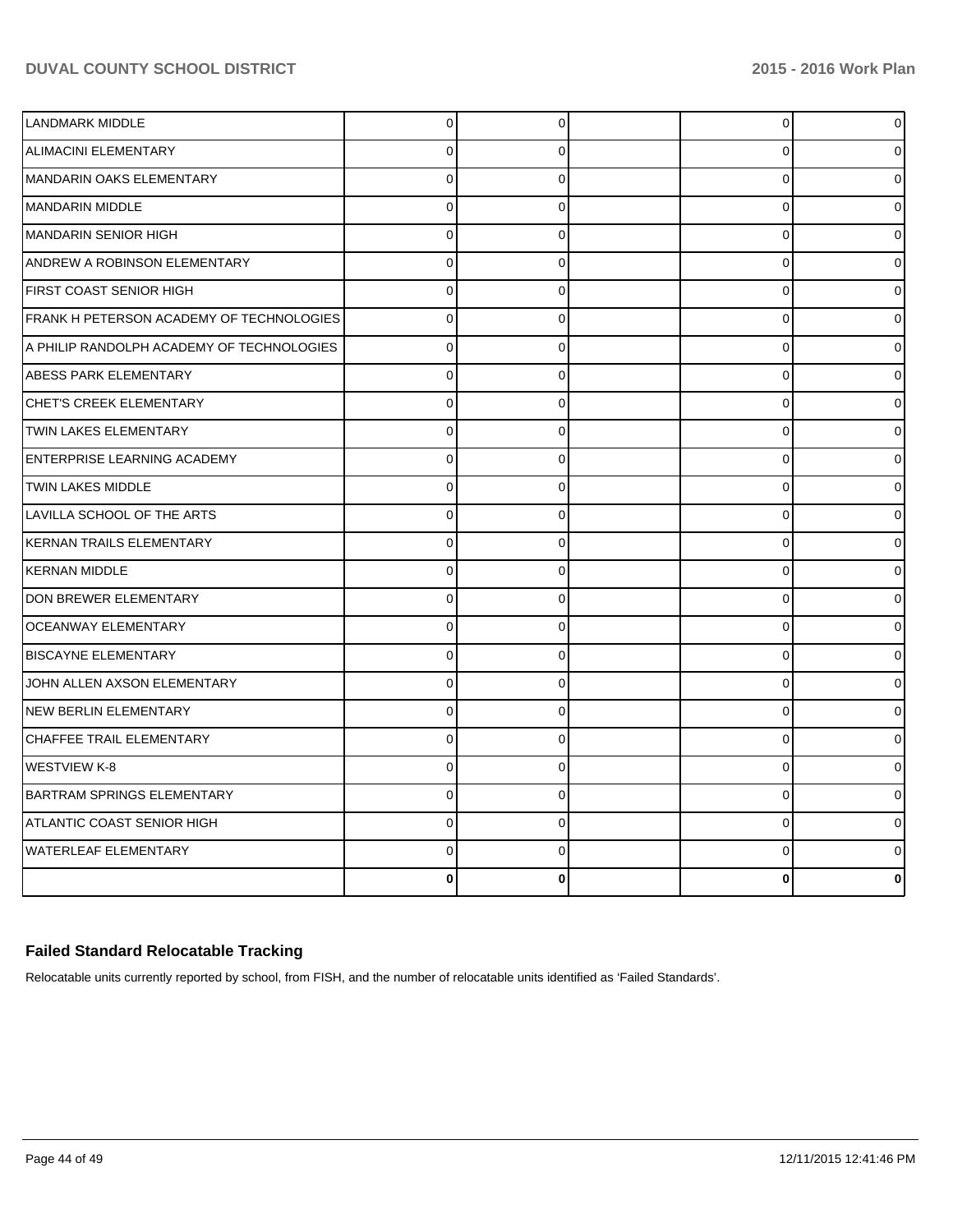| | | | | | |
|---|---|---|---|---|---|
| LANDMARK MIDDLE | 0 | 0 | | 0 | 0 |
| ALIMACINI ELEMENTARY | 0 | 0 | | 0 | 0 |
| MANDARIN OAKS ELEMENTARY | 0 | 0 | | 0 | 0 |
| MANDARIN MIDDLE | 0 | 0 | | 0 | 0 |
| MANDARIN SENIOR HIGH | 0 | 0 | | 0 | 0 |
| ANDREW A ROBINSON ELEMENTARY | 0 | 0 | | 0 | 0 |
| FIRST COAST SENIOR HIGH | 0 | 0 | | 0 | 0 |
| FRANK H PETERSON ACADEMY OF TECHNOLOGIES | 0 | 0 | | 0 | 0 |
| A PHILIP RANDOLPH ACADEMY OF TECHNOLOGIES | 0 | 0 | | 0 | 0 |
| ABESS PARK ELEMENTARY | 0 | 0 | | 0 | 0 |
| CHET'S CREEK ELEMENTARY | 0 | 0 | | 0 | 0 |
| TWIN LAKES ELEMENTARY | 0 | 0 | | 0 | 0 |
| ENTERPRISE LEARNING ACADEMY | 0 | 0 | | 0 | 0 |
| TWIN LAKES MIDDLE | 0 | 0 | | 0 | 0 |
| LAVILLA SCHOOL OF THE ARTS | 0 | 0 | | 0 | 0 |
| KERNAN TRAILS ELEMENTARY | 0 | 0 | | 0 | 0 |
| KERNAN MIDDLE | 0 | 0 | | 0 | 0 |
| DON BREWER ELEMENTARY | 0 | 0 | | 0 | 0 |
| OCEANWAY ELEMENTARY | 0 | 0 | | 0 | 0 |
| BISCAYNE ELEMENTARY | 0 | 0 | | 0 | 0 |
| JOHN ALLEN AXSON ELEMENTARY | 0 | 0 | | 0 | 0 |
| NEW BERLIN ELEMENTARY | 0 | 0 | | 0 | 0 |
| CHAFFEE TRAIL ELEMENTARY | 0 | 0 | | 0 | 0 |
| WESTVIEW K-8 | 0 | 0 | | 0 | 0 |
| BARTRAM SPRINGS ELEMENTARY | 0 | 0 | | 0 | 0 |
| ATLANTIC COAST SENIOR HIGH | 0 | 0 | | 0 | 0 |
| WATERLEAF ELEMENTARY | 0 | 0 | | 0 | 0 |
| | **0** | **0** | | **0** | **0** |

### Failed Standard Relocatable Tracking

Relocatable units currently reported by school, from FISH, and the number of relocatable units identified as 'Failed Standards'.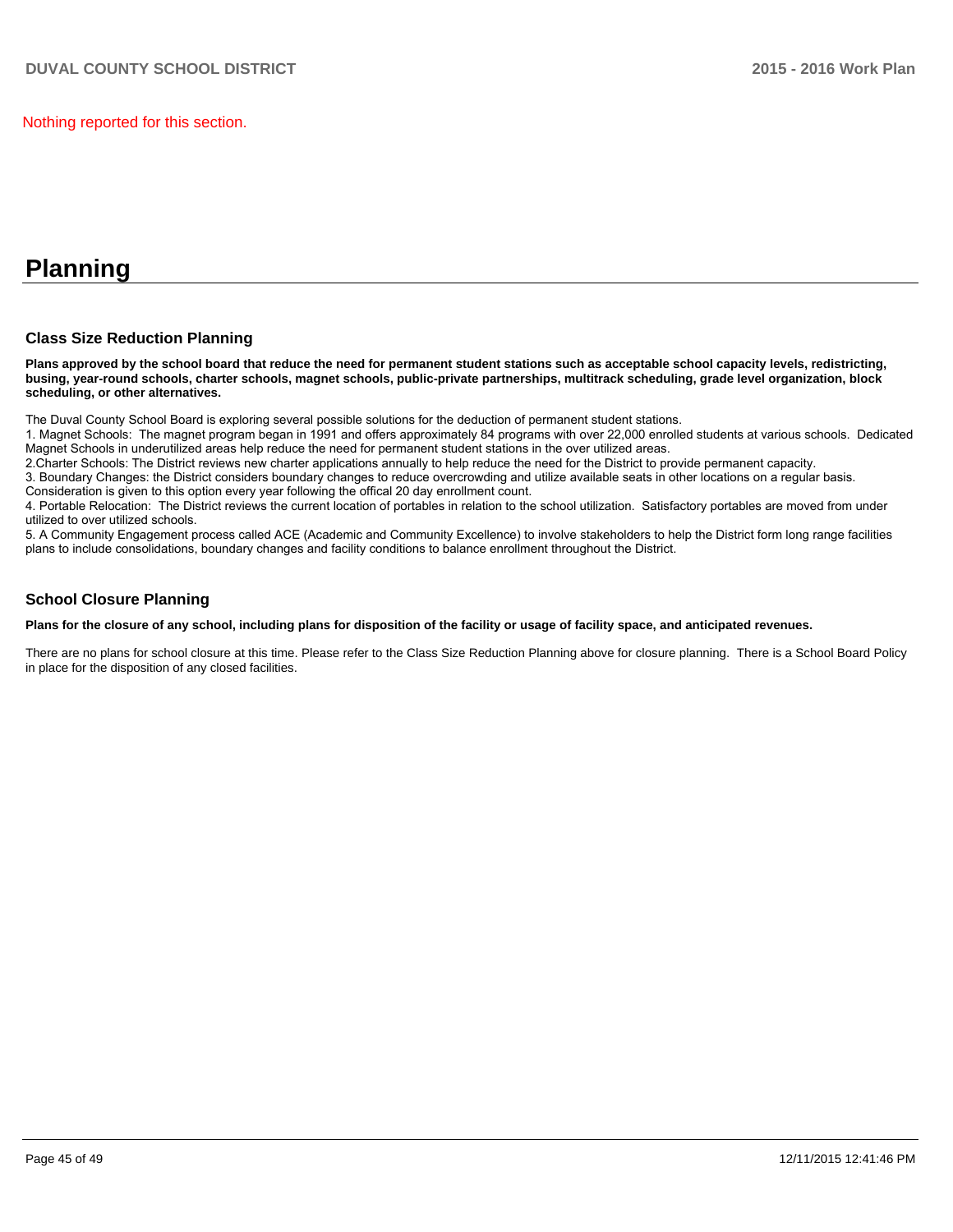Nothing reported for this section.

# Planning

## Class Size Reduction Planning

**Plans approved by the school board that reduce the need for permanent student stations such as acceptable school capacity levels, redistricting, busing, year-round schools, charter schools, magnet schools, public-private partnerships, multitrack scheduling, grade level organization, block scheduling, or other alternatives.**

The Duval County School Board is exploring several possible solutions for the deduction of permanent student stations.

1. Magnet Schools: The magnet program began in 1991 and offers approximately 84 programs with over 22,000 enrolled students at various schools. Dedicated Magnet Schools in underutilized areas help reduce the need for permanent student stations in the over utilized areas.
2. Charter Schools: The District reviews new charter applications annually to help reduce the need for the District to provide permanent capacity.
3. Boundary Changes: the District considers boundary changes to reduce overcrowding and utilize available seats in other locations on a regular basis. Consideration is given to this option every year following the offical 20 day enrollment count.
4. Portable Relocation: The District reviews the current location of portables in relation to the school utilization. Satisfactory portables are moved from under utilized to over utilized schools.
5. A Community Engagement process called ACE (Academic and Community Excellence) to involve stakeholders to help the District form long range facilities plans to include consolidations, boundary changes and facility conditions to balance enrollment throughout the District.

## School Closure Planning

**Plans for the closure of any school, including plans for disposition of the facility or usage of facility space, and anticipated revenues.**

There are no plans for school closure at this time. Please refer to the Class Size Reduction Planning above for closure planning. There is a School Board Policy in place for the disposition of any closed facilities.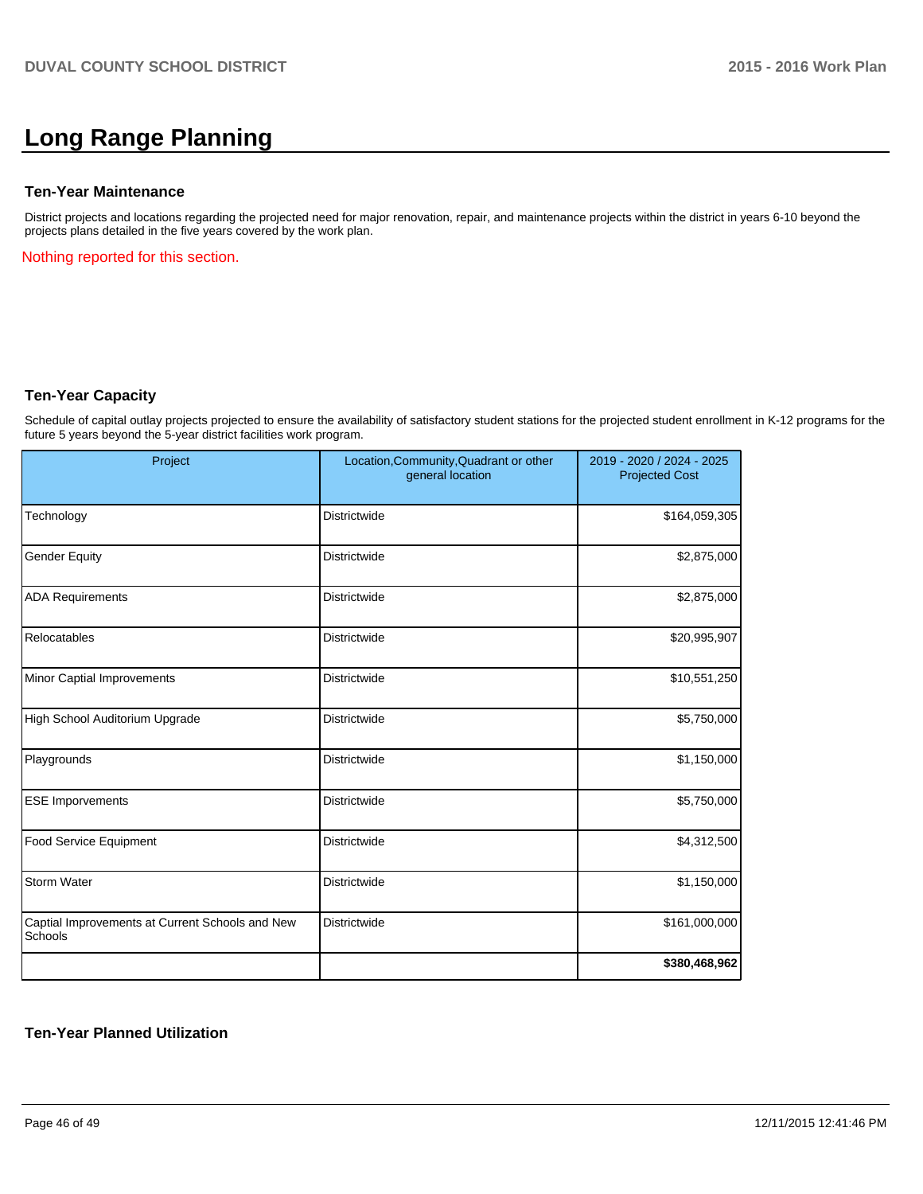# Long Range Planning

### Ten-Year Maintenance

District projects and locations regarding the projected need for major renovation, repair, and maintenance projects within the district in years 6-10 beyond the projects plans detailed in the five years covered by the work plan.

Nothing reported for this section.

### Ten-Year Capacity

Schedule of capital outlay projects projected to ensure the availability of satisfactory student stations for the projected student enrollment in K-12 programs for the future 5 years beyond the 5-year district facilities work program.

| Project | Location,Community,Quadrant or other general location | 2019 - 2020 / 2024 - 2025 Projected Cost |
|---|---|---|
| Technology | Districtwide | $164,059,305 |
| Gender Equity | Districtwide | $2,875,000 |
| ADA Requirements | Districtwide | $2,875,000 |
| Relocatables | Districtwide | $20,995,907 |
| Minor Captial Improvements | Districtwide | $10,551,250 |
| High School Auditorium Upgrade | Districtwide | $5,750,000 |
| Playgrounds | Districtwide | $1,150,000 |
| ESE Imporvements | Districtwide | $5,750,000 |
| Food Service Equipment | Districtwide | $4,312,500 |
| Storm Water | Districtwide | $1,150,000 |
| Captial Improvements at Current Schools and New Schools | Districtwide | $161,000,000 |
| | | **$380,468,962** |

### Ten-Year Planned Utilization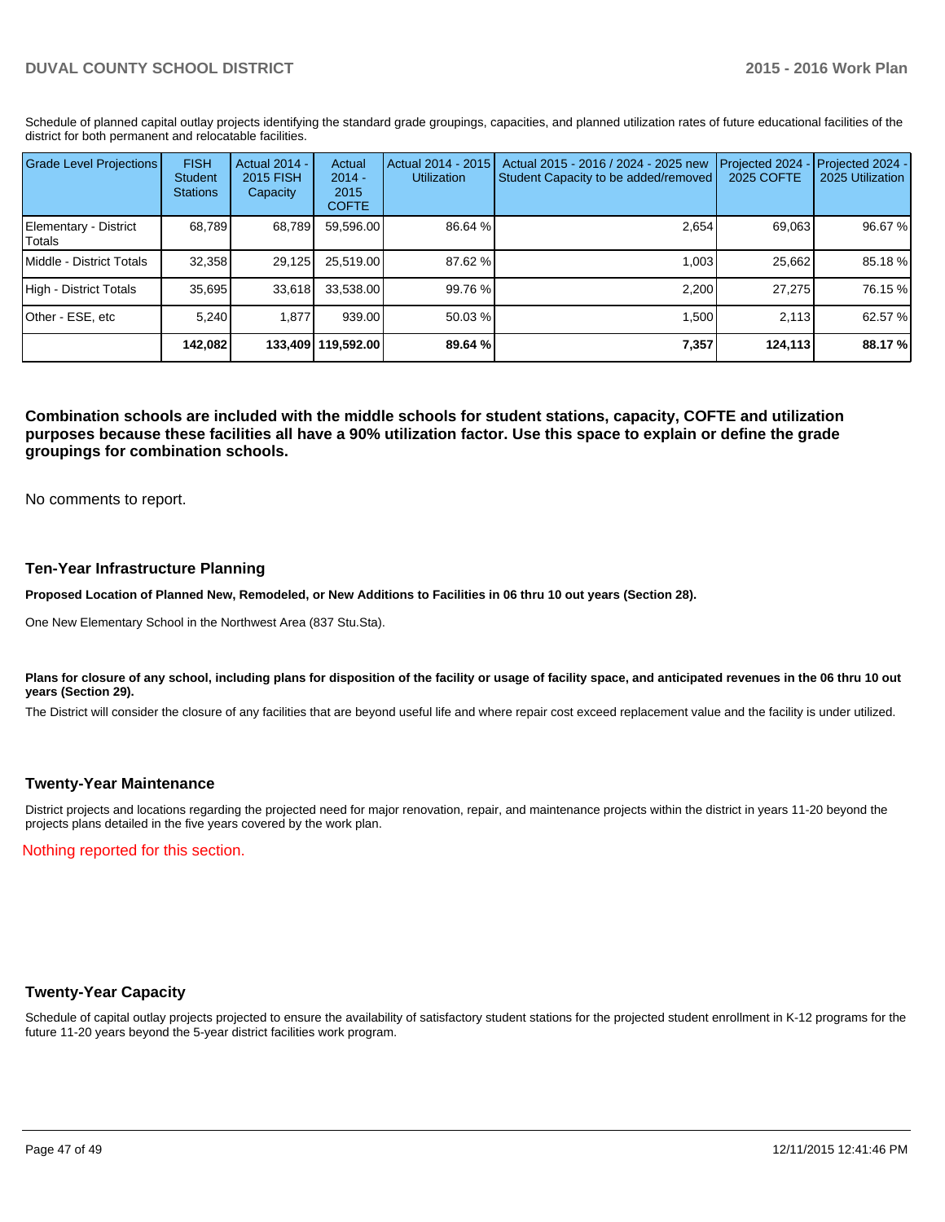Schedule of planned capital outlay projects identifying the standard grade groupings, capacities, and planned utilization rates of future educational facilities of the district for both permanent and relocatable facilities.

| Grade Level Projections | FISH Student Stations | Actual 2014 - 2015 FISH Capacity | Actual 2014 - 2015 COFTE | Actual 2014 - 2015 Utilization | Actual 2015 - 2016 / 2024 - 2025 new Student Capacity to be added/removed | Projected 2024 - 2025 COFTE | Projected 2024 - 2025 Utilization |
|---|---|---|---|---|---|---|---|
| Elementary - District Totals | 68,789 | 68,789 | 59,596.00 | 86.64 % | 2,654 | 69,063 | 96.67 % |
| Middle - District Totals | 32,358 | 29,125 | 25,519.00 | 87.62 % | 1,003 | 25,662 | 85.18 % |
| High - District Totals | 35,695 | 33,618 | 33,538.00 | 99.76 % | 2,200 | 27,275 | 76.15 % |
| Other - ESE, etc | 5,240 | 1,877 | 939.00 | 50.03 % | 1,500 | 2,113 | 62.57 % |
| | **142,082** | **133,409** | **119,592.00** | **89.64 %** | **7,357** | **124,113** | **88.17 %** |

**Combination schools are included with the middle schools for student stations, capacity, COFTE and utilization purposes because these facilities all have a 90% utilization factor. Use this space to explain or define the grade groupings for combination schools.**

No comments to report.

## Ten-Year Infrastructure Planning

**Proposed Location of Planned New, Remodeled, or New Additions to Facilities in 06 thru 10 out years (Section 28).**

One New Elementary School in the Northwest Area (837 Stu.Sta).

**Plans for closure of any school, including plans for disposition of the facility or usage of facility space, and anticipated revenues in the 06 thru 10 out years (Section 29).**

The District will consider the closure of any facilities that are beyond useful life and where repair cost exceed replacement value and the facility is under utilized.

## Twenty-Year Maintenance

District projects and locations regarding the projected need for major renovation, repair, and maintenance projects within the district in years 11-20 beyond the projects plans detailed in the five years covered by the work plan.

Nothing reported for this section.

## Twenty-Year Capacity

Schedule of capital outlay projects projected to ensure the availability of satisfactory student stations for the projected student enrollment in K-12 programs for the future 11-20 years beyond the 5-year district facilities work program.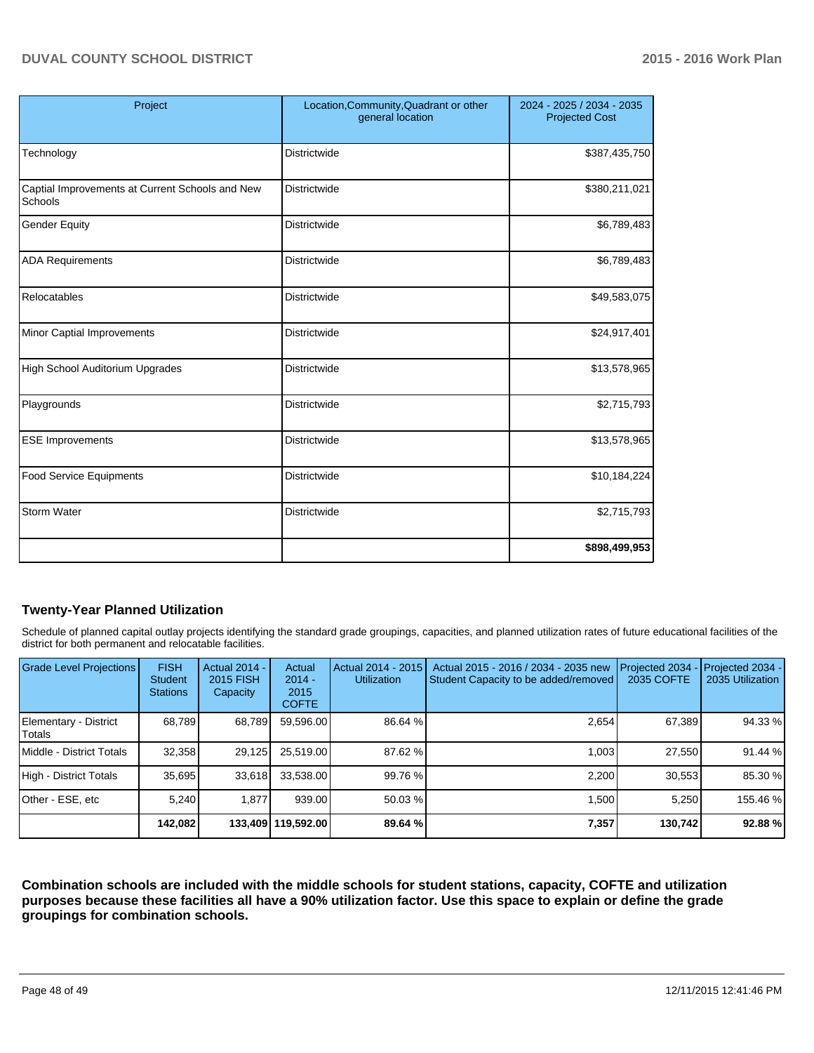| Project | Location,Community,Quadrant or other general location | 2024 - 2025 / 2034 - 2035 Projected Cost |
|---|---|---|
| Technology | Districtwide | $387,435,750 |
| Captial Improvements at Current Schools and New Schools | Districtwide | $380,211,021 |
| Gender Equity | Districtwide | $6,789,483 |
| ADA Requirements | Districtwide | $6,789,483 |
| Relocatables | Districtwide | $49,583,075 |
| Minor Captial Improvements | Districtwide | $24,917,401 |
| High School Auditorium Upgrades | Districtwide | $13,578,965 |
| Playgrounds | Districtwide | $2,715,793 |
| ESE Improvements | Districtwide | $13,578,965 |
| Food Service Equipments | Districtwide | $10,184,224 |
| Storm Water | Districtwide | $2,715,793 |
| | | **$898,499,953** |

### Twenty-Year Planned Utilization

Schedule of planned capital outlay projects identifying the standard grade groupings, capacities, and planned utilization rates of future educational facilities of the district for both permanent and relocatable facilities.

| Grade Level Projections | FISH Student Stations | Actual 2014 - 2015 FISH Capacity | Actual 2014 - 2015 COFTE | Actual 2014 - 2015 Utilization | Actual 2015 - 2016 / 2034 - 2035 new Student Capacity to be added/removed | Projected 2034 - 2035 COFTE | Projected 2034 - 2035 Utilization |
|---|---|---|---|---|---|---|---|
| Elementary - District Totals | 68,789 | 68,789 | 59,596.00 | 86.64 % | 2,654 | 67,389 | 94.33 % |
| Middle - District Totals | 32,358 | 29,125 | 25,519.00 | 87.62 % | 1,003 | 27,550 | 91.44 % |
| High - District Totals | 35,695 | 33,618 | 33,538.00 | 99.76 % | 2,200 | 30,553 | 85.30 % |
| Other - ESE, etc | 5,240 | 1,877 | 939.00 | 50.03 % | 1,500 | 5,250 | 155.46 % |
| | **142,082** | **133,409** | **119,592.00** | **89.64 %** | **7,357** | **130,742** | **92.88 %** |

**Combination schools are included with the middle schools for student stations, capacity, COFTE and utilization purposes because these facilities all have a 90% utilization factor. Use this space to explain or define the grade groupings for combination schools.**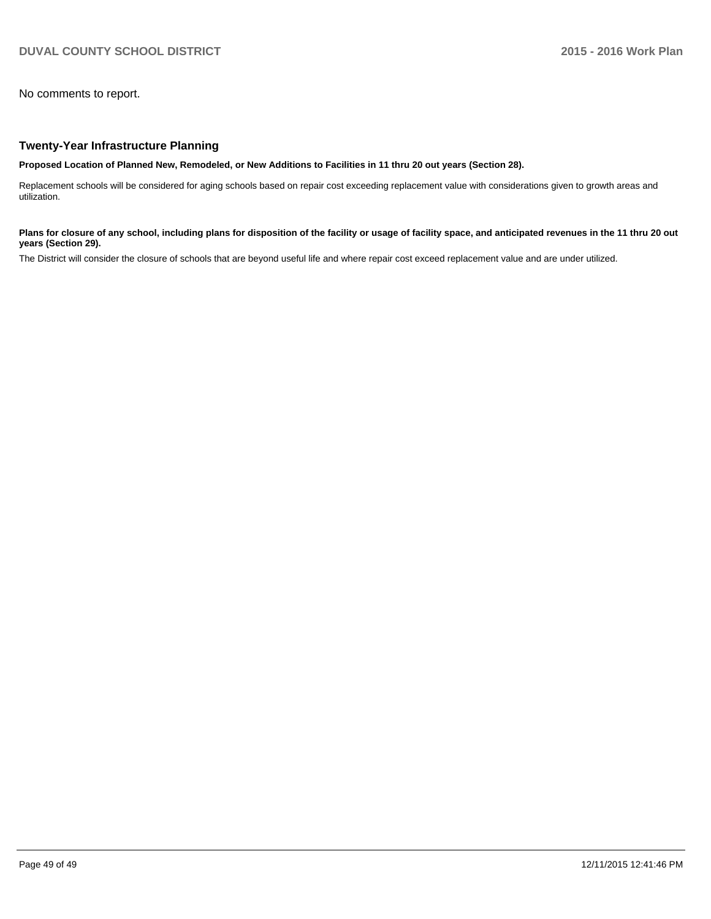No comments to report.

## Twenty-Year Infrastructure Planning

**Proposed Location of Planned New, Remodeled, or New Additions to Facilities in 11 thru 20 out years (Section 28).**

Replacement schools will be considered for aging schools based on repair cost exceeding replacement value with considerations given to growth areas and utilization.

**Plans for closure of any school, including plans for disposition of the facility or usage of facility space, and anticipated revenues in the 11 thru 20 out years (Section 29).**

The District will consider the closure of schools that are beyond useful life and where repair cost exceed replacement value and are under utilized.